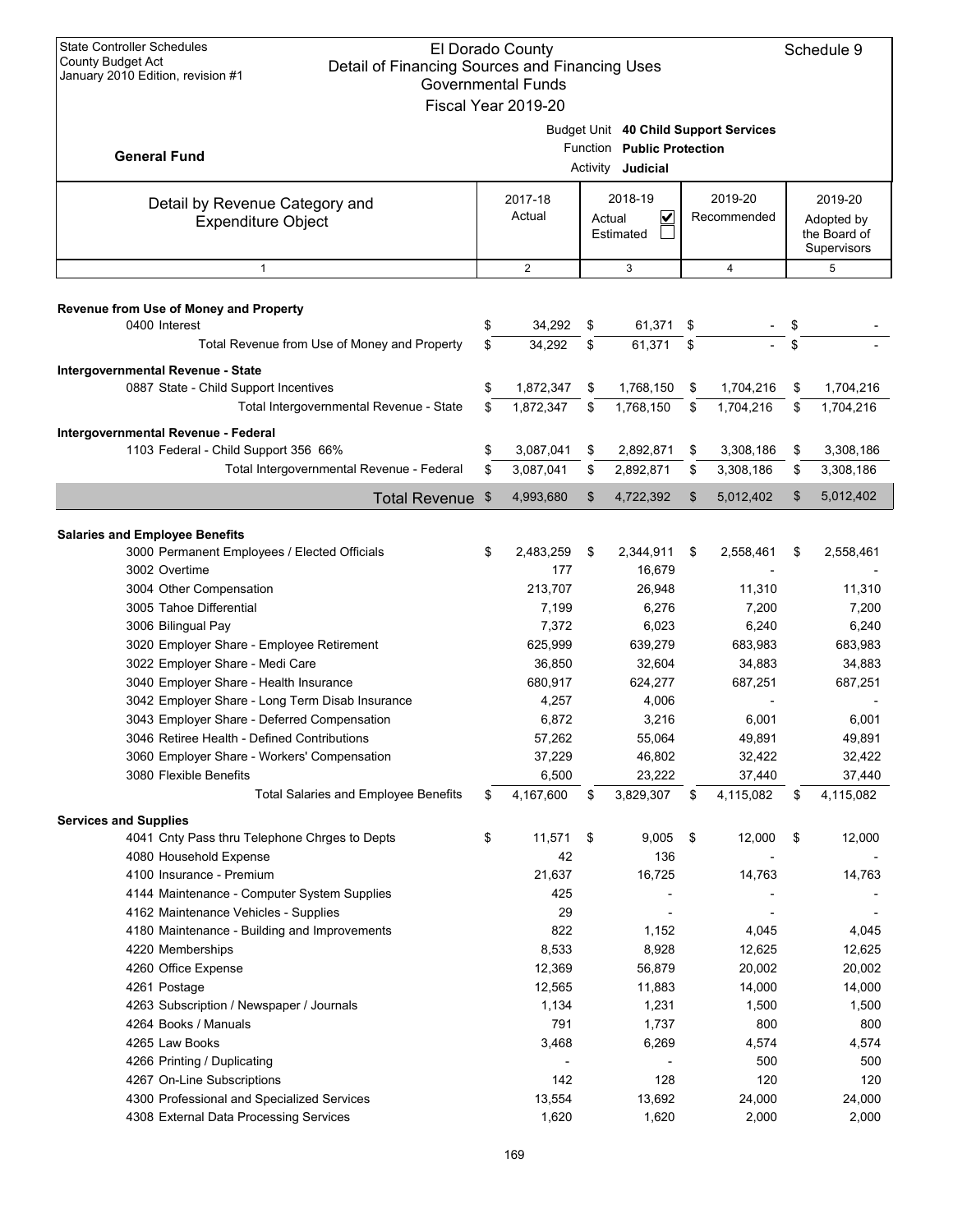State Controller Schedules
County Budget Act
January 2010 Edition, revision #1

# El Dorado County
## Detail of Financing Sources and Financing Uses
### Governmental Funds
### Fiscal Year 2019-20

Schedule 9

**General Fund**

Budget Unit **40 Child Support Services**
Function **Public Protection**
Activity **Judicial**

| Detail by Revenue Category and Expenditure Object | 2017-18 Actual | 2018-19 Actual ☑ Estimated ☐ | 2019-20 Recommended | 2019-20 Adopted by the Board of Supervisors |
|---|---|---|---|---|
| 1 | 2 | 3 | 4 | 5 |
| **Revenue from Use of Money and Property** | | | | |
| 0400 Interest | $ 34,292 | $ 61,371 | $ - | $ - |
| Total Revenue from Use of Money and Property | $ 34,292 | $ 61,371 | $ - | $ - |
| **Intergovernmental Revenue - State** | | | | |
| 0887 State - Child Support Incentives | $ 1,872,347 | $ 1,768,150 | $ 1,704,216 | $ 1,704,216 |
| Total Intergovernmental Revenue - State | $ 1,872,347 | $ 1,768,150 | $ 1,704,216 | $ 1,704,216 |
| **Intergovernmental Revenue - Federal** | | | | |
| 1103 Federal - Child Support 356 66% | $ 3,087,041 | $ 2,892,871 | $ 3,308,186 | $ 3,308,186 |
| Total Intergovernmental Revenue - Federal | $ 3,087,041 | $ 2,892,871 | $ 3,308,186 | $ 3,308,186 |
| **Total Revenue** | $ 4,993,680 | $ 4,722,392 | $ 5,012,402 | $ 5,012,402 |
| **Salaries and Employee Benefits** | | | | |
| 3000 Permanent Employees / Elected Officials | $ 2,483,259 | $ 2,344,911 | $ 2,558,461 | $ 2,558,461 |
| 3002 Overtime | 177 | 16,679 | - | - |
| 3004 Other Compensation | 213,707 | 26,948 | 11,310 | 11,310 |
| 3005 Tahoe Differential | 7,199 | 6,276 | 7,200 | 7,200 |
| 3006 Bilingual Pay | 7,372 | 6,023 | 6,240 | 6,240 |
| 3020 Employer Share - Employee Retirement | 625,999 | 639,279 | 683,983 | 683,983 |
| 3022 Employer Share - Medi Care | 36,850 | 32,604 | 34,883 | 34,883 |
| 3040 Employer Share - Health Insurance | 680,917 | 624,277 | 687,251 | 687,251 |
| 3042 Employer Share - Long Term Disab Insurance | 4,257 | 4,006 | - | - |
| 3043 Employer Share - Deferred Compensation | 6,872 | 3,216 | 6,001 | 6,001 |
| 3046 Retiree Health - Defined Contributions | 57,262 | 55,064 | 49,891 | 49,891 |
| 3060 Employer Share - Workers' Compensation | 37,229 | 46,802 | 32,422 | 32,422 |
| 3080 Flexible Benefits | 6,500 | 23,222 | 37,440 | 37,440 |
| Total Salaries and Employee Benefits | $ 4,167,600 | $ 3,829,307 | $ 4,115,082 | $ 4,115,082 |
| **Services and Supplies** | | | | |
| 4041 Cnty Pass thru Telephone Chrges to Depts | $ 11,571 | $ 9,005 | $ 12,000 | $ 12,000 |
| 4080 Household Expense | 42 | 136 | - | - |
| 4100 Insurance - Premium | 21,637 | 16,725 | 14,763 | 14,763 |
| 4144 Maintenance - Computer System Supplies | 425 | - | - | - |
| 4162 Maintenance Vehicles - Supplies | 29 | - | - | - |
| 4180 Maintenance - Building and Improvements | 822 | 1,152 | 4,045 | 4,045 |
| 4220 Memberships | 8,533 | 8,928 | 12,625 | 12,625 |
| 4260 Office Expense | 12,369 | 56,879 | 20,002 | 20,002 |
| 4261 Postage | 12,565 | 11,883 | 14,000 | 14,000 |
| 4263 Subscription / Newspaper / Journals | 1,134 | 1,231 | 1,500 | 1,500 |
| 4264 Books / Manuals | 791 | 1,737 | 800 | 800 |
| 4265 Law Books | 3,468 | 6,269 | 4,574 | 4,574 |
| 4266 Printing / Duplicating | - | - | 500 | 500 |
| 4267 On-Line Subscriptions | 142 | 128 | 120 | 120 |
| 4300 Professional and Specialized Services | 13,554 | 13,692 | 24,000 | 24,000 |
| 4308 External Data Processing Services | 1,620 | 1,620 | 2,000 | 2,000 |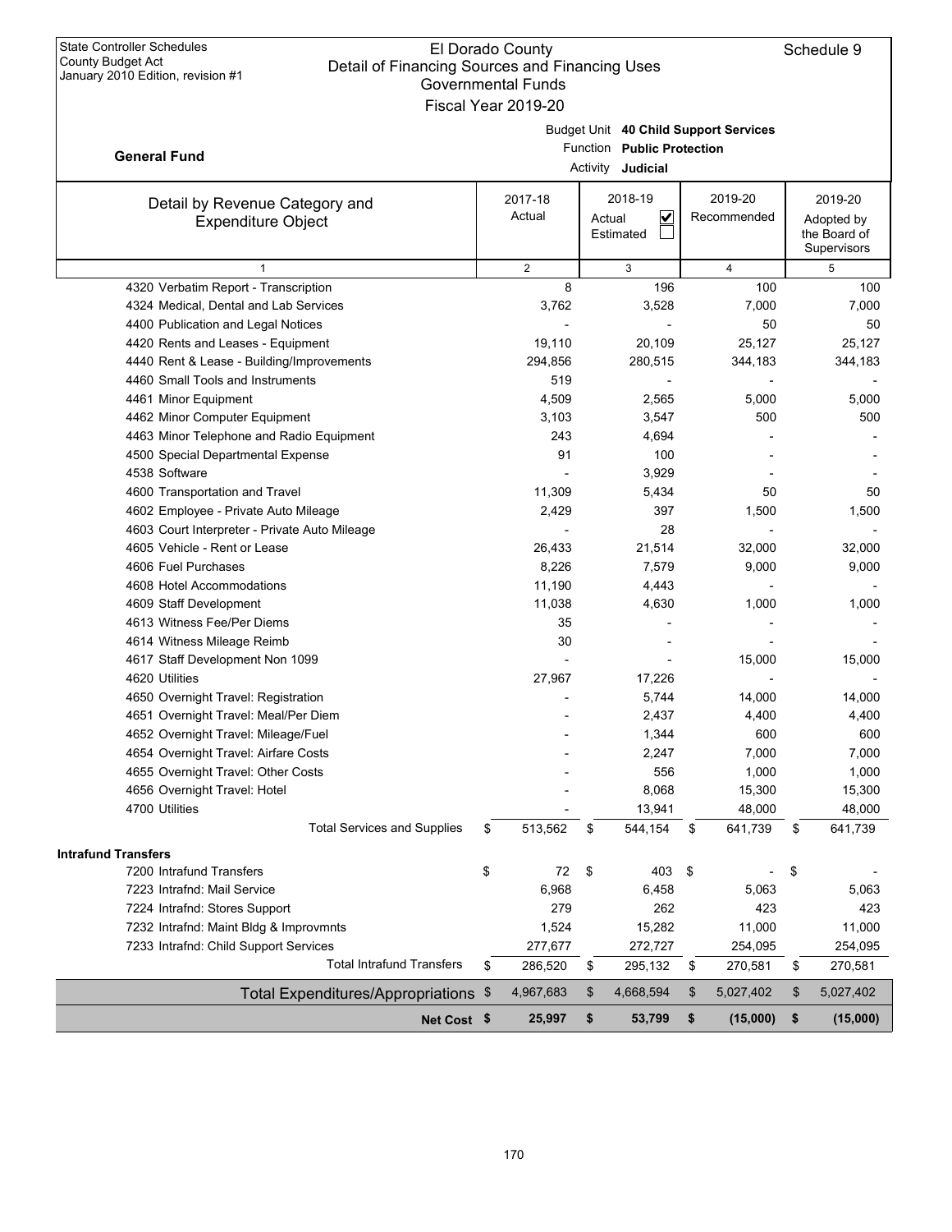State Controller Schedules
County Budget Act
January 2010 Edition, revision #1

# El Dorado County
## Detail of Financing Sources and Financing Uses
### Governmental Funds
### Fiscal Year 2019-20

Schedule 9

**General Fund**

Budget Unit **40 Child Support Services**
Function **Public Protection**
Activity **Judicial**

| Detail by Revenue Category and Expenditure Object | 2017-18 Actual | 2018-19 Actual ☑ Estimated ☐ | 2019-20 Recommended | 2019-20 Adopted by the Board of Supervisors |
|---|---|---|---|---|
| 1 | 2 | 3 | 4 | 5 |
| 4320 Verbatim Report - Transcription | 8 | 196 | 100 | 100 |
| 4324 Medical, Dental and Lab Services | 3,762 | 3,528 | 7,000 | 7,000 |
| 4400 Publication and Legal Notices | - | - | 50 | 50 |
| 4420 Rents and Leases - Equipment | 19,110 | 20,109 | 25,127 | 25,127 |
| 4440 Rent & Lease - Building/Improvements | 294,856 | 280,515 | 344,183 | 344,183 |
| 4460 Small Tools and Instruments | 519 | - | - | - |
| 4461 Minor Equipment | 4,509 | 2,565 | 5,000 | 5,000 |
| 4462 Minor Computer Equipment | 3,103 | 3,547 | 500 | 500 |
| 4463 Minor Telephone and Radio Equipment | 243 | 4,694 | - | - |
| 4500 Special Departmental Expense | 91 | 100 | - | - |
| 4538 Software | - | 3,929 | - | - |
| 4600 Transportation and Travel | 11,309 | 5,434 | 50 | 50 |
| 4602 Employee - Private Auto Mileage | 2,429 | 397 | 1,500 | 1,500 |
| 4603 Court Interpreter - Private Auto Mileage | - | 28 | - | - |
| 4605 Vehicle - Rent or Lease | 26,433 | 21,514 | 32,000 | 32,000 |
| 4606 Fuel Purchases | 8,226 | 7,579 | 9,000 | 9,000 |
| 4608 Hotel Accommodations | 11,190 | 4,443 | - | - |
| 4609 Staff Development | 11,038 | 4,630 | 1,000 | 1,000 |
| 4613 Witness Fee/Per Diems | 35 | - | - | - |
| 4614 Witness Mileage Reimb | 30 | - | - | - |
| 4617 Staff Development Non 1099 | - | - | 15,000 | 15,000 |
| 4620 Utilities | 27,967 | 17,226 | - | - |
| 4650 Overnight Travel: Registration | - | 5,744 | 14,000 | 14,000 |
| 4651 Overnight Travel: Meal/Per Diem | - | 2,437 | 4,400 | 4,400 |
| 4652 Overnight Travel: Mileage/Fuel | - | 1,344 | 600 | 600 |
| 4654 Overnight Travel: Airfare Costs | - | 2,247 | 7,000 | 7,000 |
| 4655 Overnight Travel: Other Costs | - | 556 | 1,000 | 1,000 |
| 4656 Overnight Travel: Hotel | - | 8,068 | 15,300 | 15,300 |
| 4700 Utilities | - | 13,941 | 48,000 | 48,000 |
| Total Services and Supplies | $ 513,562 | $ 544,154 | $ 641,739 | $ 641,739 |
| **Intrafund Transfers** | | | | |
| 7200 Intrafund Transfers | $ 72 | $ 403 | $ - | $ - |
| 7223 Intrafnd: Mail Service | 6,968 | 6,458 | 5,063 | 5,063 |
| 7224 Intrafnd: Stores Support | 279 | 262 | 423 | 423 |
| 7232 Intrafnd: Maint Bldg & Improvmnts | 1,524 | 15,282 | 11,000 | 11,000 |
| 7233 Intrafnd: Child Support Services | 277,677 | 272,727 | 254,095 | 254,095 |
| Total Intrafund Transfers | $ 286,520 | $ 295,132 | $ 270,581 | $ 270,581 |
| Total Expenditures/Appropriations | $ 4,967,683 | $ 4,668,594 | $ 5,027,402 | $ 5,027,402 |
| **Net Cost** | **$ 25,997** | **$ 53,799** | **$ (15,000)** | **$ (15,000)** |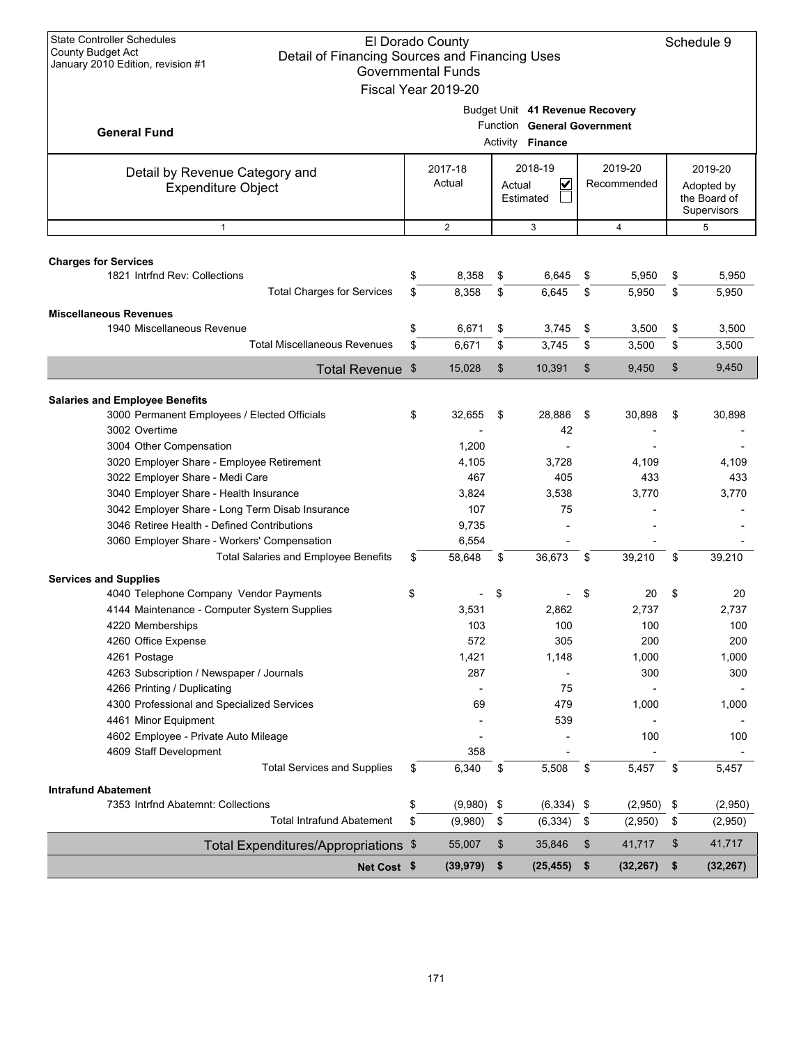State Controller Schedules
County Budget Act
January 2010 Edition, revision #1

# El Dorado County
## Detail of Financing Sources and Financing Uses
### Governmental Funds
### Fiscal Year 2019-20

Schedule 9

**General Fund**

Budget Unit **41 Revenue Recovery**
Function **General Government**
Activity **Finance**

| Detail by Revenue Category and Expenditure Object | 2017-18 Actual | 2018-19 Actual ☑ Estimated ☐ | 2019-20 Recommended | 2019-20 Adopted by the Board of Supervisors |
|---|---|---|---|---|
| 1 | 2 | 3 | 4 | 5 |
| **Charges for Services** | | | | |
| 1821 Intrfnd Rev: Collections | $ 8,358 | $ 6,645 | $ 5,950 | $ 5,950 |
| Total Charges for Services | $ 8,358 | $ 6,645 | $ 5,950 | $ 5,950 |
| **Miscellaneous Revenues** | | | | |
| 1940 Miscellaneous Revenue | $ 6,671 | $ 3,745 | $ 3,500 | $ 3,500 |
| Total Miscellaneous Revenues | $ 6,671 | $ 3,745 | $ 3,500 | $ 3,500 |
| **Total Revenue** | $ 15,028 | $ 10,391 | $ 9,450 | $ 9,450 |
| **Salaries and Employee Benefits** | | | | |
| 3000 Permanent Employees / Elected Officials | $ 32,655 | $ 28,886 | $ 30,898 | $ 30,898 |
| 3002 Overtime | - | 42 | - | - |
| 3004 Other Compensation | 1,200 | - | - | - |
| 3020 Employer Share - Employee Retirement | 4,105 | 3,728 | 4,109 | 4,109 |
| 3022 Employer Share - Medi Care | 467 | 405 | 433 | 433 |
| 3040 Employer Share - Health Insurance | 3,824 | 3,538 | 3,770 | 3,770 |
| 3042 Employer Share - Long Term Disab Insurance | 107 | 75 | - | - |
| 3046 Retiree Health - Defined Contributions | 9,735 | - | - | - |
| 3060 Employer Share - Workers' Compensation | 6,554 | - | - | - |
| Total Salaries and Employee Benefits | $ 58,648 | $ 36,673 | $ 39,210 | $ 39,210 |
| **Services and Supplies** | | | | |
| 4040 Telephone Company Vendor Payments | $ - | $ - | $ 20 | $ 20 |
| 4144 Maintenance - Computer System Supplies | 3,531 | 2,862 | 2,737 | 2,737 |
| 4220 Memberships | 103 | 100 | 100 | 100 |
| 4260 Office Expense | 572 | 305 | 200 | 200 |
| 4261 Postage | 1,421 | 1,148 | 1,000 | 1,000 |
| 4263 Subscription / Newspaper / Journals | 287 | - | 300 | 300 |
| 4266 Printing / Duplicating | - | 75 | - | - |
| 4300 Professional and Specialized Services | 69 | 479 | 1,000 | 1,000 |
| 4461 Minor Equipment | - | 539 | - | - |
| 4602 Employee - Private Auto Mileage | - | - | 100 | 100 |
| 4609 Staff Development | 358 | - | - | - |
| Total Services and Supplies | $ 6,340 | $ 5,508 | $ 5,457 | $ 5,457 |
| **Intrafund Abatement** | | | | |
| 7353 Intrfnd Abatemnt: Collections | $ (9,980) | $ (6,334) | $ (2,950) | $ (2,950) |
| Total Intrafund Abatement | $ (9,980) | $ (6,334) | $ (2,950) | $ (2,950) |
| **Total Expenditures/Appropriations** | $ 55,007 | $ 35,846 | $ 41,717 | $ 41,717 |
| **Net Cost** | **$ (39,979)** | **$ (25,455)** | **$ (32,267)** | **$ (32,267)** |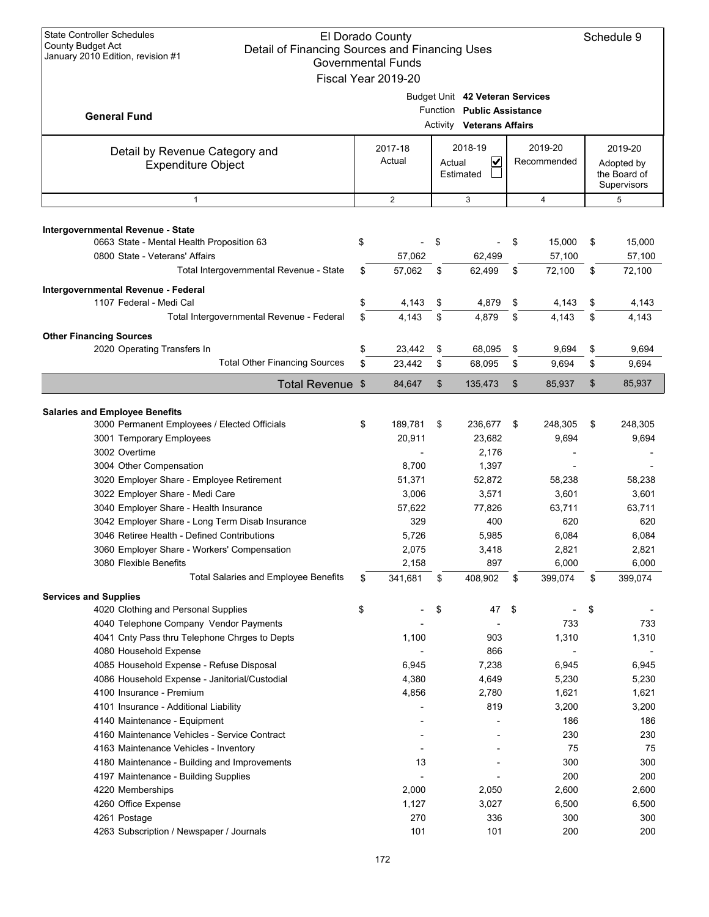State Controller Schedules
County Budget Act
January 2010 Edition, revision #1

# El Dorado County
## Detail of Financing Sources and Financing Uses
### Governmental Funds
### Fiscal Year 2019-20

Schedule 9

**General Fund**

Budget Unit **42 Veteran Services**
Function **Public Assistance**
Activity **Veterans Affairs**

| Detail by Revenue Category and Expenditure Object | 2017-18 Actual | 2018-19 Actual ☑ Estimated ☐ | 2019-20 Recommended | 2019-20 Adopted by the Board of Supervisors |
|---|---|---|---|---|
| 1 | 2 | 3 | 4 | 5 |
| **Intergovernmental Revenue - State** | | | | |
| 0663 State - Mental Health Proposition 63 | $ - | $ - | $ 15,000 | $ 15,000 |
| 0800 State - Veterans' Affairs | 57,062 | 62,499 | 57,100 | 57,100 |
| Total Intergovernmental Revenue - State | $ 57,062 | $ 62,499 | $ 72,100 | $ 72,100 |
| **Intergovernmental Revenue - Federal** | | | | |
| 1107 Federal - Medi Cal | $ 4,143 | $ 4,879 | $ 4,143 | $ 4,143 |
| Total Intergovernmental Revenue - Federal | $ 4,143 | $ 4,879 | $ 4,143 | $ 4,143 |
| **Other Financing Sources** | | | | |
| 2020 Operating Transfers In | $ 23,442 | $ 68,095 | $ 9,694 | $ 9,694 |
| Total Other Financing Sources | $ 23,442 | $ 68,095 | $ 9,694 | $ 9,694 |
| **Total Revenue** | $ 84,647 | $ 135,473 | $ 85,937 | $ 85,937 |
| **Salaries and Employee Benefits** | | | | |
| 3000 Permanent Employees / Elected Officials | $ 189,781 | $ 236,677 | $ 248,305 | $ 248,305 |
| 3001 Temporary Employees | 20,911 | 23,682 | 9,694 | 9,694 |
| 3002 Overtime | - | 2,176 | - | - |
| 3004 Other Compensation | 8,700 | 1,397 | - | - |
| 3020 Employer Share - Employee Retirement | 51,371 | 52,872 | 58,238 | 58,238 |
| 3022 Employer Share - Medi Care | 3,006 | 3,571 | 3,601 | 3,601 |
| 3040 Employer Share - Health Insurance | 57,622 | 77,826 | 63,711 | 63,711 |
| 3042 Employer Share - Long Term Disab Insurance | 329 | 400 | 620 | 620 |
| 3046 Retiree Health - Defined Contributions | 5,726 | 5,985 | 6,084 | 6,084 |
| 3060 Employer Share - Workers' Compensation | 2,075 | 3,418 | 2,821 | 2,821 |
| 3080 Flexible Benefits | 2,158 | 897 | 6,000 | 6,000 |
| Total Salaries and Employee Benefits | $ 341,681 | $ 408,902 | $ 399,074 | $ 399,074 |
| **Services and Supplies** | | | | |
| 4020 Clothing and Personal Supplies | $ - | $ 47 | $ - | $ - |
| 4040 Telephone Company Vendor Payments | - | - | 733 | 733 |
| 4041 Cnty Pass thru Telephone Chrges to Depts | 1,100 | 903 | 1,310 | 1,310 |
| 4080 Household Expense | - | 866 | - | - |
| 4085 Household Expense - Refuse Disposal | 6,945 | 7,238 | 6,945 | 6,945 |
| 4086 Household Expense - Janitorial/Custodial | 4,380 | 4,649 | 5,230 | 5,230 |
| 4100 Insurance - Premium | 4,856 | 2,780 | 1,621 | 1,621 |
| 4101 Insurance - Additional Liability | - | 819 | 3,200 | 3,200 |
| 4140 Maintenance - Equipment | - | - | 186 | 186 |
| 4160 Maintenance Vehicles - Service Contract | - | - | 230 | 230 |
| 4163 Maintenance Vehicles - Inventory | - | - | 75 | 75 |
| 4180 Maintenance - Building and Improvements | 13 | - | 300 | 300 |
| 4197 Maintenance - Building Supplies | - | - | 200 | 200 |
| 4220 Memberships | 2,000 | 2,050 | 2,600 | 2,600 |
| 4260 Office Expense | 1,127 | 3,027 | 6,500 | 6,500 |
| 4261 Postage | 270 | 336 | 300 | 300 |
| 4263 Subscription / Newspaper / Journals | 101 | 101 | 200 | 200 |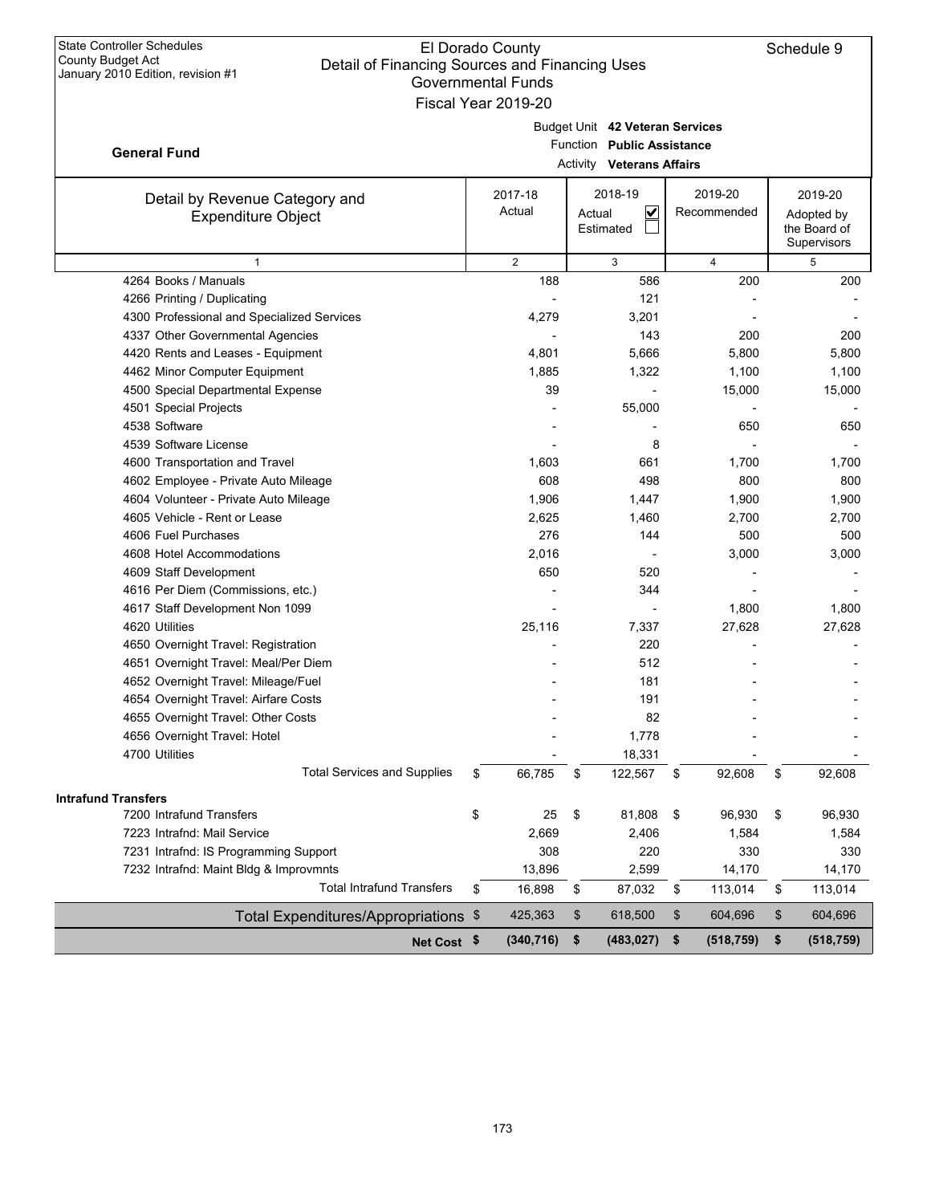State Controller Schedules
County Budget Act
January 2010 Edition, revision #1

# El Dorado County
## Detail of Financing Sources and Financing Uses
### Governmental Funds
### Fiscal Year 2019-20

Schedule 9

**General Fund**

Budget Unit **42 Veteran Services**
Function **Public Assistance**
Activity **Veterans Affairs**

| Detail by Revenue Category and Expenditure Object | 2017-18 Actual | 2018-19 Actual ☑ Estimated ☐ | 2019-20 Recommended | 2019-20 Adopted by the Board of Supervisors |
|---|---|---|---|---|
| 1 | 2 | 3 | 4 | 5 |
| 4264 Books / Manuals | 188 | 586 | 200 | 200 |
| 4266 Printing / Duplicating | - | 121 | - | - |
| 4300 Professional and Specialized Services | 4,279 | 3,201 | - | - |
| 4337 Other Governmental Agencies | - | 143 | 200 | 200 |
| 4420 Rents and Leases - Equipment | 4,801 | 5,666 | 5,800 | 5,800 |
| 4462 Minor Computer Equipment | 1,885 | 1,322 | 1,100 | 1,100 |
| 4500 Special Departmental Expense | 39 | - | 15,000 | 15,000 |
| 4501 Special Projects | - | 55,000 | - | - |
| 4538 Software | - | - | 650 | 650 |
| 4539 Software License | - | 8 | - | - |
| 4600 Transportation and Travel | 1,603 | 661 | 1,700 | 1,700 |
| 4602 Employee - Private Auto Mileage | 608 | 498 | 800 | 800 |
| 4604 Volunteer - Private Auto Mileage | 1,906 | 1,447 | 1,900 | 1,900 |
| 4605 Vehicle - Rent or Lease | 2,625 | 1,460 | 2,700 | 2,700 |
| 4606 Fuel Purchases | 276 | 144 | 500 | 500 |
| 4608 Hotel Accommodations | 2,016 | - | 3,000 | 3,000 |
| 4609 Staff Development | 650 | 520 | - | - |
| 4616 Per Diem (Commissions, etc.) | - | 344 | - | - |
| 4617 Staff Development Non 1099 | - | - | 1,800 | 1,800 |
| 4620 Utilities | 25,116 | 7,337 | 27,628 | 27,628 |
| 4650 Overnight Travel: Registration | - | 220 | - | - |
| 4651 Overnight Travel: Meal/Per Diem | - | 512 | - | - |
| 4652 Overnight Travel: Mileage/Fuel | - | 181 | - | - |
| 4654 Overnight Travel: Airfare Costs | - | 191 | - | - |
| 4655 Overnight Travel: Other Costs | - | 82 | - | - |
| 4656 Overnight Travel: Hotel | - | 1,778 | - | - |
| 4700 Utilities | - | 18,331 | - | - |
| Total Services and Supplies | $ 66,785 | $ 122,567 | $ 92,608 | $ 92,608 |
| **Intrafund Transfers** | | | | |
| 7200 Intrafund Transfers | $ 25 | $ 81,808 | $ 96,930 | $ 96,930 |
| 7223 Intrafnd: Mail Service | 2,669 | 2,406 | 1,584 | 1,584 |
| 7231 Intrafnd: IS Programming Support | 308 | 220 | 330 | 330 |
| 7232 Intrafnd: Maint Bldg & Improvmnts | 13,896 | 2,599 | 14,170 | 14,170 |
| Total Intrafund Transfers | $ 16,898 | $ 87,032 | $ 113,014 | $ 113,014 |
| Total Expenditures/Appropriations | $ 425,363 | $ 618,500 | $ 604,696 | $ 604,696 |
| **Net Cost** | **$ (340,716)** | **$ (483,027)** | **$ (518,759)** | **$ (518,759)** |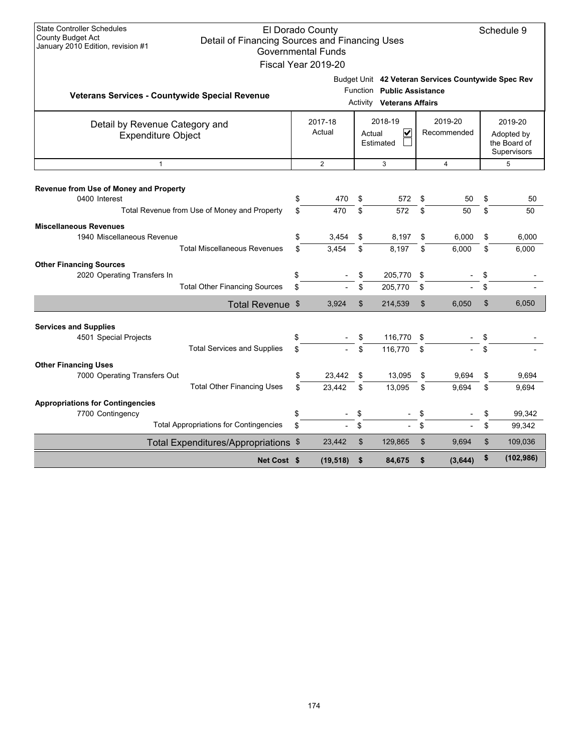State Controller Schedules
County Budget Act
January 2010 Edition, revision #1

# El Dorado County
## Detail of Financing Sources and Financing Uses
### Governmental Funds
### Fiscal Year 2019-20

Schedule 9

**Veterans Services - Countywide Special Revenue**

Budget Unit **42 Veteran Services Countywide Spec Rev**
Function **Public Assistance**
Activity **Veterans Affairs**

| Detail by Revenue Category and Expenditure Object | 2017-18 Actual | 2018-19 Actual ☑ Estimated ☐ | 2019-20 Recommended | 2019-20 Adopted by the Board of Supervisors |
|---|---|---|---|---|
| 1 | 2 | 3 | 4 | 5 |
| **Revenue from Use of Money and Property** | | | | |
| 0400 Interest | $ 470 | $ 572 | $ 50 | $ 50 |
| Total Revenue from Use of Money and Property | $ 470 | $ 572 | $ 50 | $ 50 |
| **Miscellaneous Revenues** | | | | |
| 1940 Miscellaneous Revenue | $ 3,454 | $ 8,197 | $ 6,000 | $ 6,000 |
| Total Miscellaneous Revenues | $ 3,454 | $ 8,197 | $ 6,000 | $ 6,000 |
| **Other Financing Sources** | | | | |
| 2020 Operating Transfers In | $ - | $ 205,770 | $ - | $ - |
| Total Other Financing Sources | $ - | $ 205,770 | $ - | $ - |
| Total Revenue | $ 3,924 | $ 214,539 | $ 6,050 | $ 6,050 |
| **Services and Supplies** | | | | |
| 4501 Special Projects | $ - | $ 116,770 | $ - | $ - |
| Total Services and Supplies | $ - | $ 116,770 | $ - | $ - |
| **Other Financing Uses** | | | | |
| 7000 Operating Transfers Out | $ 23,442 | $ 13,095 | $ 9,694 | $ 9,694 |
| Total Other Financing Uses | $ 23,442 | $ 13,095 | $ 9,694 | $ 9,694 |
| **Appropriations for Contingencies** | | | | |
| 7700 Contingency | $ - | $ - | $ - | $ 99,342 |
| Total Appropriations for Contingencies | $ - | $ - | $ - | $ 99,342 |
| Total Expenditures/Appropriations | $ 23,442 | $ 129,865 | $ 9,694 | $ 109,036 |
| **Net Cost** | **$ (19,518)** | **$ 84,675** | **$ (3,644)** | **$ (102,986)** |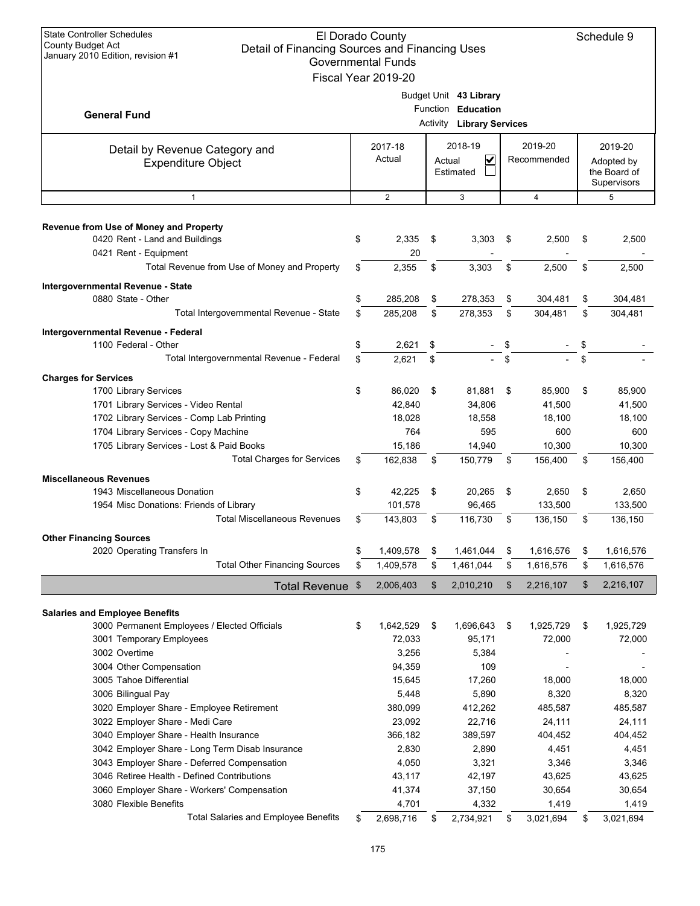State Controller Schedules
County Budget Act
January 2010 Edition, revision #1

# El Dorado County
## Detail of Financing Sources and Financing Uses
### Governmental Funds
### Fiscal Year 2019-20

Schedule 9

**General Fund**

Budget Unit **43 Library**
Function **Education**
Activity **Library Services**

| Detail by Revenue Category and Expenditure Object | 2017-18 Actual | 2018-19 Actual ☑ Estimated ☐ | 2019-20 Recommended | 2019-20 Adopted by the Board of Supervisors |
|---|---|---|---|---|
| 1 | 2 | 3 | 4 | 5 |
| **Revenue from Use of Money and Property** | | | | |
| 0420 Rent - Land and Buildings | $ 2,335 | $ 3,303 | $ 2,500 | $ 2,500 |
| 0421 Rent - Equipment | 20 | - | - | - |
| Total Revenue from Use of Money and Property | $ 2,355 | $ 3,303 | $ 2,500 | $ 2,500 |
| **Intergovernmental Revenue - State** | | | | |
| 0880 State - Other | $ 285,208 | $ 278,353 | $ 304,481 | $ 304,481 |
| Total Intergovernmental Revenue - State | $ 285,208 | $ 278,353 | $ 304,481 | $ 304,481 |
| **Intergovernmental Revenue - Federal** | | | | |
| 1100 Federal - Other | $ 2,621 | $ - | $ - | $ - |
| Total Intergovernmental Revenue - Federal | $ 2,621 | $ - | $ - | $ - |
| **Charges for Services** | | | | |
| 1700 Library Services | $ 86,020 | $ 81,881 | $ 85,900 | $ 85,900 |
| 1701 Library Services - Video Rental | 42,840 | 34,806 | 41,500 | 41,500 |
| 1702 Library Services - Comp Lab Printing | 18,028 | 18,558 | 18,100 | 18,100 |
| 1704 Library Services - Copy Machine | 764 | 595 | 600 | 600 |
| 1705 Library Services - Lost & Paid Books | 15,186 | 14,940 | 10,300 | 10,300 |
| Total Charges for Services | $ 162,838 | $ 150,779 | $ 156,400 | $ 156,400 |
| **Miscellaneous Revenues** | | | | |
| 1943 Miscellaneous Donation | $ 42,225 | $ 20,265 | $ 2,650 | $ 2,650 |
| 1954 Misc Donations: Friends of Library | 101,578 | 96,465 | 133,500 | 133,500 |
| Total Miscellaneous Revenues | $ 143,803 | $ 116,730 | $ 136,150 | $ 136,150 |
| **Other Financing Sources** | | | | |
| 2020 Operating Transfers In | $ 1,409,578 | $ 1,461,044 | $ 1,616,576 | $ 1,616,576 |
| Total Other Financing Sources | $ 1,409,578 | $ 1,461,044 | $ 1,616,576 | $ 1,616,576 |
| **Total Revenue** | $ 2,006,403 | $ 2,010,210 | $ 2,216,107 | $ 2,216,107 |
| **Salaries and Employee Benefits** | | | | |
| 3000 Permanent Employees / Elected Officials | $ 1,642,529 | $ 1,696,643 | $ 1,925,729 | $ 1,925,729 |
| 3001 Temporary Employees | 72,033 | 95,171 | 72,000 | 72,000 |
| 3002 Overtime | 3,256 | 5,384 | - | - |
| 3004 Other Compensation | 94,359 | 109 | - | - |
| 3005 Tahoe Differential | 15,645 | 17,260 | 18,000 | 18,000 |
| 3006 Bilingual Pay | 5,448 | 5,890 | 8,320 | 8,320 |
| 3020 Employer Share - Employee Retirement | 380,099 | 412,262 | 485,587 | 485,587 |
| 3022 Employer Share - Medi Care | 23,092 | 22,716 | 24,111 | 24,111 |
| 3040 Employer Share - Health Insurance | 366,182 | 389,597 | 404,452 | 404,452 |
| 3042 Employer Share - Long Term Disab Insurance | 2,830 | 2,890 | 4,451 | 4,451 |
| 3043 Employer Share - Deferred Compensation | 4,050 | 3,321 | 3,346 | 3,346 |
| 3046 Retiree Health - Defined Contributions | 43,117 | 42,197 | 43,625 | 43,625 |
| 3060 Employer Share - Workers' Compensation | 41,374 | 37,150 | 30,654 | 30,654 |
| 3080 Flexible Benefits | 4,701 | 4,332 | 1,419 | 1,419 |
| Total Salaries and Employee Benefits | $ 2,698,716 | $ 2,734,921 | $ 3,021,694 | $ 3,021,694 |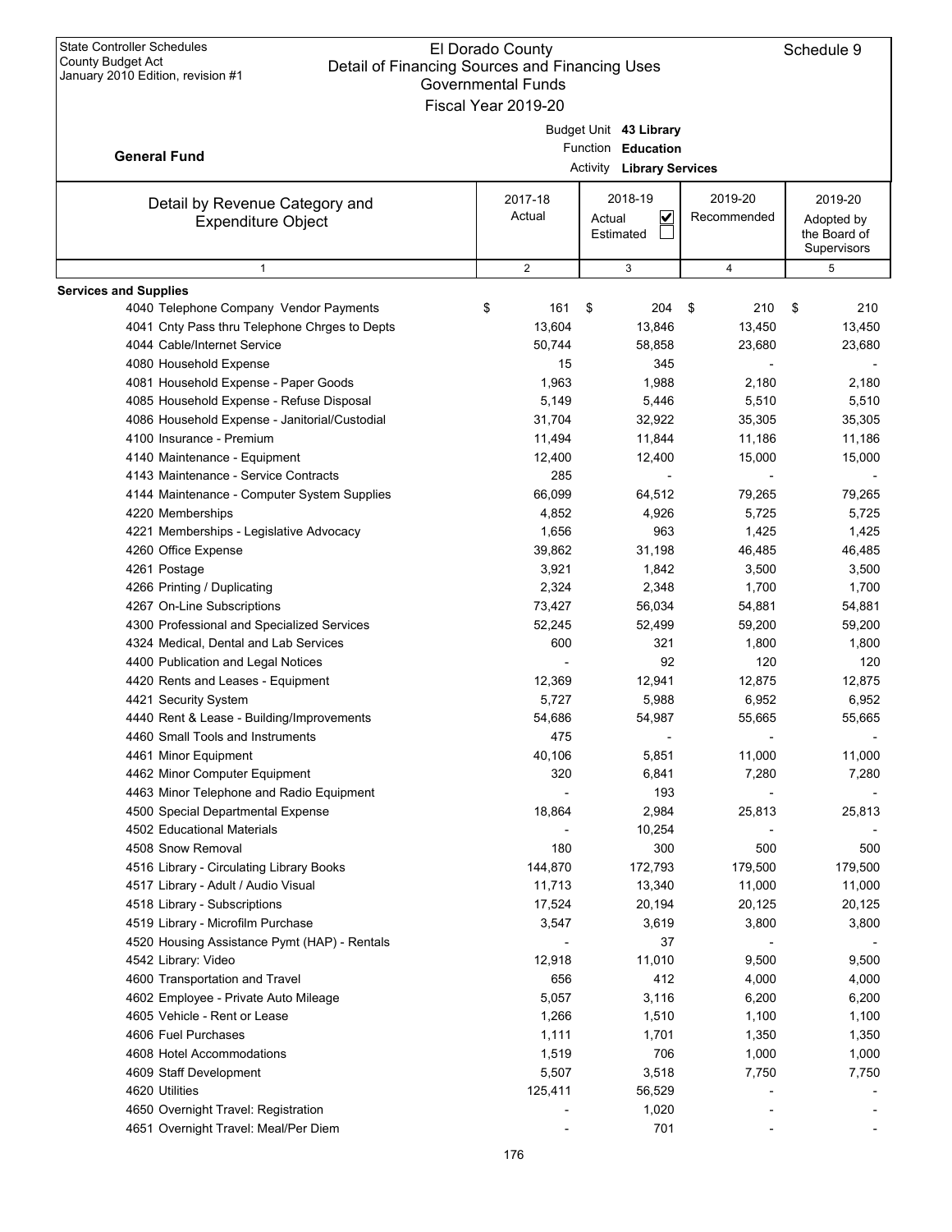State Controller Schedules
County Budget Act
January 2010 Edition, revision #1

El Dorado County
Detail of Financing Sources and Financing Uses
Governmental Funds
Fiscal Year 2019-20

Schedule 9

**General Fund**

Budget Unit **43 Library**
Function **Education**
Activity **Library Services**

| Detail by Revenue Category and Expenditure Object | 2017-18 Actual | 2018-19 Actual ☑ Estimated ☐ | 2019-20 Recommended | 2019-20 Adopted by the Board of Supervisors |
|---|---|---|---|---|
| 1 | 2 | 3 | 4 | 5 |
| **Services and Supplies** | | | | |
| 4040 Telephone Company Vendor Payments | $ 161 | $ 204 | $ 210 | $ 210 |
| 4041 Cnty Pass thru Telephone Chrges to Depts | 13,604 | 13,846 | 13,450 | 13,450 |
| 4044 Cable/Internet Service | 50,744 | 58,858 | 23,680 | 23,680 |
| 4080 Household Expense | 15 | 345 | - | - |
| 4081 Household Expense - Paper Goods | 1,963 | 1,988 | 2,180 | 2,180 |
| 4085 Household Expense - Refuse Disposal | 5,149 | 5,446 | 5,510 | 5,510 |
| 4086 Household Expense - Janitorial/Custodial | 31,704 | 32,922 | 35,305 | 35,305 |
| 4100 Insurance - Premium | 11,494 | 11,844 | 11,186 | 11,186 |
| 4140 Maintenance - Equipment | 12,400 | 12,400 | 15,000 | 15,000 |
| 4143 Maintenance - Service Contracts | 285 | - | - | - |
| 4144 Maintenance - Computer System Supplies | 66,099 | 64,512 | 79,265 | 79,265 |
| 4220 Memberships | 4,852 | 4,926 | 5,725 | 5,725 |
| 4221 Memberships - Legislative Advocacy | 1,656 | 963 | 1,425 | 1,425 |
| 4260 Office Expense | 39,862 | 31,198 | 46,485 | 46,485 |
| 4261 Postage | 3,921 | 1,842 | 3,500 | 3,500 |
| 4266 Printing / Duplicating | 2,324 | 2,348 | 1,700 | 1,700 |
| 4267 On-Line Subscriptions | 73,427 | 56,034 | 54,881 | 54,881 |
| 4300 Professional and Specialized Services | 52,245 | 52,499 | 59,200 | 59,200 |
| 4324 Medical, Dental and Lab Services | 600 | 321 | 1,800 | 1,800 |
| 4400 Publication and Legal Notices | - | 92 | 120 | 120 |
| 4420 Rents and Leases - Equipment | 12,369 | 12,941 | 12,875 | 12,875 |
| 4421 Security System | 5,727 | 5,988 | 6,952 | 6,952 |
| 4440 Rent & Lease - Building/Improvements | 54,686 | 54,987 | 55,665 | 55,665 |
| 4460 Small Tools and Instruments | 475 | - | - | - |
| 4461 Minor Equipment | 40,106 | 5,851 | 11,000 | 11,000 |
| 4462 Minor Computer Equipment | 320 | 6,841 | 7,280 | 7,280 |
| 4463 Minor Telephone and Radio Equipment | - | 193 | - | - |
| 4500 Special Departmental Expense | 18,864 | 2,984 | 25,813 | 25,813 |
| 4502 Educational Materials | - | 10,254 | - | - |
| 4508 Snow Removal | 180 | 300 | 500 | 500 |
| 4516 Library - Circulating Library Books | 144,870 | 172,793 | 179,500 | 179,500 |
| 4517 Library - Adult / Audio Visual | 11,713 | 13,340 | 11,000 | 11,000 |
| 4518 Library - Subscriptions | 17,524 | 20,194 | 20,125 | 20,125 |
| 4519 Library - Microfilm Purchase | 3,547 | 3,619 | 3,800 | 3,800 |
| 4520 Housing Assistance Pymt (HAP) - Rentals | - | 37 | - | - |
| 4542 Library: Video | 12,918 | 11,010 | 9,500 | 9,500 |
| 4600 Transportation and Travel | 656 | 412 | 4,000 | 4,000 |
| 4602 Employee - Private Auto Mileage | 5,057 | 3,116 | 6,200 | 6,200 |
| 4605 Vehicle - Rent or Lease | 1,266 | 1,510 | 1,100 | 1,100 |
| 4606 Fuel Purchases | 1,111 | 1,701 | 1,350 | 1,350 |
| 4608 Hotel Accommodations | 1,519 | 706 | 1,000 | 1,000 |
| 4609 Staff Development | 5,507 | 3,518 | 7,750 | 7,750 |
| 4620 Utilities | 125,411 | 56,529 | - | - |
| 4650 Overnight Travel: Registration | - | 1,020 | - | - |
| 4651 Overnight Travel: Meal/Per Diem | - | 701 | - | - |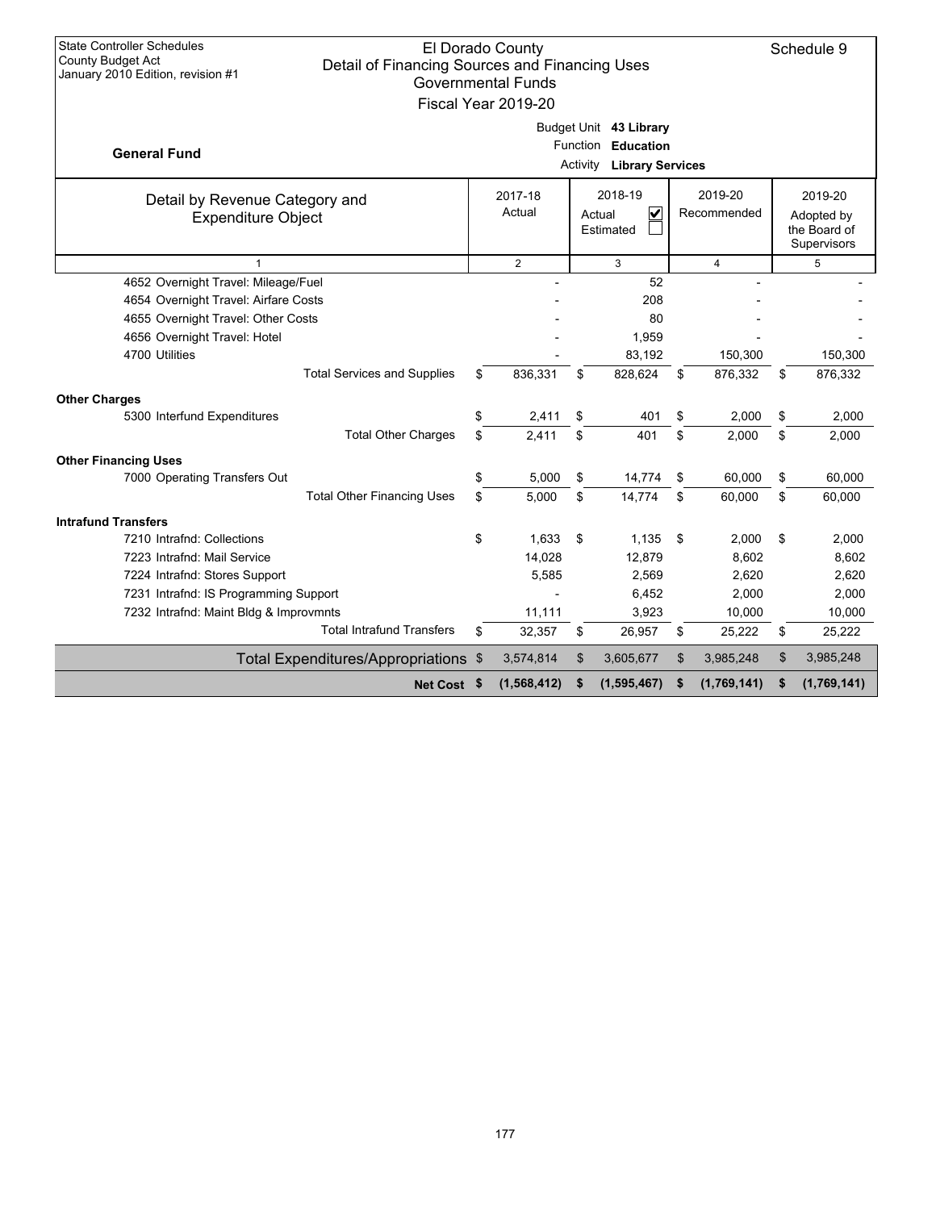State Controller Schedules
County Budget Act
January 2010 Edition, revision #1

# El Dorado County
## Detail of Financing Sources and Financing Uses
### Governmental Funds
### Fiscal Year 2019-20

Schedule 9

**General Fund**

Budget Unit **43 Library**
Function **Education**
Activity **Library Services**

| Detail by Revenue Category and Expenditure Object | 2017-18 Actual | 2018-19 Actual ☑ Estimated ☐ | 2019-20 Recommended | 2019-20 Adopted by the Board of Supervisors |
|---|---|---|---|---|
| 1 | 2 | 3 | 4 | 5 |
| 4652 Overnight Travel: Mileage/Fuel | - | 52 | - | - |
| 4654 Overnight Travel: Airfare Costs | - | 208 | - | - |
| 4655 Overnight Travel: Other Costs | - | 80 | - | - |
| 4656 Overnight Travel: Hotel | - | 1,959 | - | - |
| 4700 Utilities | - | 83,192 | 150,300 | 150,300 |
| Total Services and Supplies | $ 836,331 | $ 828,624 | $ 876,332 | $ 876,332 |
| **Other Charges** | | | | |
| 5300 Interfund Expenditures | $ 2,411 | $ 401 | $ 2,000 | $ 2,000 |
| Total Other Charges | $ 2,411 | $ 401 | $ 2,000 | $ 2,000 |
| **Other Financing Uses** | | | | |
| 7000 Operating Transfers Out | $ 5,000 | $ 14,774 | $ 60,000 | $ 60,000 |
| Total Other Financing Uses | $ 5,000 | $ 14,774 | $ 60,000 | $ 60,000 |
| **Intrafund Transfers** | | | | |
| 7210 Intrafnd: Collections | $ 1,633 | $ 1,135 | $ 2,000 | $ 2,000 |
| 7223 Intrafnd: Mail Service | 14,028 | 12,879 | 8,602 | 8,602 |
| 7224 Intrafnd: Stores Support | 5,585 | 2,569 | 2,620 | 2,620 |
| 7231 Intrafnd: IS Programming Support | - | 6,452 | 2,000 | 2,000 |
| 7232 Intrafnd: Maint Bldg & Improvmnts | 11,111 | 3,923 | 10,000 | 10,000 |
| Total Intrafund Transfers | $ 32,357 | $ 26,957 | $ 25,222 | $ 25,222 |
| Total Expenditures/Appropriations | $ 3,574,814 | $ 3,605,677 | $ 3,985,248 | $ 3,985,248 |
| **Net Cost** | **$ (1,568,412)** | **$ (1,595,467)** | **$ (1,769,141)** | **$ (1,769,141)** |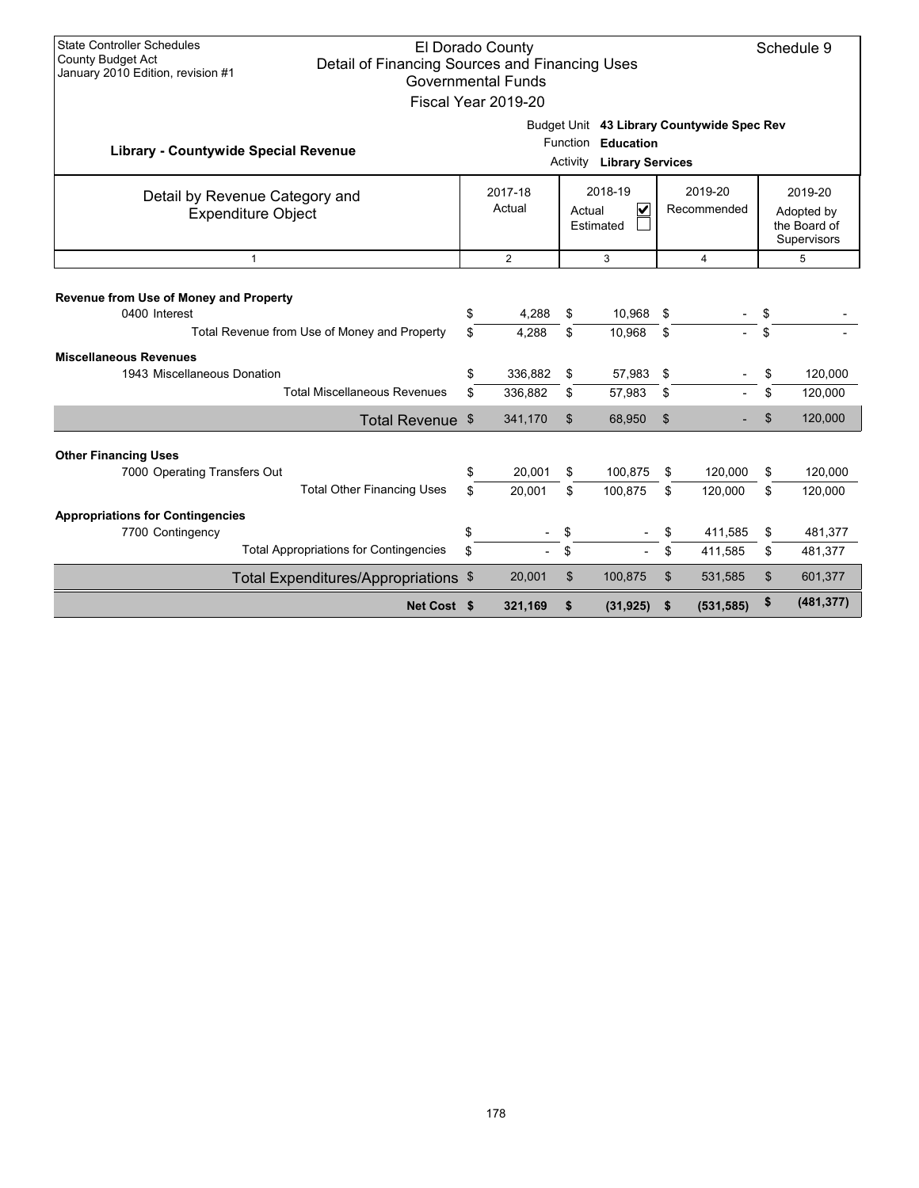State Controller Schedules
County Budget Act
January 2010 Edition, revision #1

# El Dorado County
## Detail of Financing Sources and Financing Uses
### Governmental Funds
### Fiscal Year 2019-20

Schedule 9

**Library - Countywide Special Revenue**

Budget Unit **43 Library Countywide Spec Rev**
Function **Education**
Activity **Library Services**

| Detail by Revenue Category and Expenditure Object | 2017-18 Actual | 2018-19 Actual ☑ Estimated ☐ | 2019-20 Recommended | 2019-20 Adopted by the Board of Supervisors |
|---|---|---|---|---|
| 1 | 2 | 3 | 4 | 5 |
| **Revenue from Use of Money and Property** | | | | |
| 0400 Interest | $ 4,288 | $ 10,968 | $ - | $ - |
| Total Revenue from Use of Money and Property | $ 4,288 | $ 10,968 | $ - | $ - |
| **Miscellaneous Revenues** | | | | |
| 1943 Miscellaneous Donation | $ 336,882 | $ 57,983 | $ - | $ 120,000 |
| Total Miscellaneous Revenues | $ 336,882 | $ 57,983 | $ - | $ 120,000 |
| **Total Revenue** | $ 341,170 | $ 68,950 | $ - | $ 120,000 |
| **Other Financing Uses** | | | | |
| 7000 Operating Transfers Out | $ 20,001 | $ 100,875 | $ 120,000 | $ 120,000 |
| Total Other Financing Uses | $ 20,001 | $ 100,875 | $ 120,000 | $ 120,000 |
| **Appropriations for Contingencies** | | | | |
| 7700 Contingency | $ - | $ - | $ 411,585 | $ 481,377 |
| Total Appropriations for Contingencies | $ - | $ - | $ 411,585 | $ 481,377 |
| **Total Expenditures/Appropriations** | $ 20,001 | $ 100,875 | $ 531,585 | $ 601,377 |
| **Net Cost** | **$ 321,169** | **$ (31,925)** | **$ (531,585)** | **$ (481,377)** |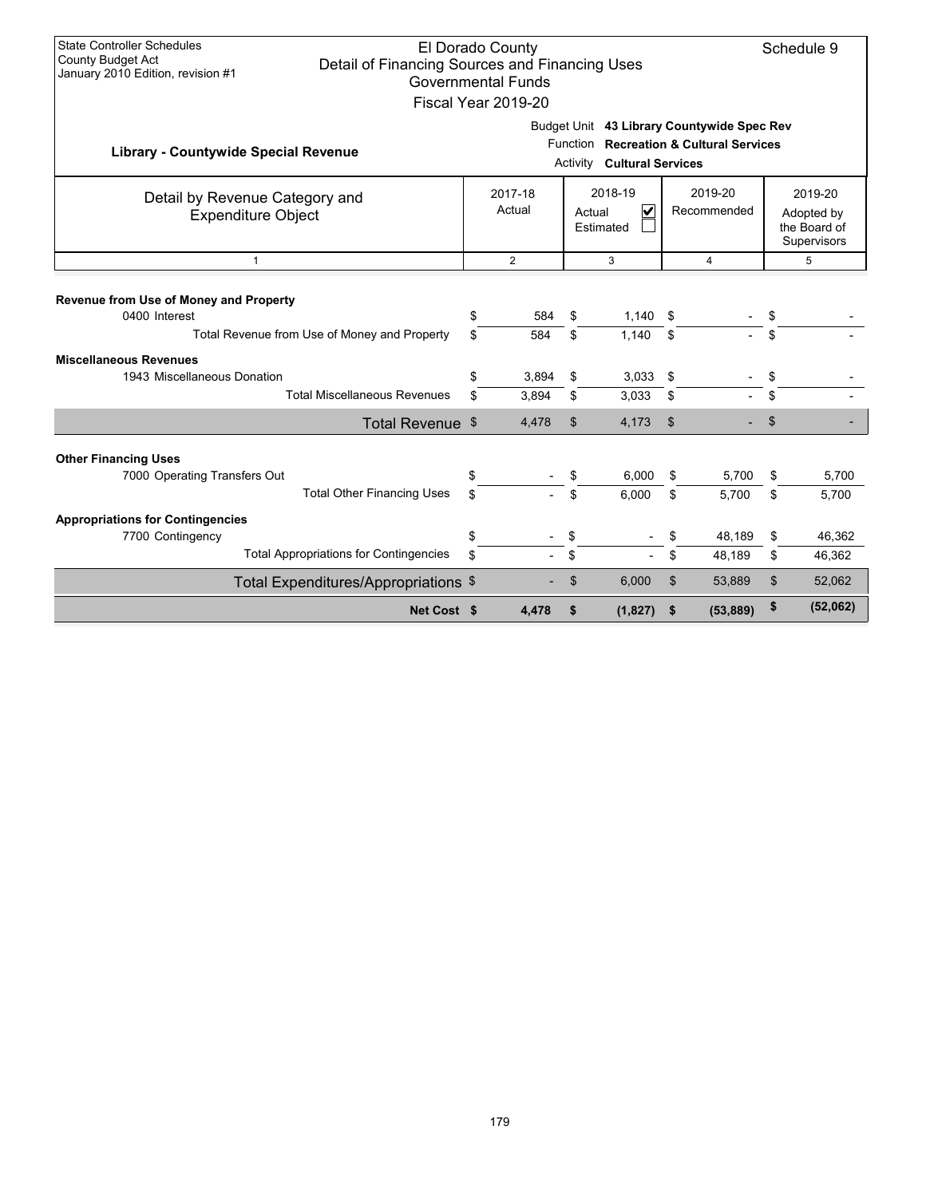State Controller Schedules
County Budget Act
January 2010 Edition, revision #1

El Dorado County
Detail of Financing Sources and Financing Uses
Governmental Funds
Fiscal Year 2019-20

Schedule 9

**Library - Countywide Special Revenue**

Budget Unit **43 Library Countywide Spec Rev**
Function **Recreation & Cultural Services**
Activity **Cultural Services**

| Detail by Revenue Category and Expenditure Object | 2017-18 Actual | 2018-19 Actual ☑ Estimated ☐ | 2019-20 Recommended | 2019-20 Adopted by the Board of Supervisors |
|---|---|---|---|---|
| 1 | 2 | 3 | 4 | 5 |
| **Revenue from Use of Money and Property** | | | | |
| 0400 Interest | $ 584 | $ 1,140 | $ - | $ - |
| Total Revenue from Use of Money and Property | $ 584 | $ 1,140 | $ - | $ - |
| **Miscellaneous Revenues** | | | | |
| 1943 Miscellaneous Donation | $ 3,894 | $ 3,033 | $ - | $ - |
| Total Miscellaneous Revenues | $ 3,894 | $ 3,033 | $ - | $ - |
| Total Revenue | $ 4,478 | $ 4,173 | $ - | $ - |
| **Other Financing Uses** | | | | |
| 7000 Operating Transfers Out | $ - | $ 6,000 | $ 5,700 | $ 5,700 |
| Total Other Financing Uses | $ - | $ 6,000 | $ 5,700 | $ 5,700 |
| **Appropriations for Contingencies** | | | | |
| 7700 Contingency | $ - | $ - | $ 48,189 | $ 46,362 |
| Total Appropriations for Contingencies | $ - | $ - | $ 48,189 | $ 46,362 |
| Total Expenditures/Appropriations | $ - | $ 6,000 | $ 53,889 | $ 52,062 |
| **Net Cost** | **$ 4,478** | **$ (1,827)** | **$ (53,889)** | **$ (52,062)** |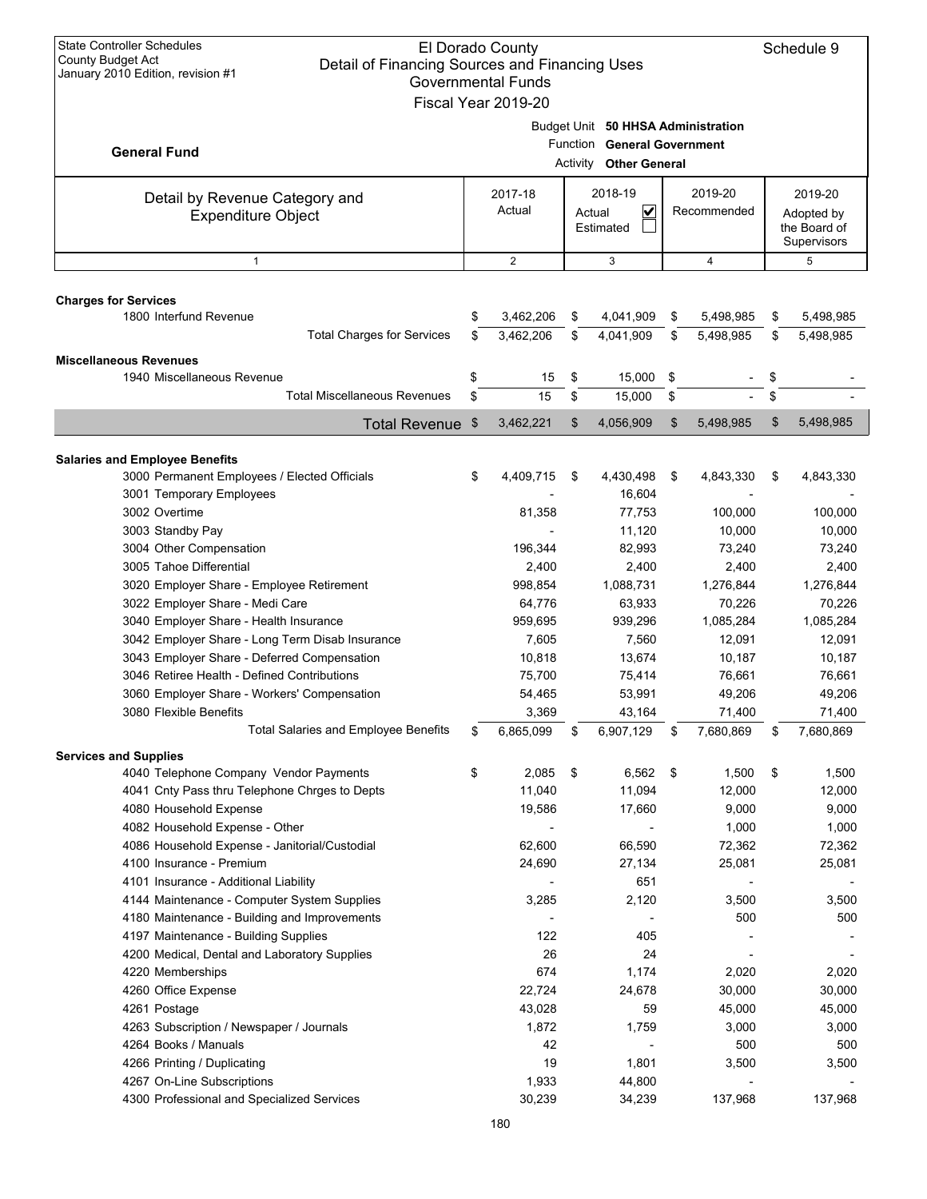State Controller Schedules
County Budget Act
January 2010 Edition, revision #1

# El Dorado County
## Detail of Financing Sources and Financing Uses
### Governmental Funds
### Fiscal Year 2019-20

Schedule 9

**General Fund**

Budget Unit **50 HHSA Administration**
Function **General Government**
Activity **Other General**

| Detail by Revenue Category and Expenditure Object | 2017-18 Actual | 2018-19 Actual ☑ Estimated ☐ | 2019-20 Recommended | 2019-20 Adopted by the Board of Supervisors |
|---|---|---|---|---|
| 1 | 2 | 3 | 4 | 5 |
| **Charges for Services** | | | | |
| 1800 Interfund Revenue | $ 3,462,206 | $ 4,041,909 | $ 5,498,985 | $ 5,498,985 |
| Total Charges for Services | $ 3,462,206 | $ 4,041,909 | $ 5,498,985 | $ 5,498,985 |
| **Miscellaneous Revenues** | | | | |
| 1940 Miscellaneous Revenue | $ 15 | $ 15,000 | $ - | $ - |
| Total Miscellaneous Revenues | $ 15 | $ 15,000 | $ - | $ - |
| **Total Revenue** | $ 3,462,221 | $ 4,056,909 | $ 5,498,985 | $ 5,498,985 |
| **Salaries and Employee Benefits** | | | | |
| 3000 Permanent Employees / Elected Officials | $ 4,409,715 | $ 4,430,498 | $ 4,843,330 | $ 4,843,330 |
| 3001 Temporary Employees | - | 16,604 | - | - |
| 3002 Overtime | 81,358 | 77,753 | 100,000 | 100,000 |
| 3003 Standby Pay | - | 11,120 | 10,000 | 10,000 |
| 3004 Other Compensation | 196,344 | 82,993 | 73,240 | 73,240 |
| 3005 Tahoe Differential | 2,400 | 2,400 | 2,400 | 2,400 |
| 3020 Employer Share - Employee Retirement | 998,854 | 1,088,731 | 1,276,844 | 1,276,844 |
| 3022 Employer Share - Medi Care | 64,776 | 63,933 | 70,226 | 70,226 |
| 3040 Employer Share - Health Insurance | 959,695 | 939,296 | 1,085,284 | 1,085,284 |
| 3042 Employer Share - Long Term Disab Insurance | 7,605 | 7,560 | 12,091 | 12,091 |
| 3043 Employer Share - Deferred Compensation | 10,818 | 13,674 | 10,187 | 10,187 |
| 3046 Retiree Health - Defined Contributions | 75,700 | 75,414 | 76,661 | 76,661 |
| 3060 Employer Share - Workers' Compensation | 54,465 | 53,991 | 49,206 | 49,206 |
| 3080 Flexible Benefits | 3,369 | 43,164 | 71,400 | 71,400 |
| Total Salaries and Employee Benefits | $ 6,865,099 | $ 6,907,129 | $ 7,680,869 | $ 7,680,869 |
| **Services and Supplies** | | | | |
| 4040 Telephone Company Vendor Payments | $ 2,085 | $ 6,562 | $ 1,500 | $ 1,500 |
| 4041 Cnty Pass thru Telephone Chrges to Depts | 11,040 | 11,094 | 12,000 | 12,000 |
| 4080 Household Expense | 19,586 | 17,660 | 9,000 | 9,000 |
| 4082 Household Expense - Other | - | - | 1,000 | 1,000 |
| 4086 Household Expense - Janitorial/Custodial | 62,600 | 66,590 | 72,362 | 72,362 |
| 4100 Insurance - Premium | 24,690 | 27,134 | 25,081 | 25,081 |
| 4101 Insurance - Additional Liability | - | 651 | - | - |
| 4144 Maintenance - Computer System Supplies | 3,285 | 2,120 | 3,500 | 3,500 |
| 4180 Maintenance - Building and Improvements | - | - | 500 | 500 |
| 4197 Maintenance - Building Supplies | 122 | 405 | - | - |
| 4200 Medical, Dental and Laboratory Supplies | 26 | 24 | - | - |
| 4220 Memberships | 674 | 1,174 | 2,020 | 2,020 |
| 4260 Office Expense | 22,724 | 24,678 | 30,000 | 30,000 |
| 4261 Postage | 43,028 | 59 | 45,000 | 45,000 |
| 4263 Subscription / Newspaper / Journals | 1,872 | 1,759 | 3,000 | 3,000 |
| 4264 Books / Manuals | 42 | - | 500 | 500 |
| 4266 Printing / Duplicating | 19 | 1,801 | 3,500 | 3,500 |
| 4267 On-Line Subscriptions | 1,933 | 44,800 | - | - |
| 4300 Professional and Specialized Services | 30,239 | 34,239 | 137,968 | 137,968 |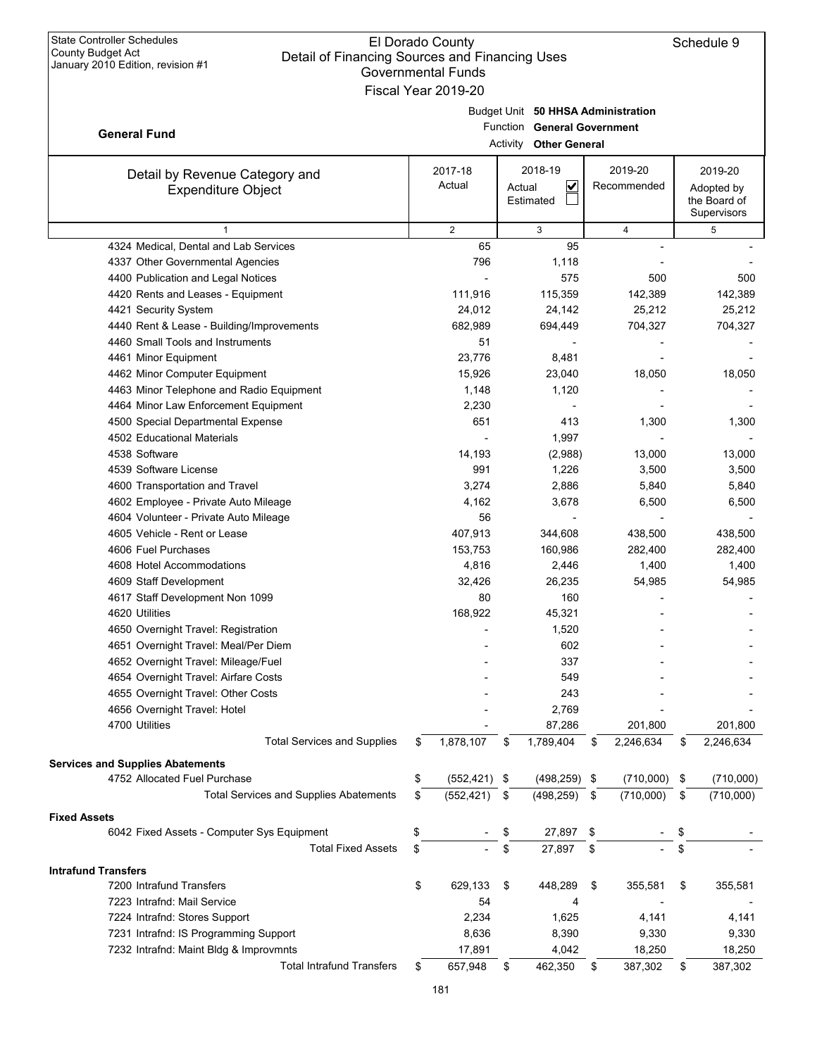State Controller Schedules
County Budget Act
January 2010 Edition, revision #1

# El Dorado County
## Detail of Financing Sources and Financing Uses
### Governmental Funds
### Fiscal Year 2019-20

Schedule 9

**General Fund**

Budget Unit **50 HHSA Administration**
Function **General Government**
Activity **Other General**

| Detail by Revenue Category and Expenditure Object | 2017-18 Actual | 2018-19 Actual ☑ Estimated ☐ | 2019-20 Recommended | 2019-20 Adopted by the Board of Supervisors |
|---|---|---|---|---|
| 1 | 2 | 3 | 4 | 5 |
| 4324 Medical, Dental and Lab Services | 65 | 95 | - | - |
| 4337 Other Governmental Agencies | 796 | 1,118 | - | - |
| 4400 Publication and Legal Notices | - | 575 | 500 | 500 |
| 4420 Rents and Leases - Equipment | 111,916 | 115,359 | 142,389 | 142,389 |
| 4421 Security System | 24,012 | 24,142 | 25,212 | 25,212 |
| 4440 Rent & Lease - Building/Improvements | 682,989 | 694,449 | 704,327 | 704,327 |
| 4460 Small Tools and Instruments | 51 | - | - | - |
| 4461 Minor Equipment | 23,776 | 8,481 | - | - |
| 4462 Minor Computer Equipment | 15,926 | 23,040 | 18,050 | 18,050 |
| 4463 Minor Telephone and Radio Equipment | 1,148 | 1,120 | - | - |
| 4464 Minor Law Enforcement Equipment | 2,230 | - | - | - |
| 4500 Special Departmental Expense | 651 | 413 | 1,300 | 1,300 |
| 4502 Educational Materials | - | 1,997 | - | - |
| 4538 Software | 14,193 | (2,988) | 13,000 | 13,000 |
| 4539 Software License | 991 | 1,226 | 3,500 | 3,500 |
| 4600 Transportation and Travel | 3,274 | 2,886 | 5,840 | 5,840 |
| 4602 Employee - Private Auto Mileage | 4,162 | 3,678 | 6,500 | 6,500 |
| 4604 Volunteer - Private Auto Mileage | 56 | - | - | - |
| 4605 Vehicle - Rent or Lease | 407,913 | 344,608 | 438,500 | 438,500 |
| 4606 Fuel Purchases | 153,753 | 160,986 | 282,400 | 282,400 |
| 4608 Hotel Accommodations | 4,816 | 2,446 | 1,400 | 1,400 |
| 4609 Staff Development | 32,426 | 26,235 | 54,985 | 54,985 |
| 4617 Staff Development Non 1099 | 80 | 160 | - | - |
| 4620 Utilities | 168,922 | 45,321 | - | - |
| 4650 Overnight Travel: Registration | - | 1,520 | - | - |
| 4651 Overnight Travel: Meal/Per Diem | - | 602 | - | - |
| 4652 Overnight Travel: Mileage/Fuel | - | 337 | - | - |
| 4654 Overnight Travel: Airfare Costs | - | 549 | - | - |
| 4655 Overnight Travel: Other Costs | - | 243 | - | - |
| 4656 Overnight Travel: Hotel | - | 2,769 | - | - |
| 4700 Utilities | - | 87,286 | 201,800 | 201,800 |
| Total Services and Supplies | $ 1,878,107 | $ 1,789,404 | $ 2,246,634 | $ 2,246,634 |
| **Services and Supplies Abatements** | | | | |
| 4752 Allocated Fuel Purchase | $ (552,421) | $ (498,259) | $ (710,000) | $ (710,000) |
| Total Services and Supplies Abatements | $ (552,421) | $ (498,259) | $ (710,000) | $ (710,000) |
| **Fixed Assets** | | | | |
| 6042 Fixed Assets - Computer Sys Equipment | $ - | $ 27,897 | $ - | $ - |
| Total Fixed Assets | $ - | $ 27,897 | $ - | $ - |
| **Intrafund Transfers** | | | | |
| 7200 Intrafund Transfers | $ 629,133 | $ 448,289 | $ 355,581 | $ 355,581 |
| 7223 Intrafnd: Mail Service | 54 | 4 | - | - |
| 7224 Intrafnd: Stores Support | 2,234 | 1,625 | 4,141 | 4,141 |
| 7231 Intrafnd: IS Programming Support | 8,636 | 8,390 | 9,330 | 9,330 |
| 7232 Intrafnd: Maint Bldg & Improvmnts | 17,891 | 4,042 | 18,250 | 18,250 |
| Total Intrafund Transfers | $ 657,948 | $ 462,350 | $ 387,302 | $ 387,302 |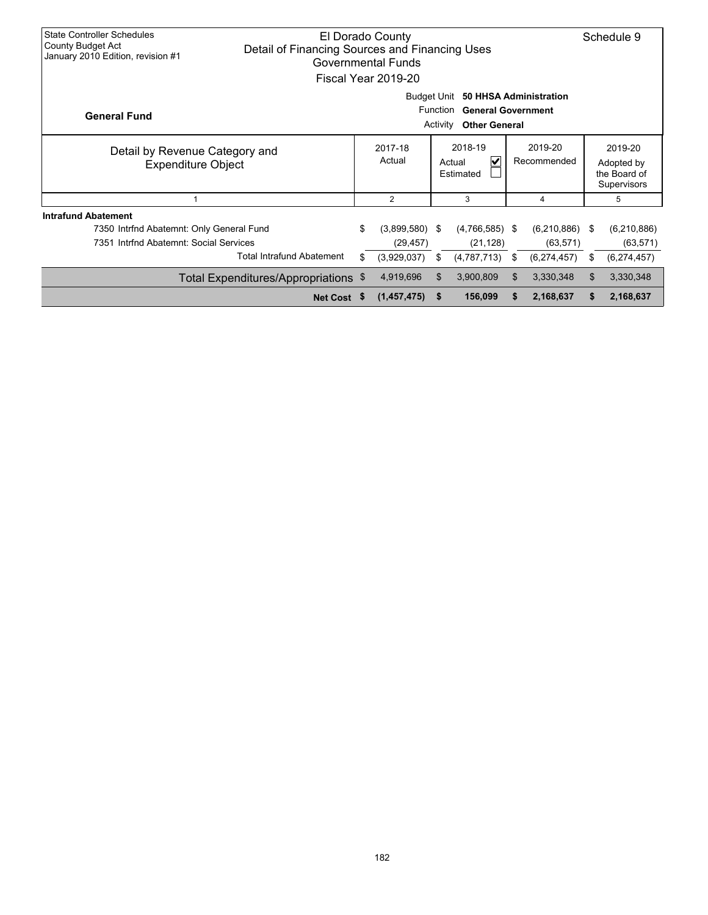State Controller Schedules
County Budget Act
January 2010 Edition, revision #1

# El Dorado County
## Detail of Financing Sources and Financing Uses
### Governmental Funds
### Fiscal Year 2019-20

Schedule 9

**General Fund**

Budget Unit **50 HHSA Administration**
Function **General Government**
Activity **Other General**

| Detail by Revenue Category and Expenditure Object | 2017-18 Actual | 2018-19 Actual ☑ Estimated ☐ | 2019-20 Recommended | 2019-20 Adopted by the Board of Supervisors |
|---|---|---|---|---|
| 1 | 2 | 3 | 4 | 5 |
| **Intrafund Abatement** | | | | |
| 7350 Intrfnd Abatemnt: Only General Fund | $ (3,899,580) | $ (4,766,585) | $ (6,210,886) | $ (6,210,886) |
| 7351 Intrfnd Abatemnt: Social Services | (29,457) | (21,128) | (63,571) | (63,571) |
| Total Intrafund Abatement | $ (3,929,037) | $ (4,787,713) | $ (6,274,457) | $ (6,274,457) |
| Total Expenditures/Appropriations | $ 4,919,696 | $ 3,900,809 | $ 3,330,348 | $ 3,330,348 |
| **Net Cost** | **$ (1,457,475)** | **$ 156,099** | **$ 2,168,637** | **$ 2,168,637** |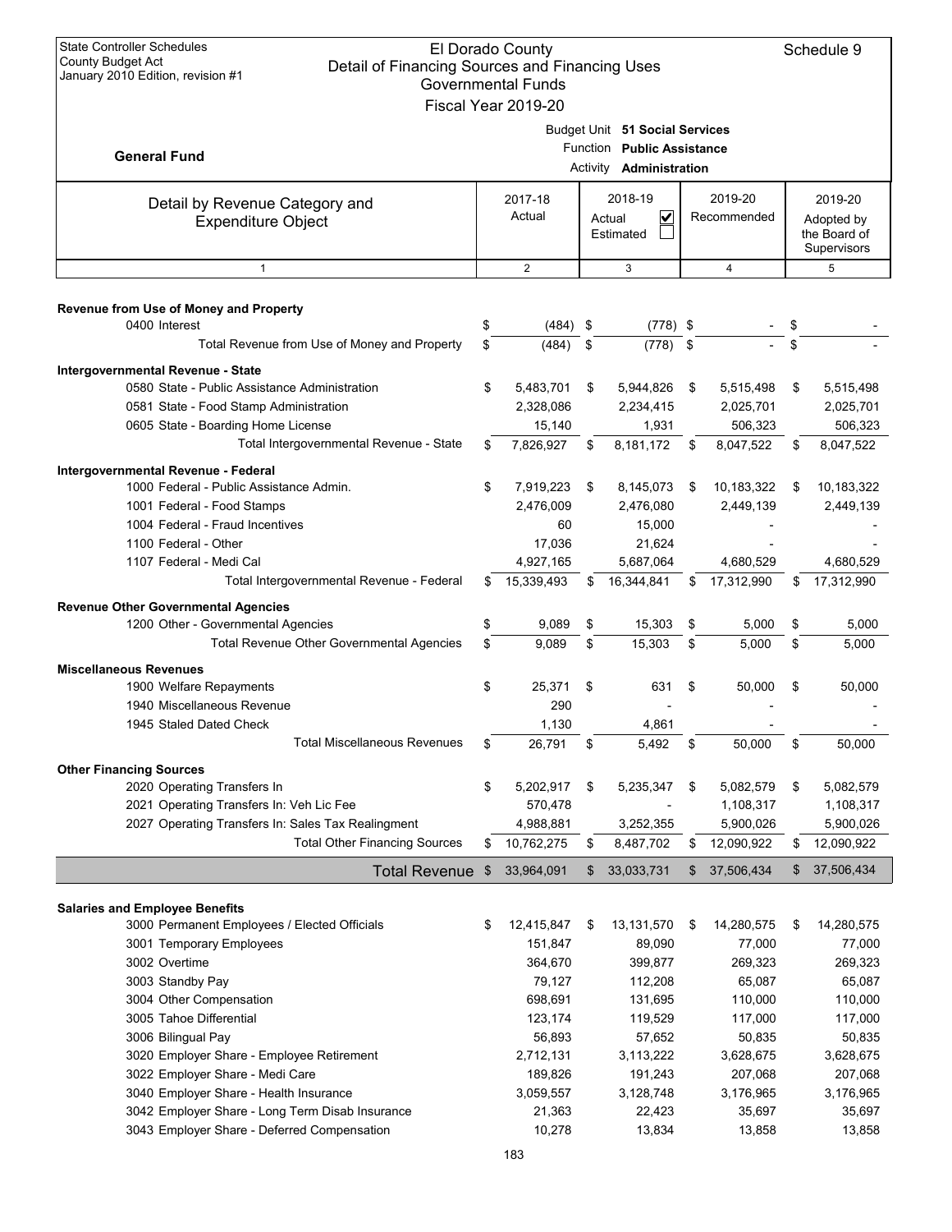State Controller Schedules
County Budget Act
January 2010 Edition, revision #1

# El Dorado County
## Detail of Financing Sources and Financing Uses
### Governmental Funds
### Fiscal Year 2019-20

Schedule 9

**General Fund**

Budget Unit **51 Social Services**
Function **Public Assistance**
Activity **Administration**

| Detail by Revenue Category and Expenditure Object | 2017-18 Actual | 2018-19 Actual ☑ Estimated ☐ | 2019-20 Recommended | 2019-20 Adopted by the Board of Supervisors |
|---|---|---|---|---|
| 1 | 2 | 3 | 4 | 5 |
| **Revenue from Use of Money and Property** | | | | |
| 0400 Interest | $ (484) | $ (778) | $ - | $ - |
| Total Revenue from Use of Money and Property | $ (484) | $ (778) | $ - | $ - |
| **Intergovernmental Revenue - State** | | | | |
| 0580 State - Public Assistance Administration | $ 5,483,701 | $ 5,944,826 | $ 5,515,498 | $ 5,515,498 |
| 0581 State - Food Stamp Administration | 2,328,086 | 2,234,415 | 2,025,701 | 2,025,701 |
| 0605 State - Boarding Home License | 15,140 | 1,931 | 506,323 | 506,323 |
| Total Intergovernmental Revenue - State | $ 7,826,927 | $ 8,181,172 | $ 8,047,522 | $ 8,047,522 |
| **Intergovernmental Revenue - Federal** | | | | |
| 1000 Federal - Public Assistance Admin. | $ 7,919,223 | $ 8,145,073 | $ 10,183,322 | $ 10,183,322 |
| 1001 Federal - Food Stamps | 2,476,009 | 2,476,080 | 2,449,139 | 2,449,139 |
| 1004 Federal - Fraud Incentives | 60 | 15,000 | - | - |
| 1100 Federal - Other | 17,036 | 21,624 | - | - |
| 1107 Federal - Medi Cal | 4,927,165 | 5,687,064 | 4,680,529 | 4,680,529 |
| Total Intergovernmental Revenue - Federal | $ 15,339,493 | $ 16,344,841 | $ 17,312,990 | $ 17,312,990 |
| **Revenue Other Governmental Agencies** | | | | |
| 1200 Other - Governmental Agencies | $ 9,089 | $ 15,303 | $ 5,000 | $ 5,000 |
| Total Revenue Other Governmental Agencies | $ 9,089 | $ 15,303 | $ 5,000 | $ 5,000 |
| **Miscellaneous Revenues** | | | | |
| 1900 Welfare Repayments | $ 25,371 | $ 631 | $ 50,000 | $ 50,000 |
| 1940 Miscellaneous Revenue | 290 | - | - | - |
| 1945 Staled Dated Check | 1,130 | 4,861 | - | - |
| Total Miscellaneous Revenues | $ 26,791 | $ 5,492 | $ 50,000 | $ 50,000 |
| **Other Financing Sources** | | | | |
| 2020 Operating Transfers In | $ 5,202,917 | $ 5,235,347 | $ 5,082,579 | $ 5,082,579 |
| 2021 Operating Transfers In: Veh Lic Fee | 570,478 | - | 1,108,317 | 1,108,317 |
| 2027 Operating Transfers In: Sales Tax Realingment | 4,988,881 | 3,252,355 | 5,900,026 | 5,900,026 |
| Total Other Financing Sources | $ 10,762,275 | $ 8,487,702 | $ 12,090,922 | $ 12,090,922 |
| **Total Revenue** | $ 33,964,091 | $ 33,033,731 | $ 37,506,434 | $ 37,506,434 |
| **Salaries and Employee Benefits** | | | | |
| 3000 Permanent Employees / Elected Officials | $ 12,415,847 | $ 13,131,570 | $ 14,280,575 | $ 14,280,575 |
| 3001 Temporary Employees | 151,847 | 89,090 | 77,000 | 77,000 |
| 3002 Overtime | 364,670 | 399,877 | 269,323 | 269,323 |
| 3003 Standby Pay | 79,127 | 112,208 | 65,087 | 65,087 |
| 3004 Other Compensation | 698,691 | 131,695 | 110,000 | 110,000 |
| 3005 Tahoe Differential | 123,174 | 119,529 | 117,000 | 117,000 |
| 3006 Bilingual Pay | 56,893 | 57,652 | 50,835 | 50,835 |
| 3020 Employer Share - Employee Retirement | 2,712,131 | 3,113,222 | 3,628,675 | 3,628,675 |
| 3022 Employer Share - Medi Care | 189,826 | 191,243 | 207,068 | 207,068 |
| 3040 Employer Share - Health Insurance | 3,059,557 | 3,128,748 | 3,176,965 | 3,176,965 |
| 3042 Employer Share - Long Term Disab Insurance | 21,363 | 22,423 | 35,697 | 35,697 |
| 3043 Employer Share - Deferred Compensation | 10,278 | 13,834 | 13,858 | 13,858 |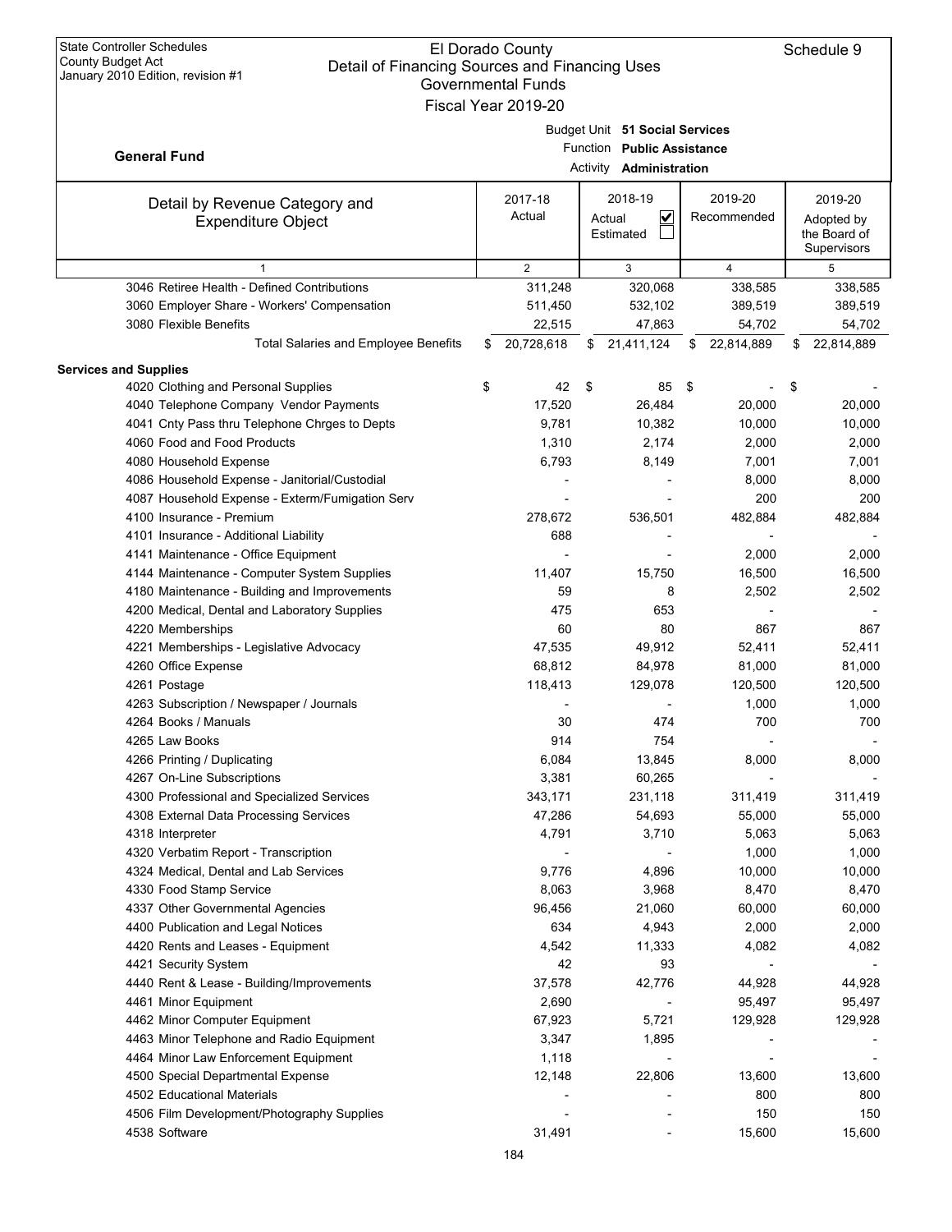State Controller Schedules
County Budget Act
January 2010 Edition, revision #1

El Dorado County
Detail of Financing Sources and Financing Uses
Governmental Funds
Fiscal Year 2019-20

Schedule 9

**General Fund**

Budget Unit **51 Social Services**
Function **Public Assistance**
Activity **Administration**

| Detail by Revenue Category and Expenditure Object | 2017-18 Actual | 2018-19 Actual ☑ Estimated ☐ | 2019-20 Recommended | 2019-20 Adopted by the Board of Supervisors |
|---|---|---|---|---|
| 1 | 2 | 3 | 4 | 5 |
| 3046 Retiree Health - Defined Contributions | 311,248 | 320,068 | 338,585 | 338,585 |
| 3060 Employer Share - Workers' Compensation | 511,450 | 532,102 | 389,519 | 389,519 |
| 3080 Flexible Benefits | 22,515 | 47,863 | 54,702 | 54,702 |
| Total Salaries and Employee Benefits | $ 20,728,618 | $ 21,411,124 | $ 22,814,889 | $ 22,814,889 |
| **Services and Supplies** | | | | |
| 4020 Clothing and Personal Supplies | $ 42 | $ 85 | $ - | $ - |
| 4040 Telephone Company Vendor Payments | 17,520 | 26,484 | 20,000 | 20,000 |
| 4041 Cnty Pass thru Telephone Chrges to Depts | 9,781 | 10,382 | 10,000 | 10,000 |
| 4060 Food and Food Products | 1,310 | 2,174 | 2,000 | 2,000 |
| 4080 Household Expense | 6,793 | 8,149 | 7,001 | 7,001 |
| 4086 Household Expense - Janitorial/Custodial | - | - | 8,000 | 8,000 |
| 4087 Household Expense - Exterm/Fumigation Serv | - | - | 200 | 200 |
| 4100 Insurance - Premium | 278,672 | 536,501 | 482,884 | 482,884 |
| 4101 Insurance - Additional Liability | 688 | - | - | - |
| 4141 Maintenance - Office Equipment | - | - | 2,000 | 2,000 |
| 4144 Maintenance - Computer System Supplies | 11,407 | 15,750 | 16,500 | 16,500 |
| 4180 Maintenance - Building and Improvements | 59 | 8 | 2,502 | 2,502 |
| 4200 Medical, Dental and Laboratory Supplies | 475 | 653 | - | - |
| 4220 Memberships | 60 | 80 | 867 | 867 |
| 4221 Memberships - Legislative Advocacy | 47,535 | 49,912 | 52,411 | 52,411 |
| 4260 Office Expense | 68,812 | 84,978 | 81,000 | 81,000 |
| 4261 Postage | 118,413 | 129,078 | 120,500 | 120,500 |
| 4263 Subscription / Newspaper / Journals | - | - | 1,000 | 1,000 |
| 4264 Books / Manuals | 30 | 474 | 700 | 700 |
| 4265 Law Books | 914 | 754 | - | - |
| 4266 Printing / Duplicating | 6,084 | 13,845 | 8,000 | 8,000 |
| 4267 On-Line Subscriptions | 3,381 | 60,265 | - | - |
| 4300 Professional and Specialized Services | 343,171 | 231,118 | 311,419 | 311,419 |
| 4308 External Data Processing Services | 47,286 | 54,693 | 55,000 | 55,000 |
| 4318 Interpreter | 4,791 | 3,710 | 5,063 | 5,063 |
| 4320 Verbatim Report - Transcription | - | - | 1,000 | 1,000 |
| 4324 Medical, Dental and Lab Services | 9,776 | 4,896 | 10,000 | 10,000 |
| 4330 Food Stamp Service | 8,063 | 3,968 | 8,470 | 8,470 |
| 4337 Other Governmental Agencies | 96,456 | 21,060 | 60,000 | 60,000 |
| 4400 Publication and Legal Notices | 634 | 4,943 | 2,000 | 2,000 |
| 4420 Rents and Leases - Equipment | 4,542 | 11,333 | 4,082 | 4,082 |
| 4421 Security System | 42 | 93 | - | - |
| 4440 Rent & Lease - Building/Improvements | 37,578 | 42,776 | 44,928 | 44,928 |
| 4461 Minor Equipment | 2,690 | - | 95,497 | 95,497 |
| 4462 Minor Computer Equipment | 67,923 | 5,721 | 129,928 | 129,928 |
| 4463 Minor Telephone and Radio Equipment | 3,347 | 1,895 | - | - |
| 4464 Minor Law Enforcement Equipment | 1,118 | - | - | - |
| 4500 Special Departmental Expense | 12,148 | 22,806 | 13,600 | 13,600 |
| 4502 Educational Materials | - | - | 800 | 800 |
| 4506 Film Development/Photography Supplies | - | - | 150 | 150 |
| 4538 Software | 31,491 | - | 15,600 | 15,600 |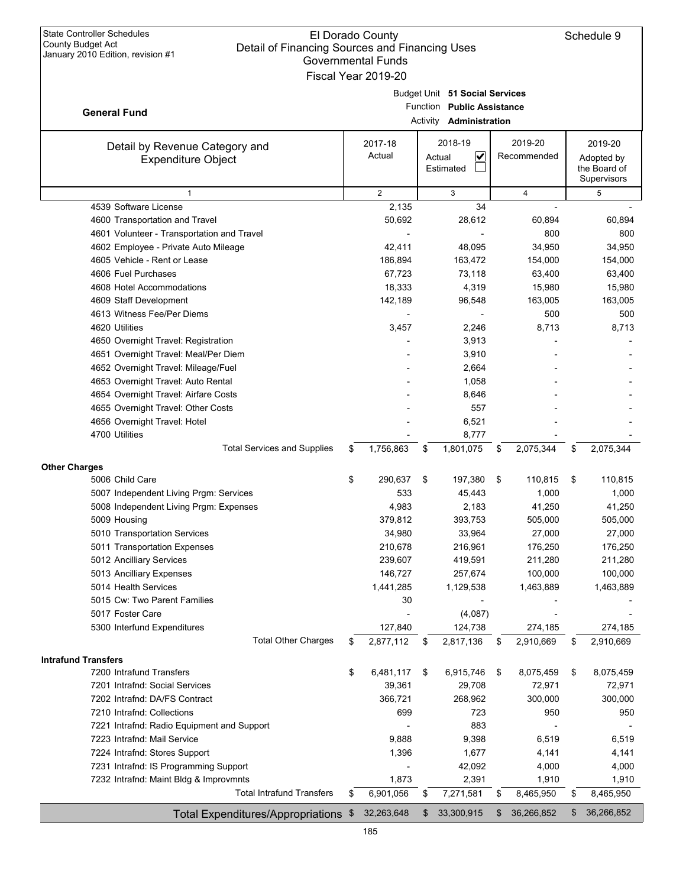State Controller Schedules
County Budget Act
January 2010 Edition, revision #1

# El Dorado County
## Detail of Financing Sources and Financing Uses
### Governmental Funds
### Fiscal Year 2019-20

Schedule 9

**General Fund**

Budget Unit **51 Social Services**
Function **Public Assistance**
Activity **Administration**

| Detail by Revenue Category and Expenditure Object | 2017-18 Actual | 2018-19 Actual ☑ Estimated ☐ | 2019-20 Recommended | 2019-20 Adopted by the Board of Supervisors |
|---|---|---|---|---|
| 1 | 2 | 3 | 4 | 5 |
| 4539 Software License | 2,135 | 34 | - | - |
| 4600 Transportation and Travel | 50,692 | 28,612 | 60,894 | 60,894 |
| 4601 Volunteer - Transportation and Travel | - | - | 800 | 800 |
| 4602 Employee - Private Auto Mileage | 42,411 | 48,095 | 34,950 | 34,950 |
| 4605 Vehicle - Rent or Lease | 186,894 | 163,472 | 154,000 | 154,000 |
| 4606 Fuel Purchases | 67,723 | 73,118 | 63,400 | 63,400 |
| 4608 Hotel Accommodations | 18,333 | 4,319 | 15,980 | 15,980 |
| 4609 Staff Development | 142,189 | 96,548 | 163,005 | 163,005 |
| 4613 Witness Fee/Per Diems | - | - | 500 | 500 |
| 4620 Utilities | 3,457 | 2,246 | 8,713 | 8,713 |
| 4650 Overnight Travel: Registration | - | 3,913 | - | - |
| 4651 Overnight Travel: Meal/Per Diem | - | 3,910 | - | - |
| 4652 Overnight Travel: Mileage/Fuel | - | 2,664 | - | - |
| 4653 Overnight Travel: Auto Rental | - | 1,058 | - | - |
| 4654 Overnight Travel: Airfare Costs | - | 8,646 | - | - |
| 4655 Overnight Travel: Other Costs | - | 557 | - | - |
| 4656 Overnight Travel: Hotel | - | 6,521 | - | - |
| 4700 Utilities | - | 8,777 | - | - |
| Total Services and Supplies | $ 1,756,863 | $ 1,801,075 | $ 2,075,344 | $ 2,075,344 |
| **Other Charges** | | | | |
| 5006 Child Care | $ 290,637 | $ 197,380 | $ 110,815 | $ 110,815 |
| 5007 Independent Living Prgm: Services | 533 | 45,443 | 1,000 | 1,000 |
| 5008 Independent Living Prgm: Expenses | 4,983 | 2,183 | 41,250 | 41,250 |
| 5009 Housing | 379,812 | 393,753 | 505,000 | 505,000 |
| 5010 Transportation Services | 34,980 | 33,964 | 27,000 | 27,000 |
| 5011 Transportation Expenses | 210,678 | 216,961 | 176,250 | 176,250 |
| 5012 Ancilliary Services | 239,607 | 419,591 | 211,280 | 211,280 |
| 5013 Ancilliary Expenses | 146,727 | 257,674 | 100,000 | 100,000 |
| 5014 Health Services | 1,441,285 | 1,129,538 | 1,463,889 | 1,463,889 |
| 5015 Cw: Two Parent Families | 30 | - | - | - |
| 5017 Foster Care | - | (4,087) | - | - |
| 5300 Interfund Expenditures | 127,840 | 124,738 | 274,185 | 274,185 |
| Total Other Charges | $ 2,877,112 | $ 2,817,136 | $ 2,910,669 | $ 2,910,669 |
| **Intrafund Transfers** | | | | |
| 7200 Intrafund Transfers | $ 6,481,117 | $ 6,915,746 | $ 8,075,459 | $ 8,075,459 |
| 7201 Intrafnd: Social Services | 39,361 | 29,708 | 72,971 | 72,971 |
| 7202 Intrafnd: DA/FS Contract | 366,721 | 268,962 | 300,000 | 300,000 |
| 7210 Intrafnd: Collections | 699 | 723 | 950 | 950 |
| 7221 Intrafnd: Radio Equipment and Support | - | 883 | - | - |
| 7223 Intrafnd: Mail Service | 9,888 | 9,398 | 6,519 | 6,519 |
| 7224 Intrafnd: Stores Support | 1,396 | 1,677 | 4,141 | 4,141 |
| 7231 Intrafnd: IS Programming Support | - | 42,092 | 4,000 | 4,000 |
| 7232 Intrafnd: Maint Bldg & Improvmnts | 1,873 | 2,391 | 1,910 | 1,910 |
| Total Intrafund Transfers | $ 6,901,056 | $ 7,271,581 | $ 8,465,950 | $ 8,465,950 |
| **Total Expenditures/Appropriations** | $ 32,263,648 | $ 33,300,915 | $ 36,266,852 | $ 36,266,852 |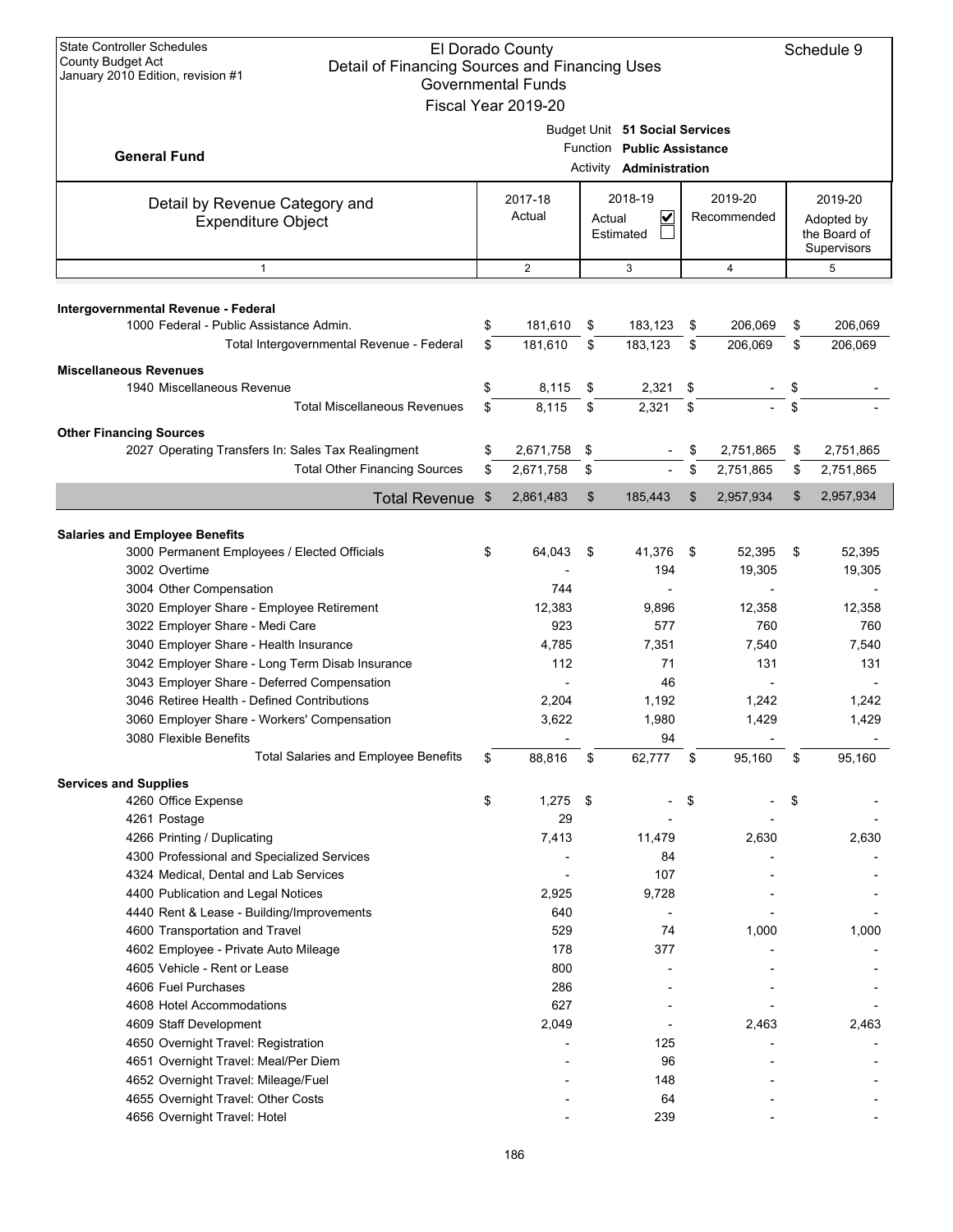State Controller Schedules
County Budget Act
January 2010 Edition, revision #1

# El Dorado County
## Detail of Financing Sources and Financing Uses
### Governmental Funds
### Fiscal Year 2019-20

Schedule 9

**General Fund**

Budget Unit **51 Social Services**
Function **Public Assistance**
Activity **Administration**

| Detail by Revenue Category and Expenditure Object | 2017-18 Actual | 2018-19 Actual ☑ Estimated ☐ | 2019-20 Recommended | 2019-20 Adopted by the Board of Supervisors |
|---|---|---|---|---|
| 1 | 2 | 3 | 4 | 5 |
| **Intergovernmental Revenue - Federal** | | | | |
| 1000 Federal - Public Assistance Admin. | $ 181,610 | $ 183,123 | $ 206,069 | $ 206,069 |
| Total Intergovernmental Revenue - Federal | $ 181,610 | $ 183,123 | $ 206,069 | $ 206,069 |
| **Miscellaneous Revenues** | | | | |
| 1940 Miscellaneous Revenue | $ 8,115 | $ 2,321 | $ - | $ - |
| Total Miscellaneous Revenues | $ 8,115 | $ 2,321 | $ - | $ - |
| **Other Financing Sources** | | | | |
| 2027 Operating Transfers In: Sales Tax Realingment | $ 2,671,758 | $ - | $ 2,751,865 | $ 2,751,865 |
| Total Other Financing Sources | $ 2,671,758 | $ - | $ 2,751,865 | $ 2,751,865 |
| **Total Revenue** | $ 2,861,483 | $ 185,443 | $ 2,957,934 | $ 2,957,934 |
| **Salaries and Employee Benefits** | | | | |
| 3000 Permanent Employees / Elected Officials | $ 64,043 | $ 41,376 | $ 52,395 | $ 52,395 |
| 3002 Overtime | - | 194 | 19,305 | 19,305 |
| 3004 Other Compensation | 744 | - | - | - |
| 3020 Employer Share - Employee Retirement | 12,383 | 9,896 | 12,358 | 12,358 |
| 3022 Employer Share - Medi Care | 923 | 577 | 760 | 760 |
| 3040 Employer Share - Health Insurance | 4,785 | 7,351 | 7,540 | 7,540 |
| 3042 Employer Share - Long Term Disab Insurance | 112 | 71 | 131 | 131 |
| 3043 Employer Share - Deferred Compensation | - | 46 | - | - |
| 3046 Retiree Health - Defined Contributions | 2,204 | 1,192 | 1,242 | 1,242 |
| 3060 Employer Share - Workers' Compensation | 3,622 | 1,980 | 1,429 | 1,429 |
| 3080 Flexible Benefits | - | 94 | - | - |
| Total Salaries and Employee Benefits | $ 88,816 | $ 62,777 | $ 95,160 | $ 95,160 |
| **Services and Supplies** | | | | |
| 4260 Office Expense | $ 1,275 | $ - | $ - | $ - |
| 4261 Postage | 29 | - | - | - |
| 4266 Printing / Duplicating | 7,413 | 11,479 | 2,630 | 2,630 |
| 4300 Professional and Specialized Services | - | 84 | - | - |
| 4324 Medical, Dental and Lab Services | - | 107 | - | - |
| 4400 Publication and Legal Notices | 2,925 | 9,728 | - | - |
| 4440 Rent & Lease - Building/Improvements | 640 | - | - | - |
| 4600 Transportation and Travel | 529 | 74 | 1,000 | 1,000 |
| 4602 Employee - Private Auto Mileage | 178 | 377 | - | - |
| 4605 Vehicle - Rent or Lease | 800 | - | - | - |
| 4606 Fuel Purchases | 286 | - | - | - |
| 4608 Hotel Accommodations | 627 | - | - | - |
| 4609 Staff Development | 2,049 | - | 2,463 | 2,463 |
| 4650 Overnight Travel: Registration | - | 125 | - | - |
| 4651 Overnight Travel: Meal/Per Diem | - | 96 | - | - |
| 4652 Overnight Travel: Mileage/Fuel | - | 148 | - | - |
| 4655 Overnight Travel: Other Costs | - | 64 | - | - |
| 4656 Overnight Travel: Hotel | - | 239 | - | - |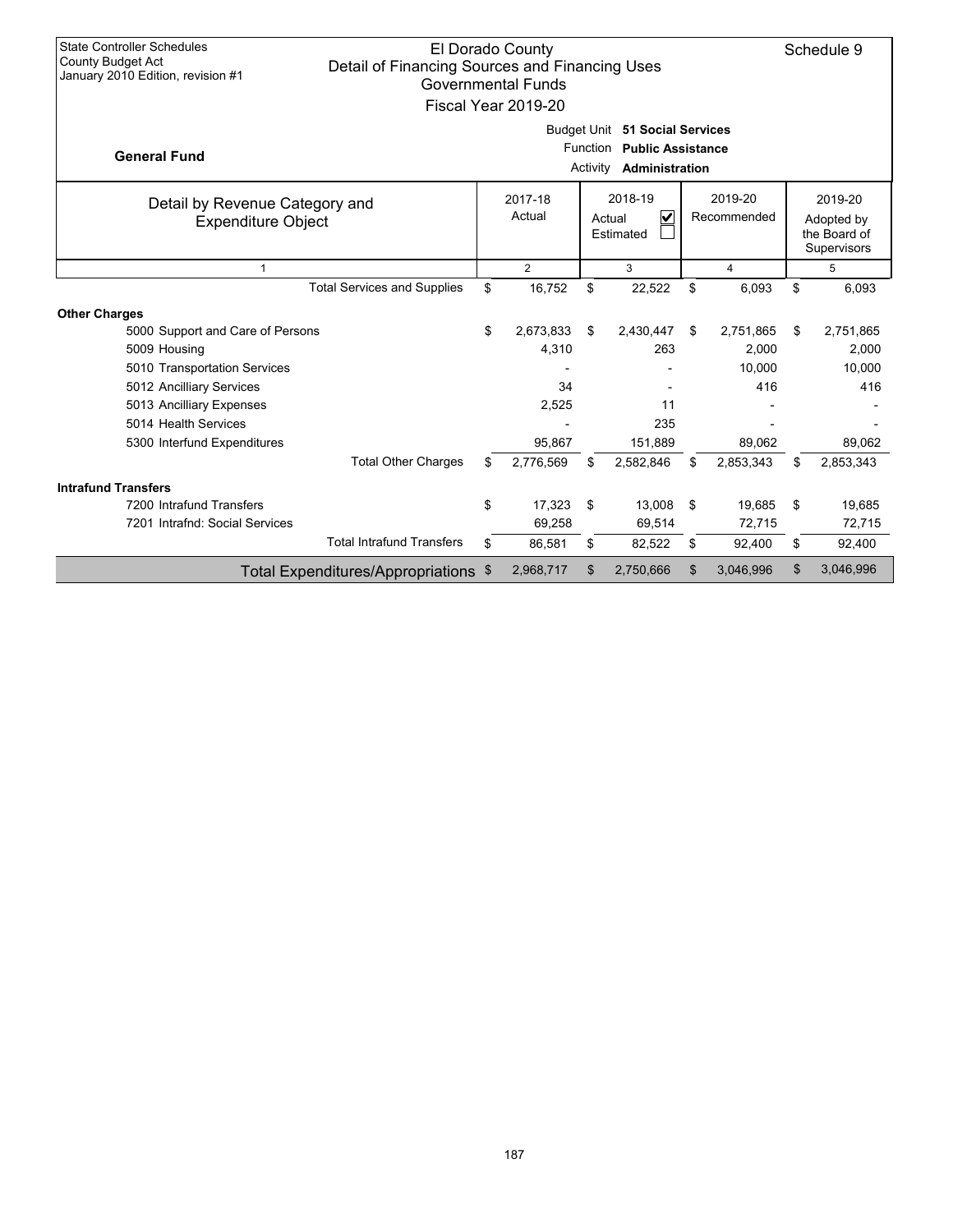State Controller Schedules
County Budget Act
January 2010 Edition, revision #1

# El Dorado County
## Detail of Financing Sources and Financing Uses
### Governmental Funds
### Fiscal Year 2019-20

Schedule 9

**General Fund**

Budget Unit **51 Social Services**
Function **Public Assistance**
Activity **Administration**

| Detail by Revenue Category and Expenditure Object | 2017-18 Actual | 2018-19 Actual ☑ Estimated ☐ | 2019-20 Recommended | 2019-20 Adopted by the Board of Supervisors |
|---|---|---|---|---|
| 1 | 2 | 3 | 4 | 5 |
| Total Services and Supplies | $ 16,752 | $ 22,522 | $ 6,093 | $ 6,093 |
| **Other Charges** | | | | |
| 5000 Support and Care of Persons | $ 2,673,833 | $ 2,430,447 | $ 2,751,865 | $ 2,751,865 |
| 5009 Housing | 4,310 | 263 | 2,000 | 2,000 |
| 5010 Transportation Services | - | - | 10,000 | 10,000 |
| 5012 Ancilliary Services | 34 | - | 416 | 416 |
| 5013 Ancilliary Expenses | 2,525 | 11 | - | - |
| 5014 Health Services | - | 235 | - | - |
| 5300 Interfund Expenditures | 95,867 | 151,889 | 89,062 | 89,062 |
| Total Other Charges | $ 2,776,569 | $ 2,582,846 | $ 2,853,343 | $ 2,853,343 |
| **Intrafund Transfers** | | | | |
| 7200 Intrafund Transfers | $ 17,323 | $ 13,008 | $ 19,685 | $ 19,685 |
| 7201 Intrafnd: Social Services | 69,258 | 69,514 | 72,715 | 72,715 |
| Total Intrafund Transfers | $ 86,581 | $ 82,522 | $ 92,400 | $ 92,400 |
| **Total Expenditures/Appropriations** | $ 2,968,717 | $ 2,750,666 | $ 3,046,996 | $ 3,046,996 |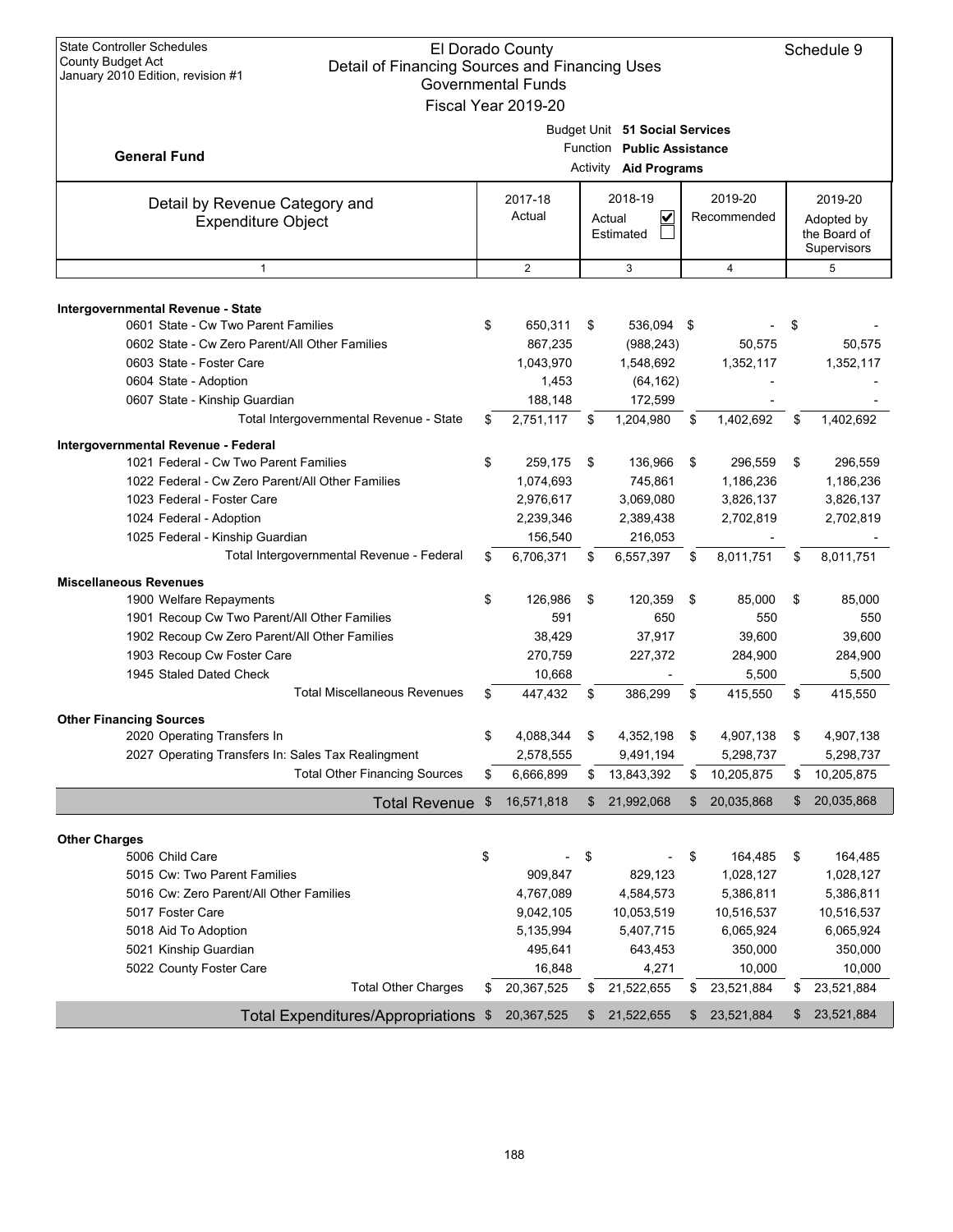State Controller Schedules
County Budget Act
January 2010 Edition, revision #1

# El Dorado County
## Detail of Financing Sources and Financing Uses
### Governmental Funds
### Fiscal Year 2019-20

Schedule 9

**General Fund**

Budget Unit **51 Social Services**
Function **Public Assistance**
Activity **Aid Programs**

| Detail by Revenue Category and Expenditure Object | 2017-18 Actual | 2018-19 Actual ☑ Estimated ☐ | 2019-20 Recommended | 2019-20 Adopted by the Board of Supervisors |
|---|---|---|---|---|
| 1 | 2 | 3 | 4 | 5 |
| **Intergovernmental Revenue - State** | | | | |
| 0601 State - Cw Two Parent Families | $ 650,311 | $ 536,094 | $ - | $ - |
| 0602 State - Cw Zero Parent/All Other Families | 867,235 | (988,243) | 50,575 | 50,575 |
| 0603 State - Foster Care | 1,043,970 | 1,548,692 | 1,352,117 | 1,352,117 |
| 0604 State - Adoption | 1,453 | (64,162) | - | - |
| 0607 State - Kinship Guardian | 188,148 | 172,599 | - | - |
| Total Intergovernmental Revenue - State | $ 2,751,117 | $ 1,204,980 | $ 1,402,692 | $ 1,402,692 |
| **Intergovernmental Revenue - Federal** | | | | |
| 1021 Federal - Cw Two Parent Families | $ 259,175 | $ 136,966 | $ 296,559 | $ 296,559 |
| 1022 Federal - Cw Zero Parent/All Other Families | 1,074,693 | 745,861 | 1,186,236 | 1,186,236 |
| 1023 Federal - Foster Care | 2,976,617 | 3,069,080 | 3,826,137 | 3,826,137 |
| 1024 Federal - Adoption | 2,239,346 | 2,389,438 | 2,702,819 | 2,702,819 |
| 1025 Federal - Kinship Guardian | 156,540 | 216,053 | - | - |
| Total Intergovernmental Revenue - Federal | $ 6,706,371 | $ 6,557,397 | $ 8,011,751 | $ 8,011,751 |
| **Miscellaneous Revenues** | | | | |
| 1900 Welfare Repayments | $ 126,986 | $ 120,359 | $ 85,000 | $ 85,000 |
| 1901 Recoup Cw Two Parent/All Other Families | 591 | 650 | 550 | 550 |
| 1902 Recoup Cw Zero Parent/All Other Families | 38,429 | 37,917 | 39,600 | 39,600 |
| 1903 Recoup Cw Foster Care | 270,759 | 227,372 | 284,900 | 284,900 |
| 1945 Staled Dated Check | 10,668 | - | 5,500 | 5,500 |
| Total Miscellaneous Revenues | $ 447,432 | $ 386,299 | $ 415,550 | $ 415,550 |
| **Other Financing Sources** | | | | |
| 2020 Operating Transfers In | $ 4,088,344 | $ 4,352,198 | $ 4,907,138 | $ 4,907,138 |
| 2027 Operating Transfers In: Sales Tax Realingment | 2,578,555 | 9,491,194 | 5,298,737 | 5,298,737 |
| Total Other Financing Sources | $ 6,666,899 | $ 13,843,392 | $ 10,205,875 | $ 10,205,875 |
| **Total Revenue** | $ 16,571,818 | $ 21,992,068 | $ 20,035,868 | $ 20,035,868 |
| **Other Charges** | | | | |
| 5006 Child Care | $ - | $ - | $ 164,485 | $ 164,485 |
| 5015 Cw: Two Parent Families | 909,847 | 829,123 | 1,028,127 | 1,028,127 |
| 5016 Cw: Zero Parent/All Other Families | 4,767,089 | 4,584,573 | 5,386,811 | 5,386,811 |
| 5017 Foster Care | 9,042,105 | 10,053,519 | 10,516,537 | 10,516,537 |
| 5018 Aid To Adoption | 5,135,994 | 5,407,715 | 6,065,924 | 6,065,924 |
| 5021 Kinship Guardian | 495,641 | 643,453 | 350,000 | 350,000 |
| 5022 County Foster Care | 16,848 | 4,271 | 10,000 | 10,000 |
| Total Other Charges | $ 20,367,525 | $ 21,522,655 | $ 23,521,884 | $ 23,521,884 |
| **Total Expenditures/Appropriations** | $ 20,367,525 | $ 21,522,655 | $ 23,521,884 | $ 23,521,884 |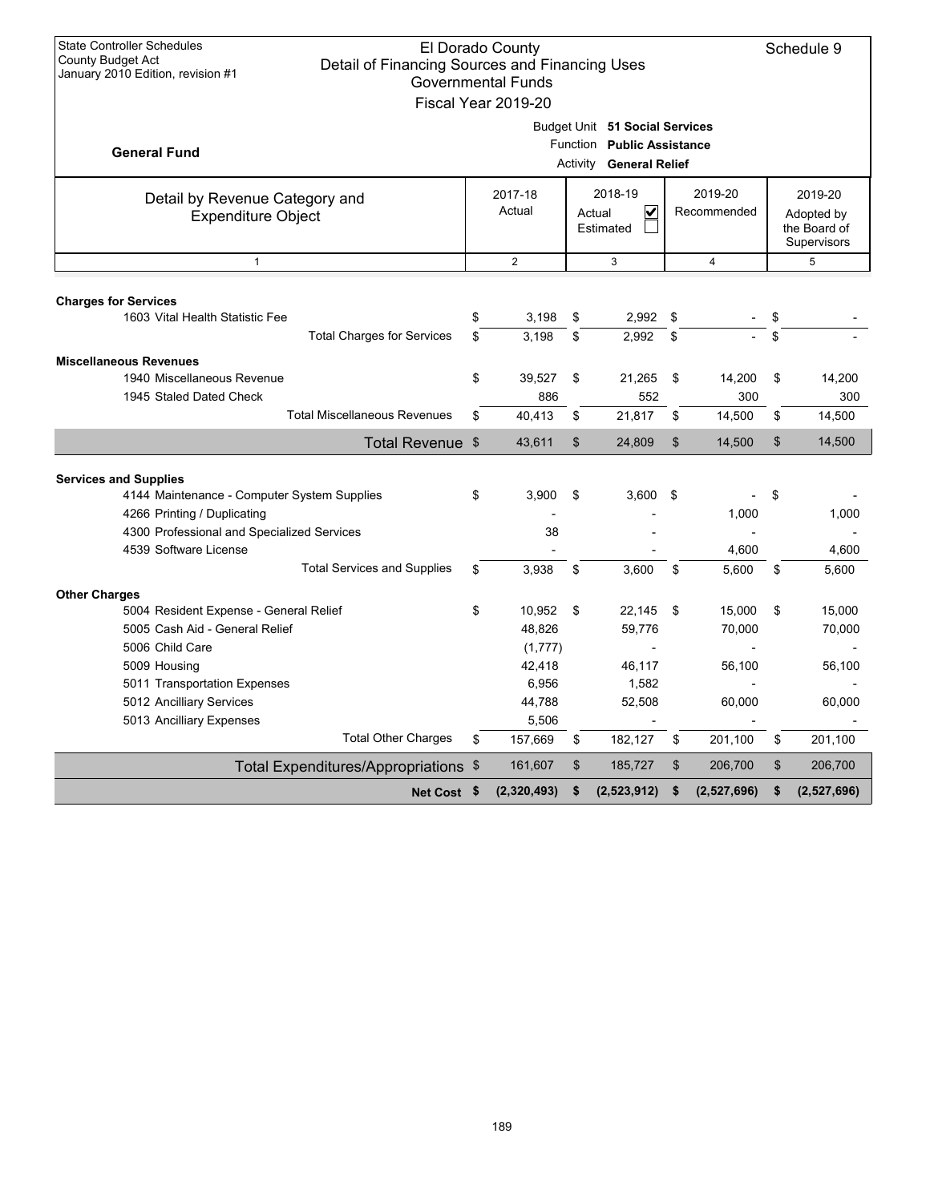State Controller Schedules
County Budget Act
January 2010 Edition, revision #1

# El Dorado County
## Detail of Financing Sources and Financing Uses
### Governmental Funds
### Fiscal Year 2019-20

Schedule 9

**General Fund**

Budget Unit **51 Social Services**
Function **Public Assistance**
Activity **General Relief**

| Detail by Revenue Category and Expenditure Object | 2017-18 Actual | 2018-19 Actual ☑ Estimated ☐ | 2019-20 Recommended | 2019-20 Adopted by the Board of Supervisors |
|---|---|---|---|---|
| 1 | 2 | 3 | 4 | 5 |
| **Charges for Services** | | | | |
| 1603 Vital Health Statistic Fee | $ 3,198 | $ 2,992 | $ - | $ - |
| Total Charges for Services | $ 3,198 | $ 2,992 | $ - | $ - |
| **Miscellaneous Revenues** | | | | |
| 1940 Miscellaneous Revenue | $ 39,527 | $ 21,265 | $ 14,200 | $ 14,200 |
| 1945 Staled Dated Check | 886 | 552 | 300 | 300 |
| Total Miscellaneous Revenues | $ 40,413 | $ 21,817 | $ 14,500 | $ 14,500 |
| **Total Revenue** | $ 43,611 | $ 24,809 | $ 14,500 | $ 14,500 |
| **Services and Supplies** | | | | |
| 4144 Maintenance - Computer System Supplies | $ 3,900 | $ 3,600 | $ - | $ - |
| 4266 Printing / Duplicating | - | - | 1,000 | 1,000 |
| 4300 Professional and Specialized Services | 38 | - | - | - |
| 4539 Software License | - | - | 4,600 | 4,600 |
| Total Services and Supplies | $ 3,938 | $ 3,600 | $ 5,600 | $ 5,600 |
| **Other Charges** | | | | |
| 5004 Resident Expense - General Relief | $ 10,952 | $ 22,145 | $ 15,000 | $ 15,000 |
| 5005 Cash Aid - General Relief | 48,826 | 59,776 | 70,000 | 70,000 |
| 5006 Child Care | (1,777) | - | - | - |
| 5009 Housing | 42,418 | 46,117 | 56,100 | 56,100 |
| 5011 Transportation Expenses | 6,956 | 1,582 | - | - |
| 5012 Ancilliary Services | 44,788 | 52,508 | 60,000 | 60,000 |
| 5013 Ancilliary Expenses | 5,506 | - | - | - |
| Total Other Charges | $ 157,669 | $ 182,127 | $ 201,100 | $ 201,100 |
| **Total Expenditures/Appropriations** | $ 161,607 | $ 185,727 | $ 206,700 | $ 206,700 |
| **Net Cost** | **$ (2,320,493)** | **$ (2,523,912)** | **$ (2,527,696)** | **$ (2,527,696)** |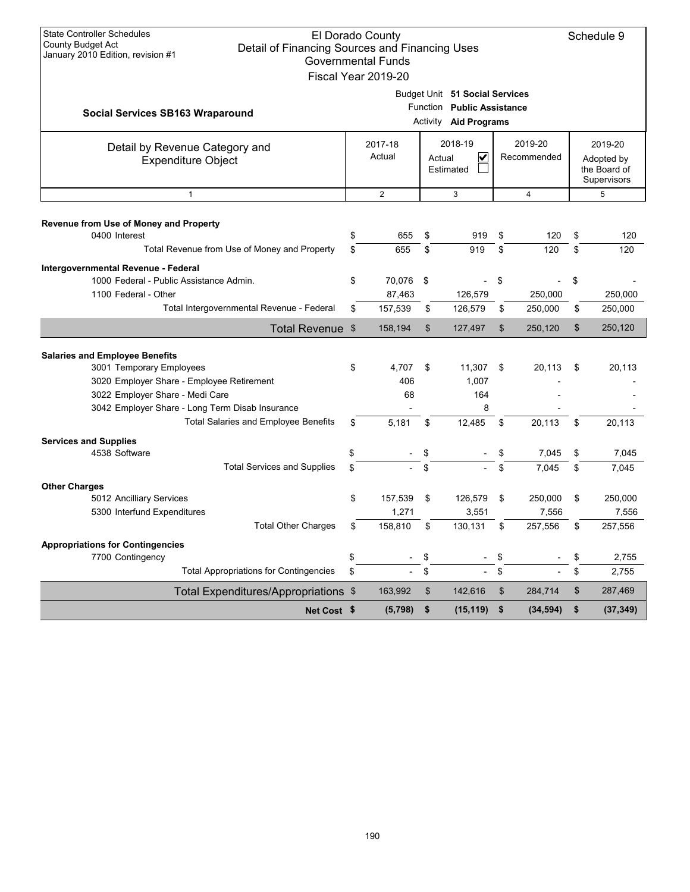State Controller Schedules
County Budget Act
January 2010 Edition, revision #1

El Dorado County
Detail of Financing Sources and Financing Uses
Governmental Funds
Fiscal Year 2019-20

Schedule 9

**Social Services SB163 Wraparound**

Budget Unit **51 Social Services**
Function **Public Assistance**
Activity **Aid Programs**

| Detail by Revenue Category and Expenditure Object | 2017-18 Actual | 2018-19 Actual ☑ Estimated ☐ | 2019-20 Recommended | 2019-20 Adopted by the Board of Supervisors |
|---|---|---|---|---|
| 1 | 2 | 3 | 4 | 5 |
| **Revenue from Use of Money and Property** | | | | |
| 0400 Interest | $ 655 | $ 919 | $ 120 | $ 120 |
| Total Revenue from Use of Money and Property | $ 655 | $ 919 | $ 120 | $ 120 |
| **Intergovernmental Revenue - Federal** | | | | |
| 1000 Federal - Public Assistance Admin. | $ 70,076 | $ - | $ - | $ - |
| 1100 Federal - Other | 87,463 | 126,579 | 250,000 | 250,000 |
| Total Intergovernmental Revenue - Federal | $ 157,539 | $ 126,579 | $ 250,000 | $ 250,000 |
| **Total Revenue** | $ 158,194 | $ 127,497 | $ 250,120 | $ 250,120 |
| **Salaries and Employee Benefits** | | | | |
| 3001 Temporary Employees | $ 4,707 | $ 11,307 | $ 20,113 | $ 20,113 |
| 3020 Employer Share - Employee Retirement | 406 | 1,007 | - | - |
| 3022 Employer Share - Medi Care | 68 | 164 | - | - |
| 3042 Employer Share - Long Term Disab Insurance | - | 8 | - | - |
| Total Salaries and Employee Benefits | $ 5,181 | $ 12,485 | $ 20,113 | $ 20,113 |
| **Services and Supplies** | | | | |
| 4538 Software | $ - | $ - | $ 7,045 | $ 7,045 |
| Total Services and Supplies | $ - | $ - | $ 7,045 | $ 7,045 |
| **Other Charges** | | | | |
| 5012 Ancilliary Services | $ 157,539 | $ 126,579 | $ 250,000 | $ 250,000 |
| 5300 Interfund Expenditures | 1,271 | 3,551 | 7,556 | 7,556 |
| Total Other Charges | $ 158,810 | $ 130,131 | $ 257,556 | $ 257,556 |
| **Appropriations for Contingencies** | | | | |
| 7700 Contingency | $ - | $ - | $ - | $ 2,755 |
| Total Appropriations for Contingencies | $ - | $ - | $ - | $ 2,755 |
| **Total Expenditures/Appropriations** | $ 163,992 | $ 142,616 | $ 284,714 | $ 287,469 |
| **Net Cost** | **$ (5,798)** | **$ (15,119)** | **$ (34,594)** | **$ (37,349)** |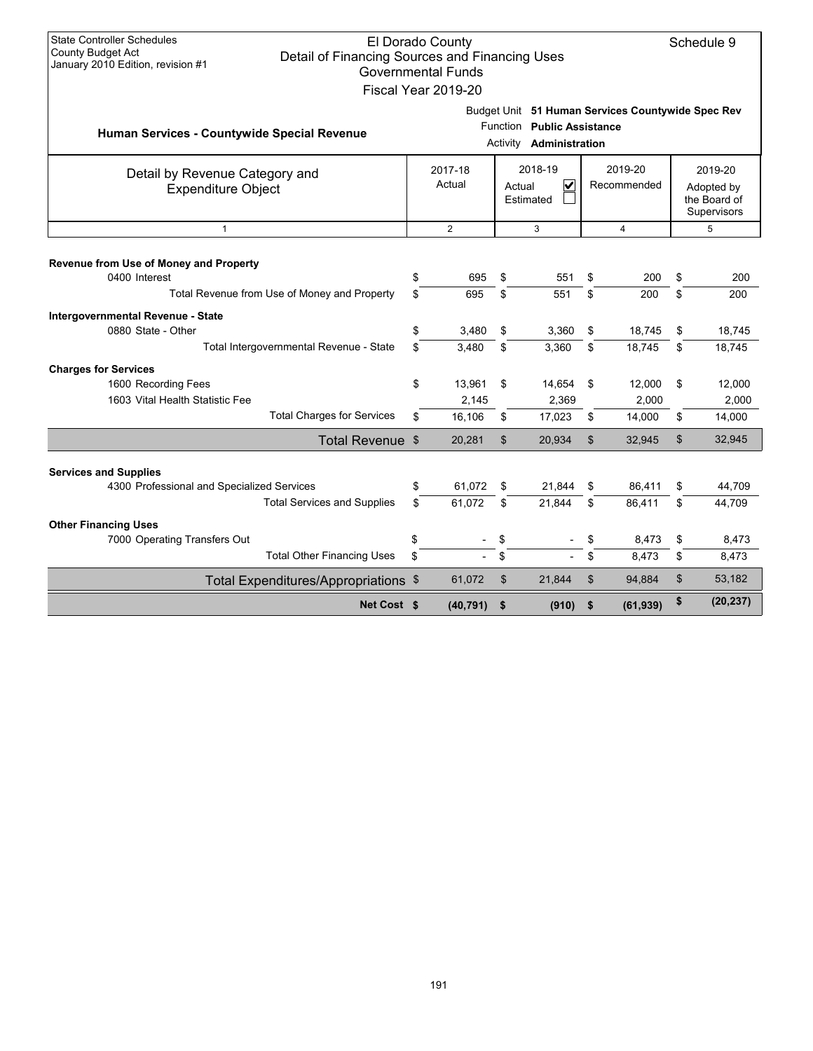State Controller Schedules
County Budget Act
January 2010 Edition, revision #1

# El Dorado County
## Detail of Financing Sources and Financing Uses
### Governmental Funds
### Fiscal Year 2019-20

Schedule 9

**Human Services - Countywide Special Revenue**

Budget Unit **51 Human Services Countywide Spec Rev**
Function **Public Assistance**
Activity **Administration**

| Detail by Revenue Category and Expenditure Object | 2017-18 Actual | 2018-19 Actual ☑ Estimated ☐ | 2019-20 Recommended | 2019-20 Adopted by the Board of Supervisors |
|---|---|---|---|---|
| 1 | 2 | 3 | 4 | 5 |
| **Revenue from Use of Money and Property** | | | | |
| 0400 Interest | $ 695 | $ 551 | $ 200 | $ 200 |
| Total Revenue from Use of Money and Property | $ 695 | $ 551 | $ 200 | $ 200 |
| **Intergovernmental Revenue - State** | | | | |
| 0880 State - Other | $ 3,480 | $ 3,360 | $ 18,745 | $ 18,745 |
| Total Intergovernmental Revenue - State | $ 3,480 | $ 3,360 | $ 18,745 | $ 18,745 |
| **Charges for Services** | | | | |
| 1600 Recording Fees | $ 13,961 | $ 14,654 | $ 12,000 | $ 12,000 |
| 1603 Vital Health Statistic Fee | 2,145 | 2,369 | 2,000 | 2,000 |
| Total Charges for Services | $ 16,106 | $ 17,023 | $ 14,000 | $ 14,000 |
| Total Revenue | $ 20,281 | $ 20,934 | $ 32,945 | $ 32,945 |
| **Services and Supplies** | | | | |
| 4300 Professional and Specialized Services | $ 61,072 | $ 21,844 | $ 86,411 | $ 44,709 |
| Total Services and Supplies | $ 61,072 | $ 21,844 | $ 86,411 | $ 44,709 |
| **Other Financing Uses** | | | | |
| 7000 Operating Transfers Out | $ - | $ - | $ 8,473 | $ 8,473 |
| Total Other Financing Uses | $ - | $ - | $ 8,473 | $ 8,473 |
| Total Expenditures/Appropriations | $ 61,072 | $ 21,844 | $ 94,884 | $ 53,182 |
| **Net Cost** | **$ (40,791)** | **$ (910)** | **$ (61,939)** | **$ (20,237)** |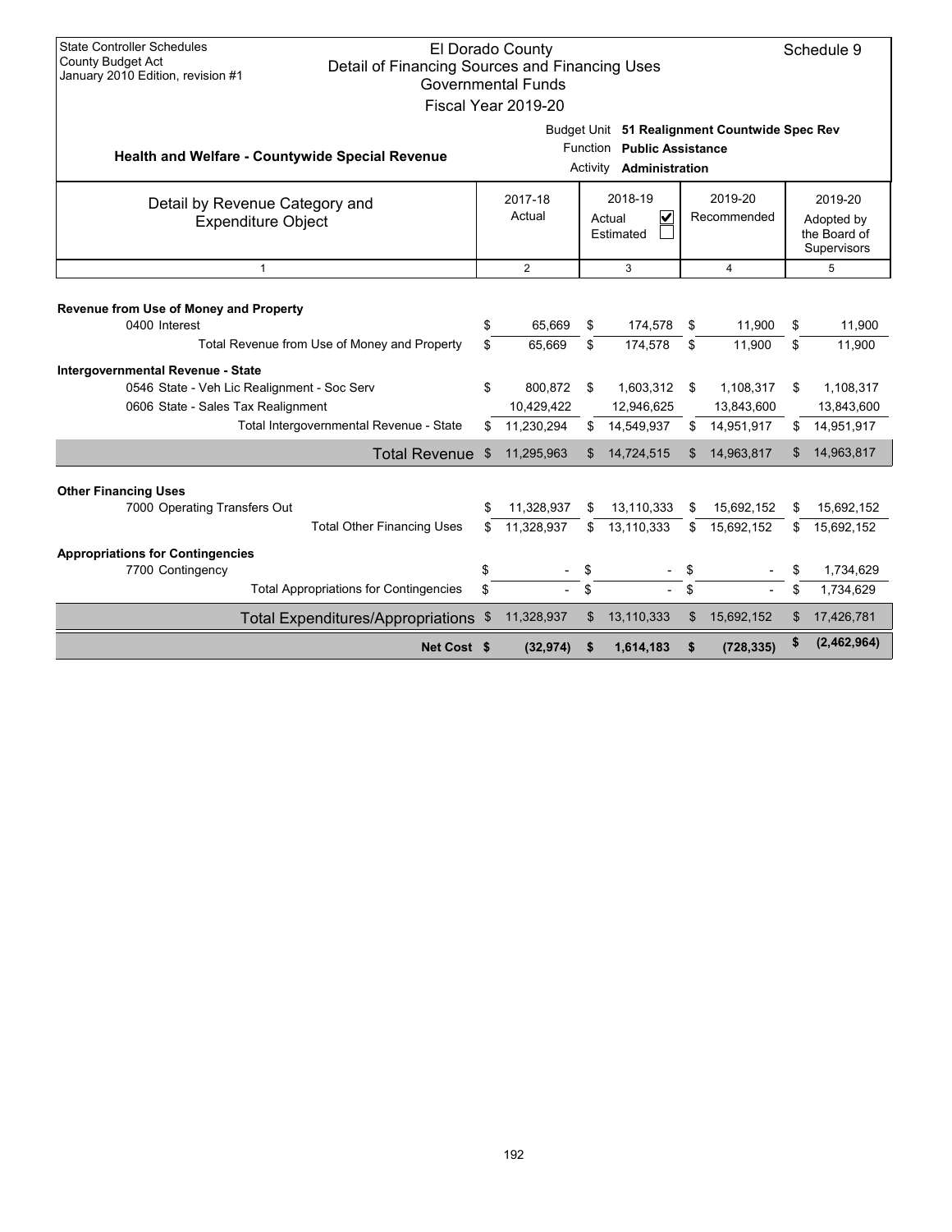State Controller Schedules
County Budget Act
January 2010 Edition, revision #1

# El Dorado County
## Detail of Financing Sources and Financing Uses
### Governmental Funds
### Fiscal Year 2019-20

Schedule 9

**Health and Welfare - Countywide Special Revenue**

Budget Unit **51 Realignment Countywide Spec Rev**
Function **Public Assistance**
Activity **Administration**

| Detail by Revenue Category and Expenditure Object | 2017-18 Actual | 2018-19 Actual ☑ Estimated ☐ | 2019-20 Recommended | 2019-20 Adopted by the Board of Supervisors |
|---|---|---|---|---|
| 1 | 2 | 3 | 4 | 5 |
| **Revenue from Use of Money and Property** | | | | |
| 0400 Interest | $ 65,669 | $ 174,578 | $ 11,900 | $ 11,900 |
| Total Revenue from Use of Money and Property | $ 65,669 | $ 174,578 | $ 11,900 | $ 11,900 |
| **Intergovernmental Revenue - State** | | | | |
| 0546 State - Veh Lic Realignment - Soc Serv | $ 800,872 | $ 1,603,312 | $ 1,108,317 | $ 1,108,317 |
| 0606 State - Sales Tax Realignment | 10,429,422 | 12,946,625 | 13,843,600 | 13,843,600 |
| Total Intergovernmental Revenue - State | $ 11,230,294 | $ 14,549,937 | $ 14,951,917 | $ 14,951,917 |
| Total Revenue | $ 11,295,963 | $ 14,724,515 | $ 14,963,817 | $ 14,963,817 |
| **Other Financing Uses** | | | | |
| 7000 Operating Transfers Out | $ 11,328,937 | $ 13,110,333 | $ 15,692,152 | $ 15,692,152 |
| Total Other Financing Uses | $ 11,328,937 | $ 13,110,333 | $ 15,692,152 | $ 15,692,152 |
| **Appropriations for Contingencies** | | | | |
| 7700 Contingency | $ - | $ - | $ - | $ 1,734,629 |
| Total Appropriations for Contingencies | $ - | $ - | $ - | $ 1,734,629 |
| Total Expenditures/Appropriations | $ 11,328,937 | $ 13,110,333 | $ 15,692,152 | $ 17,426,781 |
| **Net Cost** | **$ (32,974)** | **$ 1,614,183** | **$ (728,335)** | **$ (2,462,964)** |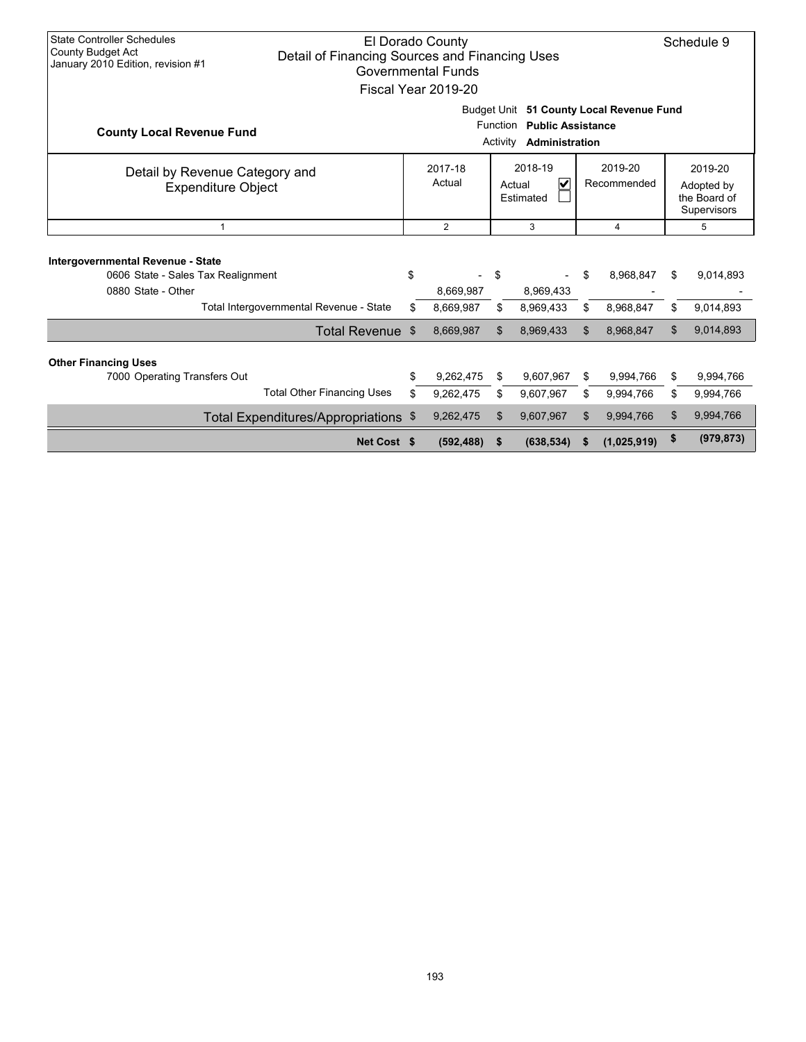State Controller Schedules
County Budget Act
January 2010 Edition, revision #1

# El Dorado County
## Detail of Financing Sources and Financing Uses
### Governmental Funds
### Fiscal Year 2019-20

Schedule 9

**County Local Revenue Fund**

Budget Unit **51 County Local Revenue Fund**
Function **Public Assistance**
Activity **Administration**

| Detail by Revenue Category and Expenditure Object | 2017-18 Actual | 2018-19 Actual ☑ Estimated ☐ | 2019-20 Recommended | 2019-20 Adopted by the Board of Supervisors |
|---|---|---|---|---|
| 1 | 2 | 3 | 4 | 5 |
| **Intergovernmental Revenue - State** | | | | |
| 0606 State - Sales Tax Realignment | $ - | $ - | $ 8,968,847 | $ 9,014,893 |
| 0880 State - Other | 8,669,987 | 8,969,433 | - | - |
| Total Intergovernmental Revenue - State | $ 8,669,987 | $ 8,969,433 | $ 8,968,847 | $ 9,014,893 |
| Total Revenue | $ 8,669,987 | $ 8,969,433 | $ 8,968,847 | $ 9,014,893 |
| **Other Financing Uses** | | | | |
| 7000 Operating Transfers Out | $ 9,262,475 | $ 9,607,967 | $ 9,994,766 | $ 9,994,766 |
| Total Other Financing Uses | $ 9,262,475 | $ 9,607,967 | $ 9,994,766 | $ 9,994,766 |
| Total Expenditures/Appropriations | $ 9,262,475 | $ 9,607,967 | $ 9,994,766 | $ 9,994,766 |
| **Net Cost** | **$ (592,488)** | **$ (638,534)** | **$ (1,025,919)** | **$ (979,873)** |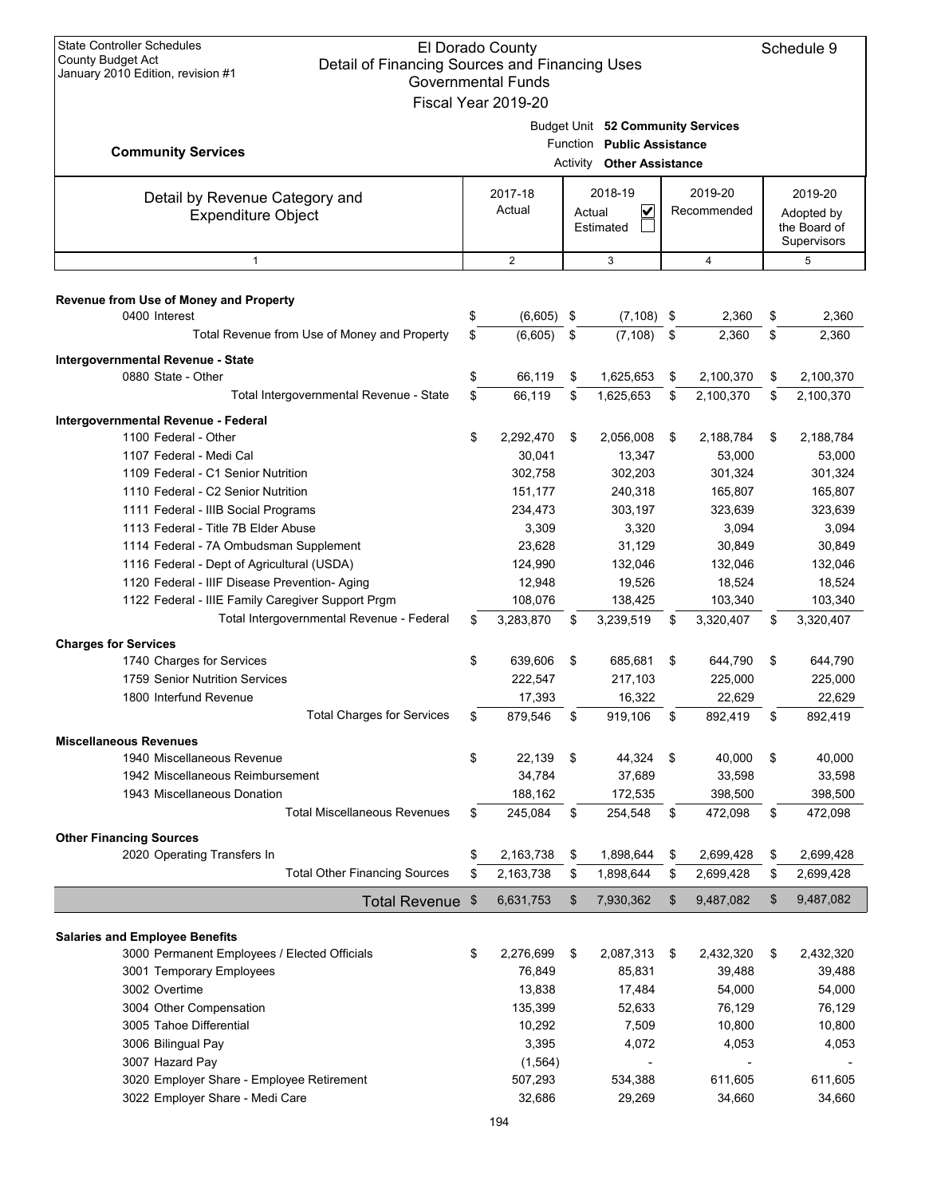State Controller Schedules
County Budget Act
January 2010 Edition, revision #1

# El Dorado County
## Detail of Financing Sources and Financing Uses
### Governmental Funds
### Fiscal Year 2019-20

Schedule 9

**Community Services**

Budget Unit **52 Community Services**
Function **Public Assistance**
Activity **Other Assistance**

| Detail by Revenue Category and Expenditure Object | 2017-18 Actual | 2018-19 Actual ☑ Estimated ☐ | 2019-20 Recommended | 2019-20 Adopted by the Board of Supervisors |
|---|---|---|---|---|
| 1 | 2 | 3 | 4 | 5 |
| **Revenue from Use of Money and Property** | | | | |
| 0400 Interest | $ (6,605) | $ (7,108) | $ 2,360 | $ 2,360 |
| Total Revenue from Use of Money and Property | $ (6,605) | $ (7,108) | $ 2,360 | $ 2,360 |
| **Intergovernmental Revenue - State** | | | | |
| 0880 State - Other | $ 66,119 | $ 1,625,653 | $ 2,100,370 | $ 2,100,370 |
| Total Intergovernmental Revenue - State | $ 66,119 | $ 1,625,653 | $ 2,100,370 | $ 2,100,370 |
| **Intergovernmental Revenue - Federal** | | | | |
| 1100 Federal - Other | $ 2,292,470 | $ 2,056,008 | $ 2,188,784 | $ 2,188,784 |
| 1107 Federal - Medi Cal | 30,041 | 13,347 | 53,000 | 53,000 |
| 1109 Federal - C1 Senior Nutrition | 302,758 | 302,203 | 301,324 | 301,324 |
| 1110 Federal - C2 Senior Nutrition | 151,177 | 240,318 | 165,807 | 165,807 |
| 1111 Federal - IIIB Social Programs | 234,473 | 303,197 | 323,639 | 323,639 |
| 1113 Federal - Title 7B Elder Abuse | 3,309 | 3,320 | 3,094 | 3,094 |
| 1114 Federal - 7A Ombudsman Supplement | 23,628 | 31,129 | 30,849 | 30,849 |
| 1116 Federal - Dept of Agricultural (USDA) | 124,990 | 132,046 | 132,046 | 132,046 |
| 1120 Federal - IIIF Disease Prevention- Aging | 12,948 | 19,526 | 18,524 | 18,524 |
| 1122 Federal - IIIE Family Caregiver Support Prgm | 108,076 | 138,425 | 103,340 | 103,340 |
| Total Intergovernmental Revenue - Federal | $ 3,283,870 | $ 3,239,519 | $ 3,320,407 | $ 3,320,407 |
| **Charges for Services** | | | | |
| 1740 Charges for Services | $ 639,606 | $ 685,681 | $ 644,790 | $ 644,790 |
| 1759 Senior Nutrition Services | 222,547 | 217,103 | 225,000 | 225,000 |
| 1800 Interfund Revenue | 17,393 | 16,322 | 22,629 | 22,629 |
| Total Charges for Services | $ 879,546 | $ 919,106 | $ 892,419 | $ 892,419 |
| **Miscellaneous Revenues** | | | | |
| 1940 Miscellaneous Revenue | $ 22,139 | $ 44,324 | $ 40,000 | $ 40,000 |
| 1942 Miscellaneous Reimbursement | 34,784 | 37,689 | 33,598 | 33,598 |
| 1943 Miscellaneous Donation | 188,162 | 172,535 | 398,500 | 398,500 |
| Total Miscellaneous Revenues | $ 245,084 | $ 254,548 | $ 472,098 | $ 472,098 |
| **Other Financing Sources** | | | | |
| 2020 Operating Transfers In | $ 2,163,738 | $ 1,898,644 | $ 2,699,428 | $ 2,699,428 |
| Total Other Financing Sources | $ 2,163,738 | $ 1,898,644 | $ 2,699,428 | $ 2,699,428 |
| **Total Revenue** | $ 6,631,753 | $ 7,930,362 | $ 9,487,082 | $ 9,487,082 |
| **Salaries and Employee Benefits** | | | | |
| 3000 Permanent Employees / Elected Officials | $ 2,276,699 | $ 2,087,313 | $ 2,432,320 | $ 2,432,320 |
| 3001 Temporary Employees | 76,849 | 85,831 | 39,488 | 39,488 |
| 3002 Overtime | 13,838 | 17,484 | 54,000 | 54,000 |
| 3004 Other Compensation | 135,399 | 52,633 | 76,129 | 76,129 |
| 3005 Tahoe Differential | 10,292 | 7,509 | 10,800 | 10,800 |
| 3006 Bilingual Pay | 3,395 | 4,072 | 4,053 | 4,053 |
| 3007 Hazard Pay | (1,564) | - | - | - |
| 3020 Employer Share - Employee Retirement | 507,293 | 534,388 | 611,605 | 611,605 |
| 3022 Employer Share - Medi Care | 32,686 | 29,269 | 34,660 | 34,660 |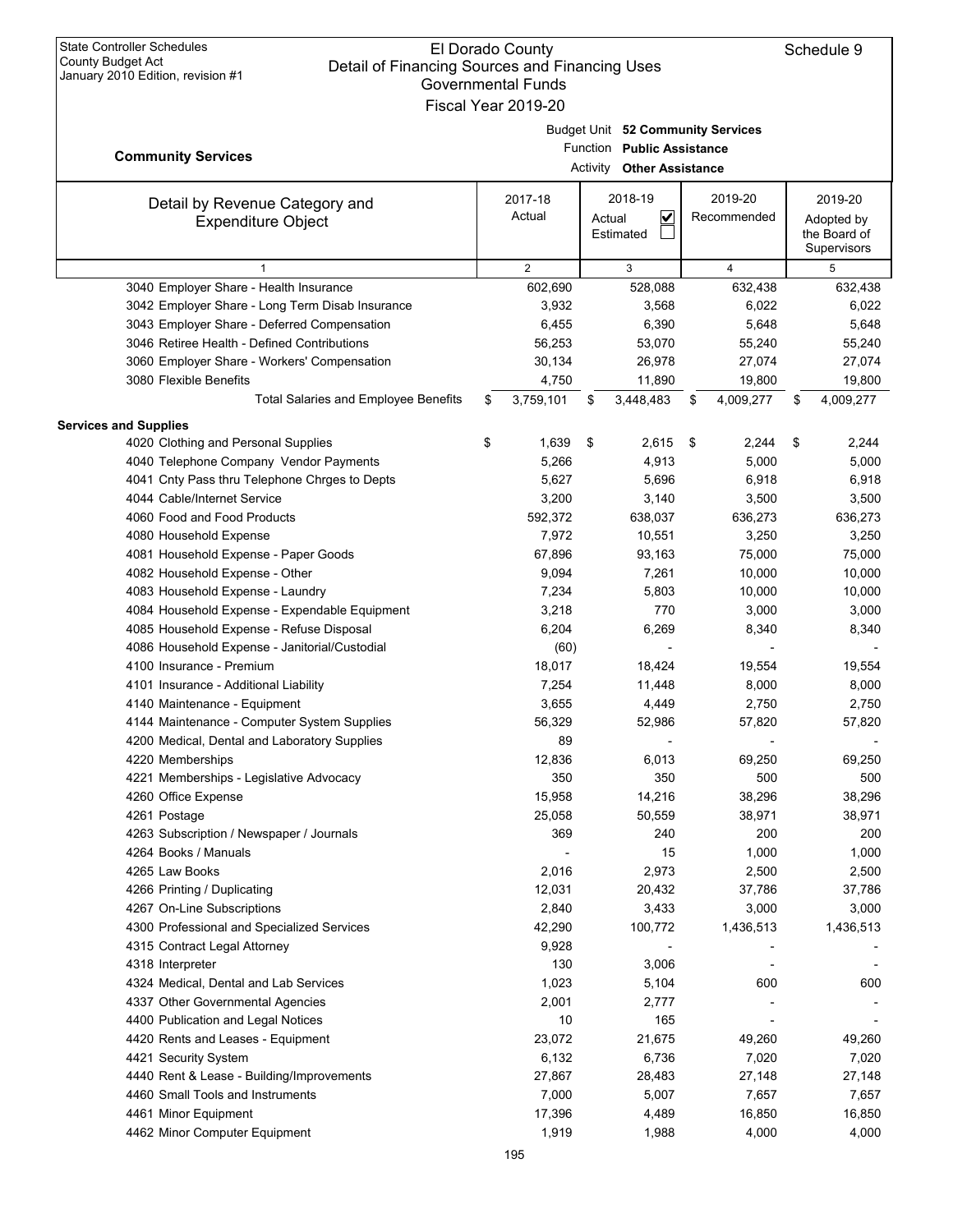State Controller Schedules
County Budget Act
January 2010 Edition, revision #1

El Dorado County
Detail of Financing Sources and Financing Uses
Governmental Funds
Fiscal Year 2019-20

Schedule 9

**Community Services**

Budget Unit **52 Community Services**
Function **Public Assistance**
Activity **Other Assistance**

| Detail by Revenue Category and Expenditure Object | 2017-18 Actual | 2018-19 Actual ☑ Estimated ☐ | 2019-20 Recommended | 2019-20 Adopted by the Board of Supervisors |
|---|---|---|---|---|
| 1 | 2 | 3 | 4 | 5 |
| 3040 Employer Share - Health Insurance | 602,690 | 528,088 | 632,438 | 632,438 |
| 3042 Employer Share - Long Term Disab Insurance | 3,932 | 3,568 | 6,022 | 6,022 |
| 3043 Employer Share - Deferred Compensation | 6,455 | 6,390 | 5,648 | 5,648 |
| 3046 Retiree Health - Defined Contributions | 56,253 | 53,070 | 55,240 | 55,240 |
| 3060 Employer Share - Workers' Compensation | 30,134 | 26,978 | 27,074 | 27,074 |
| 3080 Flexible Benefits | 4,750 | 11,890 | 19,800 | 19,800 |
| Total Salaries and Employee Benefits | $ 3,759,101 | $ 3,448,483 | $ 4,009,277 | $ 4,009,277 |
| **Services and Supplies** | | | | |
| 4020 Clothing and Personal Supplies | $ 1,639 | $ 2,615 | $ 2,244 | $ 2,244 |
| 4040 Telephone Company Vendor Payments | 5,266 | 4,913 | 5,000 | 5,000 |
| 4041 Cnty Pass thru Telephone Chrges to Depts | 5,627 | 5,696 | 6,918 | 6,918 |
| 4044 Cable/Internet Service | 3,200 | 3,140 | 3,500 | 3,500 |
| 4060 Food and Food Products | 592,372 | 638,037 | 636,273 | 636,273 |
| 4080 Household Expense | 7,972 | 10,551 | 3,250 | 3,250 |
| 4081 Household Expense - Paper Goods | 67,896 | 93,163 | 75,000 | 75,000 |
| 4082 Household Expense - Other | 9,094 | 7,261 | 10,000 | 10,000 |
| 4083 Household Expense - Laundry | 7,234 | 5,803 | 10,000 | 10,000 |
| 4084 Household Expense - Expendable Equipment | 3,218 | 770 | 3,000 | 3,000 |
| 4085 Household Expense - Refuse Disposal | 6,204 | 6,269 | 8,340 | 8,340 |
| 4086 Household Expense - Janitorial/Custodial | (60) | - | - | - |
| 4100 Insurance - Premium | 18,017 | 18,424 | 19,554 | 19,554 |
| 4101 Insurance - Additional Liability | 7,254 | 11,448 | 8,000 | 8,000 |
| 4140 Maintenance - Equipment | 3,655 | 4,449 | 2,750 | 2,750 |
| 4144 Maintenance - Computer System Supplies | 56,329 | 52,986 | 57,820 | 57,820 |
| 4200 Medical, Dental and Laboratory Supplies | 89 | - | - | - |
| 4220 Memberships | 12,836 | 6,013 | 69,250 | 69,250 |
| 4221 Memberships - Legislative Advocacy | 350 | 350 | 500 | 500 |
| 4260 Office Expense | 15,958 | 14,216 | 38,296 | 38,296 |
| 4261 Postage | 25,058 | 50,559 | 38,971 | 38,971 |
| 4263 Subscription / Newspaper / Journals | 369 | 240 | 200 | 200 |
| 4264 Books / Manuals | - | 15 | 1,000 | 1,000 |
| 4265 Law Books | 2,016 | 2,973 | 2,500 | 2,500 |
| 4266 Printing / Duplicating | 12,031 | 20,432 | 37,786 | 37,786 |
| 4267 On-Line Subscriptions | 2,840 | 3,433 | 3,000 | 3,000 |
| 4300 Professional and Specialized Services | 42,290 | 100,772 | 1,436,513 | 1,436,513 |
| 4315 Contract Legal Attorney | 9,928 | - | - | - |
| 4318 Interpreter | 130 | 3,006 | - | - |
| 4324 Medical, Dental and Lab Services | 1,023 | 5,104 | 600 | 600 |
| 4337 Other Governmental Agencies | 2,001 | 2,777 | - | - |
| 4400 Publication and Legal Notices | 10 | 165 | - | - |
| 4420 Rents and Leases - Equipment | 23,072 | 21,675 | 49,260 | 49,260 |
| 4421 Security System | 6,132 | 6,736 | 7,020 | 7,020 |
| 4440 Rent & Lease - Building/Improvements | 27,867 | 28,483 | 27,148 | 27,148 |
| 4460 Small Tools and Instruments | 7,000 | 5,007 | 7,657 | 7,657 |
| 4461 Minor Equipment | 17,396 | 4,489 | 16,850 | 16,850 |
| 4462 Minor Computer Equipment | 1,919 | 1,988 | 4,000 | 4,000 |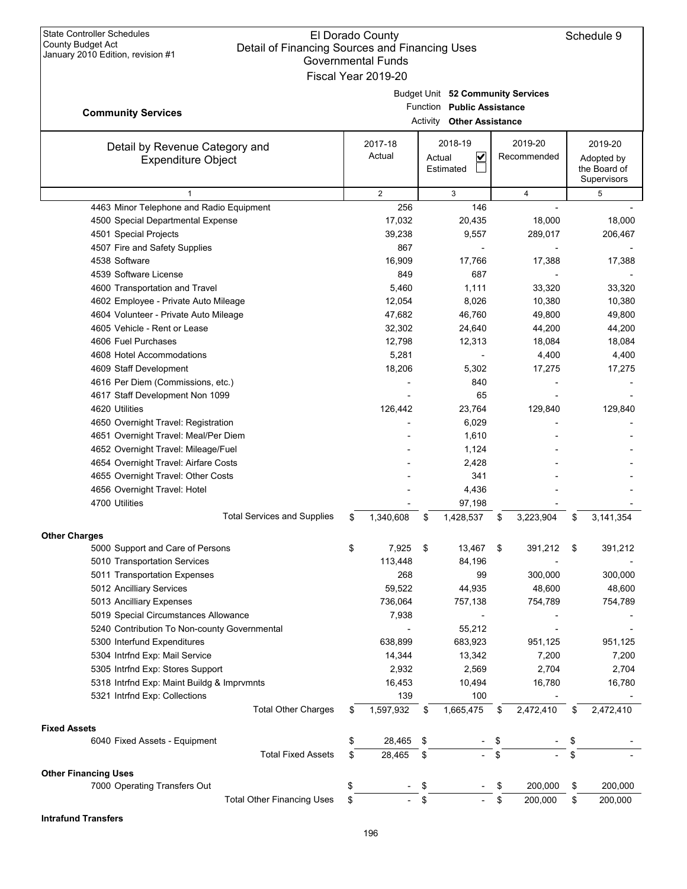State Controller Schedules
County Budget Act
January 2010 Edition, revision #1

El Dorado County
Detail of Financing Sources and Financing Uses
Governmental Funds
Fiscal Year 2019-20

Schedule 9

**Community Services**

Budget Unit **52 Community Services**
Function **Public Assistance**
Activity **Other Assistance**

| Detail by Revenue Category and Expenditure Object | 2017-18 Actual | 2018-19 Actual ☑ Estimated ☐ | 2019-20 Recommended | 2019-20 Adopted by the Board of Supervisors |
|---|---|---|---|---|
| 1 | 2 | 3 | 4 | 5 |
| 4463 Minor Telephone and Radio Equipment | 256 | 146 | - | - |
| 4500 Special Departmental Expense | 17,032 | 20,435 | 18,000 | 18,000 |
| 4501 Special Projects | 39,238 | 9,557 | 289,017 | 206,467 |
| 4507 Fire and Safety Supplies | 867 | - | - | - |
| 4538 Software | 16,909 | 17,766 | 17,388 | 17,388 |
| 4539 Software License | 849 | 687 | - | - |
| 4600 Transportation and Travel | 5,460 | 1,111 | 33,320 | 33,320 |
| 4602 Employee - Private Auto Mileage | 12,054 | 8,026 | 10,380 | 10,380 |
| 4604 Volunteer - Private Auto Mileage | 47,682 | 46,760 | 49,800 | 49,800 |
| 4605 Vehicle - Rent or Lease | 32,302 | 24,640 | 44,200 | 44,200 |
| 4606 Fuel Purchases | 12,798 | 12,313 | 18,084 | 18,084 |
| 4608 Hotel Accommodations | 5,281 | - | 4,400 | 4,400 |
| 4609 Staff Development | 18,206 | 5,302 | 17,275 | 17,275 |
| 4616 Per Diem (Commissions, etc.) | - | 840 | - | - |
| 4617 Staff Development Non 1099 | - | 65 | - | - |
| 4620 Utilities | 126,442 | 23,764 | 129,840 | 129,840 |
| 4650 Overnight Travel: Registration | - | 6,029 | - | - |
| 4651 Overnight Travel: Meal/Per Diem | - | 1,610 | - | - |
| 4652 Overnight Travel: Mileage/Fuel | - | 1,124 | - | - |
| 4654 Overnight Travel: Airfare Costs | - | 2,428 | - | - |
| 4655 Overnight Travel: Other Costs | - | 341 | - | - |
| 4656 Overnight Travel: Hotel | - | 4,436 | - | - |
| 4700 Utilities | - | 97,198 | - | - |
| Total Services and Supplies | $ 1,340,608 | $ 1,428,537 | $ 3,223,904 | $ 3,141,354 |
| **Other Charges** | | | | |
| 5000 Support and Care of Persons | $ 7,925 | $ 13,467 | $ 391,212 | $ 391,212 |
| 5010 Transportation Services | 113,448 | 84,196 | - | - |
| 5011 Transportation Expenses | 268 | 99 | 300,000 | 300,000 |
| 5012 Ancilliary Services | 59,522 | 44,935 | 48,600 | 48,600 |
| 5013 Ancilliary Expenses | 736,064 | 757,138 | 754,789 | 754,789 |
| 5019 Special Circumstances Allowance | 7,938 | - | - | - |
| 5240 Contribution To Non-county Governmental | - | 55,212 | - | - |
| 5300 Interfund Expenditures | 638,899 | 683,923 | 951,125 | 951,125 |
| 5304 Intrfnd Exp: Mail Service | 14,344 | 13,342 | 7,200 | 7,200 |
| 5305 Intrfnd Exp: Stores Support | 2,932 | 2,569 | 2,704 | 2,704 |
| 5318 Intrfnd Exp: Maint Buildg & Imprvmnts | 16,453 | 10,494 | 16,780 | 16,780 |
| 5321 Intrfnd Exp: Collections | 139 | 100 | - | - |
| Total Other Charges | $ 1,597,932 | $ 1,665,475 | $ 2,472,410 | $ 2,472,410 |
| **Fixed Assets** | | | | |
| 6040 Fixed Assets - Equipment | $ 28,465 | $ - | $ - | $ - |
| Total Fixed Assets | $ 28,465 | $ - | $ - | $ - |
| **Other Financing Uses** | | | | |
| 7000 Operating Transfers Out | $ - | $ - | $ 200,000 | $ 200,000 |
| Total Other Financing Uses | $ - | $ - | $ 200,000 | $ 200,000 |
| **Intrafund Transfers** | | | | |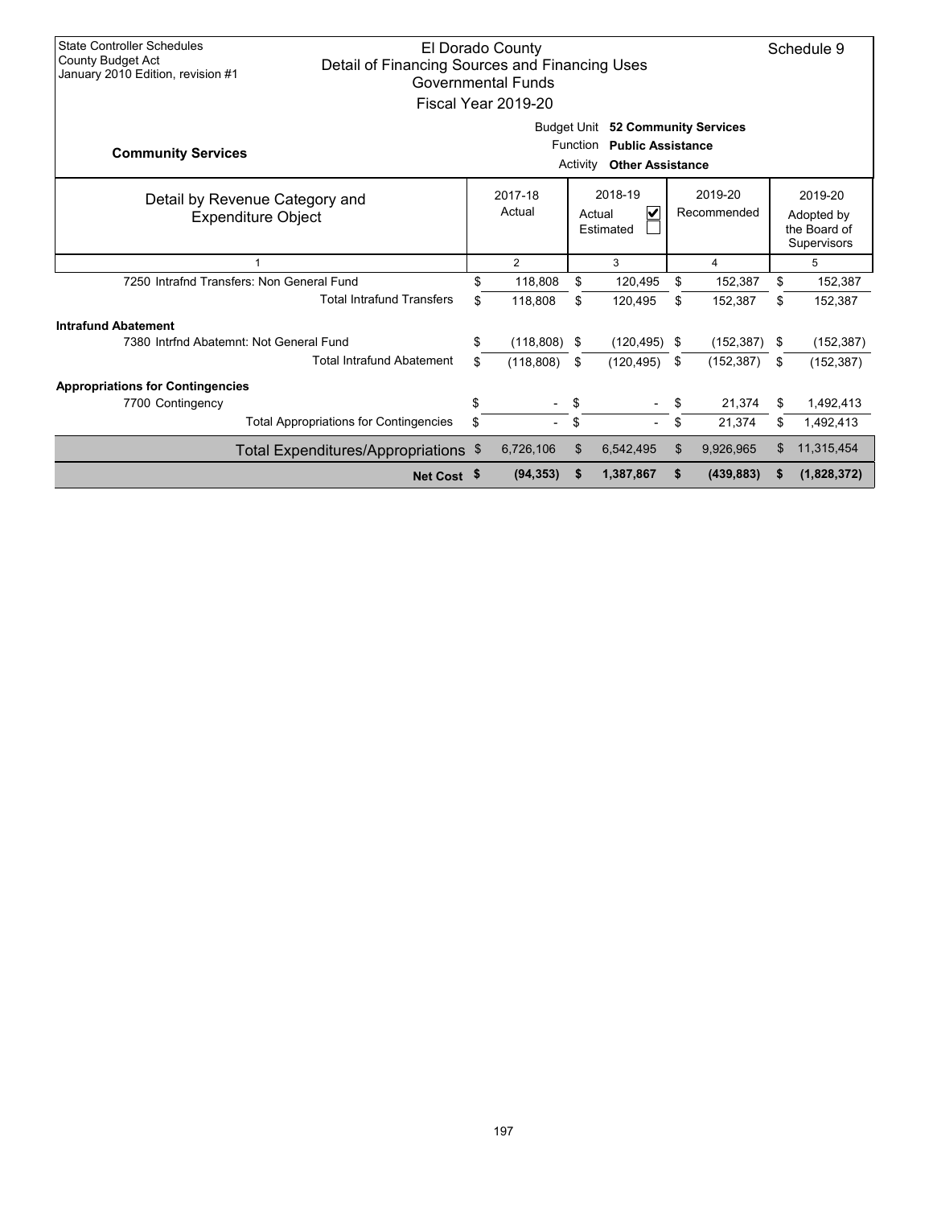State Controller Schedules
County Budget Act
January 2010 Edition, revision #1

# El Dorado County
## Detail of Financing Sources and Financing Uses
### Governmental Funds
### Fiscal Year 2019-20

Schedule 9

**Community Services**

Budget Unit **52 Community Services**
Function **Public Assistance**
Activity **Other Assistance**

| Detail by Revenue Category and Expenditure Object | 2017-18 Actual | 2018-19 Actual ☑ Estimated ☐ | 2019-20 Recommended | 2019-20 Adopted by the Board of Supervisors |
|---|---|---|---|---|
| 1 | 2 | 3 | 4 | 5 |
| 7250 Intrafnd Transfers: Non General Fund | $ 118,808 | $ 120,495 | $ 152,387 | $ 152,387 |
| Total Intrafund Transfers | $ 118,808 | $ 120,495 | $ 152,387 | $ 152,387 |
| **Intrafund Abatement** | | | | |
| 7380 Intrfnd Abatemnt: Not General Fund | $ (118,808) | $ (120,495) | $ (152,387) | $ (152,387) |
| Total Intrafund Abatement | $ (118,808) | $ (120,495) | $ (152,387) | $ (152,387) |
| **Appropriations for Contingencies** | | | | |
| 7700 Contingency | $ - | $ - | $ 21,374 | $ 1,492,413 |
| Total Appropriations for Contingencies | $ - | $ - | $ 21,374 | $ 1,492,413 |
| Total Expenditures/Appropriations | $ 6,726,106 | $ 6,542,495 | $ 9,926,965 | $ 11,315,454 |
| **Net Cost** | **$ (94,353)** | **$ 1,387,867** | **$ (439,883)** | **$ (1,828,372)** |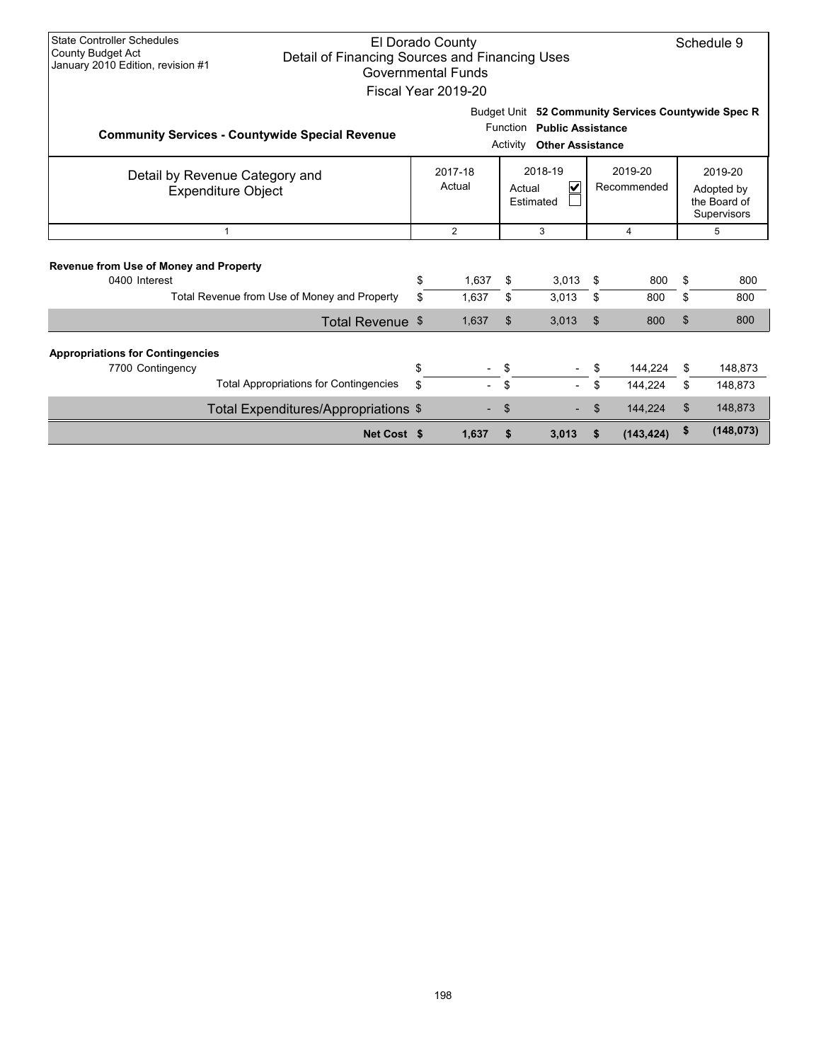State Controller Schedules
County Budget Act
January 2010 Edition, revision #1

# El Dorado County
## Detail of Financing Sources and Financing Uses
### Governmental Funds
### Fiscal Year 2019-20

Schedule 9

**Community Services - Countywide Special Revenue**

Budget Unit **52 Community Services Countywide Spec R**
Function **Public Assistance**
Activity **Other Assistance**

| Detail by Revenue Category and Expenditure Object | 2017-18 Actual | 2018-19 Actual ☑ Estimated ☐ | 2019-20 Recommended | 2019-20 Adopted by the Board of Supervisors |
|---|---|---|---|---|
| 1 | 2 | 3 | 4 | 5 |
| **Revenue from Use of Money and Property** | | | | |
| 0400 Interest | $ 1,637 | $ 3,013 | $ 800 | $ 800 |
| Total Revenue from Use of Money and Property | $ 1,637 | $ 3,013 | $ 800 | $ 800 |
| Total Revenue | $ 1,637 | $ 3,013 | $ 800 | $ 800 |
| **Appropriations for Contingencies** | | | | |
| 7700 Contingency | $ - | $ - | $ 144,224 | $ 148,873 |
| Total Appropriations for Contingencies | $ - | $ - | $ 144,224 | $ 148,873 |
| Total Expenditures/Appropriations | $ - | $ - | $ 144,224 | $ 148,873 |
| **Net Cost** | **$ 1,637** | **$ 3,013** | **$ (143,424)** | **$ (148,073)** |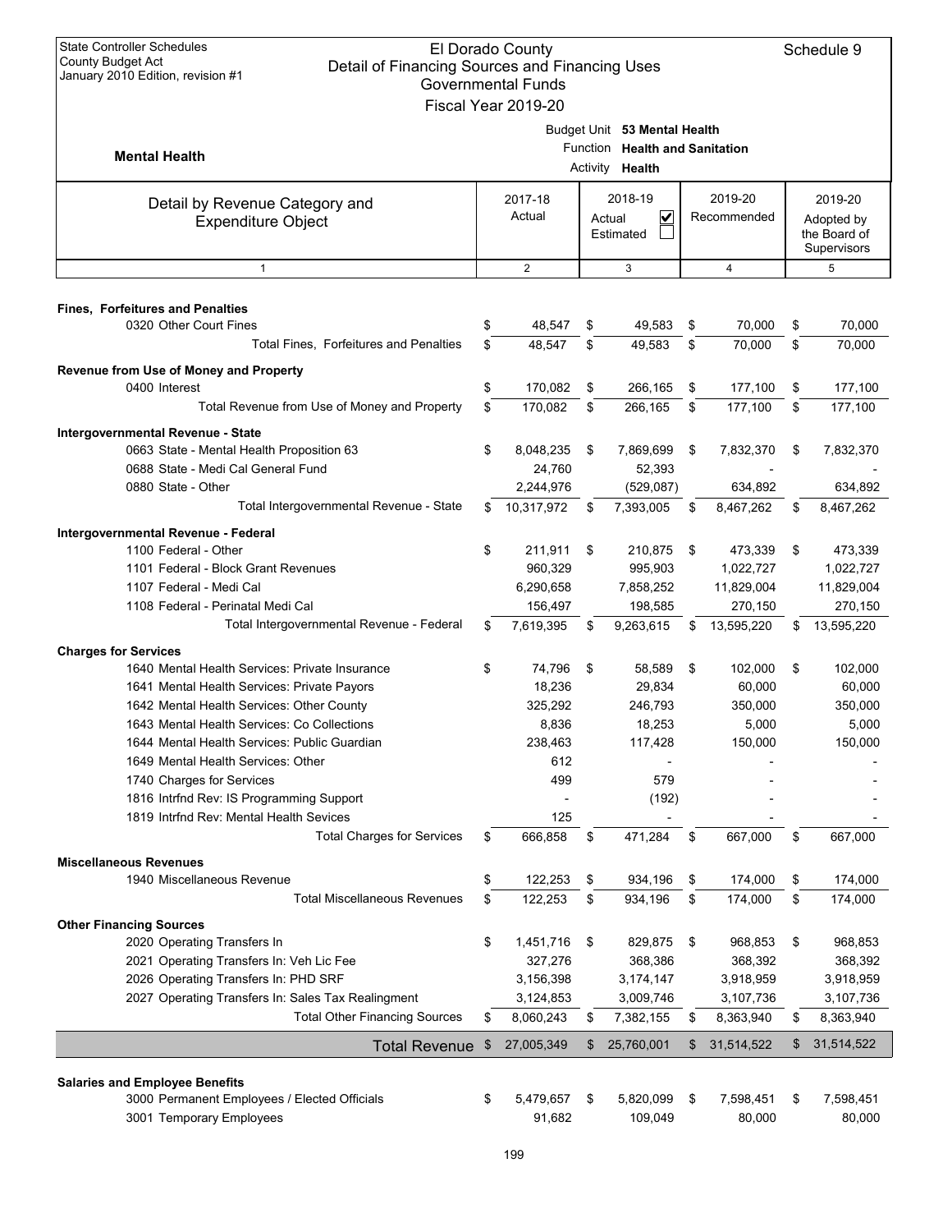State Controller Schedules
County Budget Act
January 2010 Edition, revision #1

# El Dorado County
## Detail of Financing Sources and Financing Uses
### Governmental Funds
### Fiscal Year 2019-20

Schedule 9

**Mental Health**

Budget Unit **53 Mental Health**
Function **Health and Sanitation**
Activity **Health**

| Detail by Revenue Category and Expenditure Object | 2017-18 Actual | 2018-19 Actual ☑ Estimated ☐ | 2019-20 Recommended | 2019-20 Adopted by the Board of Supervisors |
|---|---|---|---|---|
| 1 | 2 | 3 | 4 | 5 |
| **Fines, Forfeitures and Penalties** | | | | |
| 0320 Other Court Fines | $ 48,547 | $ 49,583 | $ 70,000 | $ 70,000 |
| Total Fines, Forfeitures and Penalties | $ 48,547 | $ 49,583 | $ 70,000 | $ 70,000 |
| **Revenue from Use of Money and Property** | | | | |
| 0400 Interest | $ 170,082 | $ 266,165 | $ 177,100 | $ 177,100 |
| Total Revenue from Use of Money and Property | $ 170,082 | $ 266,165 | $ 177,100 | $ 177,100 |
| **Intergovernmental Revenue - State** | | | | |
| 0663 State - Mental Health Proposition 63 | $ 8,048,235 | $ 7,869,699 | $ 7,832,370 | $ 7,832,370 |
| 0688 State - Medi Cal General Fund | 24,760 | 52,393 | - | - |
| 0880 State - Other | 2,244,976 | (529,087) | 634,892 | 634,892 |
| Total Intergovernmental Revenue - State | $ 10,317,972 | $ 7,393,005 | $ 8,467,262 | $ 8,467,262 |
| **Intergovernmental Revenue - Federal** | | | | |
| 1100 Federal - Other | $ 211,911 | $ 210,875 | $ 473,339 | $ 473,339 |
| 1101 Federal - Block Grant Revenues | 960,329 | 995,903 | 1,022,727 | 1,022,727 |
| 1107 Federal - Medi Cal | 6,290,658 | 7,858,252 | 11,829,004 | 11,829,004 |
| 1108 Federal - Perinatal Medi Cal | 156,497 | 198,585 | 270,150 | 270,150 |
| Total Intergovernmental Revenue - Federal | $ 7,619,395 | $ 9,263,615 | $ 13,595,220 | $ 13,595,220 |
| **Charges for Services** | | | | |
| 1640 Mental Health Services: Private Insurance | $ 74,796 | $ 58,589 | $ 102,000 | $ 102,000 |
| 1641 Mental Health Services: Private Payors | 18,236 | 29,834 | 60,000 | 60,000 |
| 1642 Mental Health Services: Other County | 325,292 | 246,793 | 350,000 | 350,000 |
| 1643 Mental Health Services: Co Collections | 8,836 | 18,253 | 5,000 | 5,000 |
| 1644 Mental Health Services: Public Guardian | 238,463 | 117,428 | 150,000 | 150,000 |
| 1649 Mental Health Services: Other | 612 | - | - | - |
| 1740 Charges for Services | 499 | 579 | - | - |
| 1816 Intrfnd Rev: IS Programming Support | - | (192) | - | - |
| 1819 Intrfnd Rev: Mental Health Sevices | 125 | - | - | - |
| Total Charges for Services | $ 666,858 | $ 471,284 | $ 667,000 | $ 667,000 |
| **Miscellaneous Revenues** | | | | |
| 1940 Miscellaneous Revenue | $ 122,253 | $ 934,196 | $ 174,000 | $ 174,000 |
| Total Miscellaneous Revenues | $ 122,253 | $ 934,196 | $ 174,000 | $ 174,000 |
| **Other Financing Sources** | | | | |
| 2020 Operating Transfers In | $ 1,451,716 | $ 829,875 | $ 968,853 | $ 968,853 |
| 2021 Operating Transfers In: Veh Lic Fee | 327,276 | 368,386 | 368,392 | 368,392 |
| 2026 Operating Transfers In: PHD SRF | 3,156,398 | 3,174,147 | 3,918,959 | 3,918,959 |
| 2027 Operating Transfers In: Sales Tax Realingment | 3,124,853 | 3,009,746 | 3,107,736 | 3,107,736 |
| Total Other Financing Sources | $ 8,060,243 | $ 7,382,155 | $ 8,363,940 | $ 8,363,940 |
| **Total Revenue** | $ 27,005,349 | $ 25,760,001 | $ 31,514,522 | $ 31,514,522 |
| **Salaries and Employee Benefits** | | | | |
| 3000 Permanent Employees / Elected Officials | $ 5,479,657 | $ 5,820,099 | $ 7,598,451 | $ 7,598,451 |
| 3001 Temporary Employees | 91,682 | 109,049 | 80,000 | 80,000 |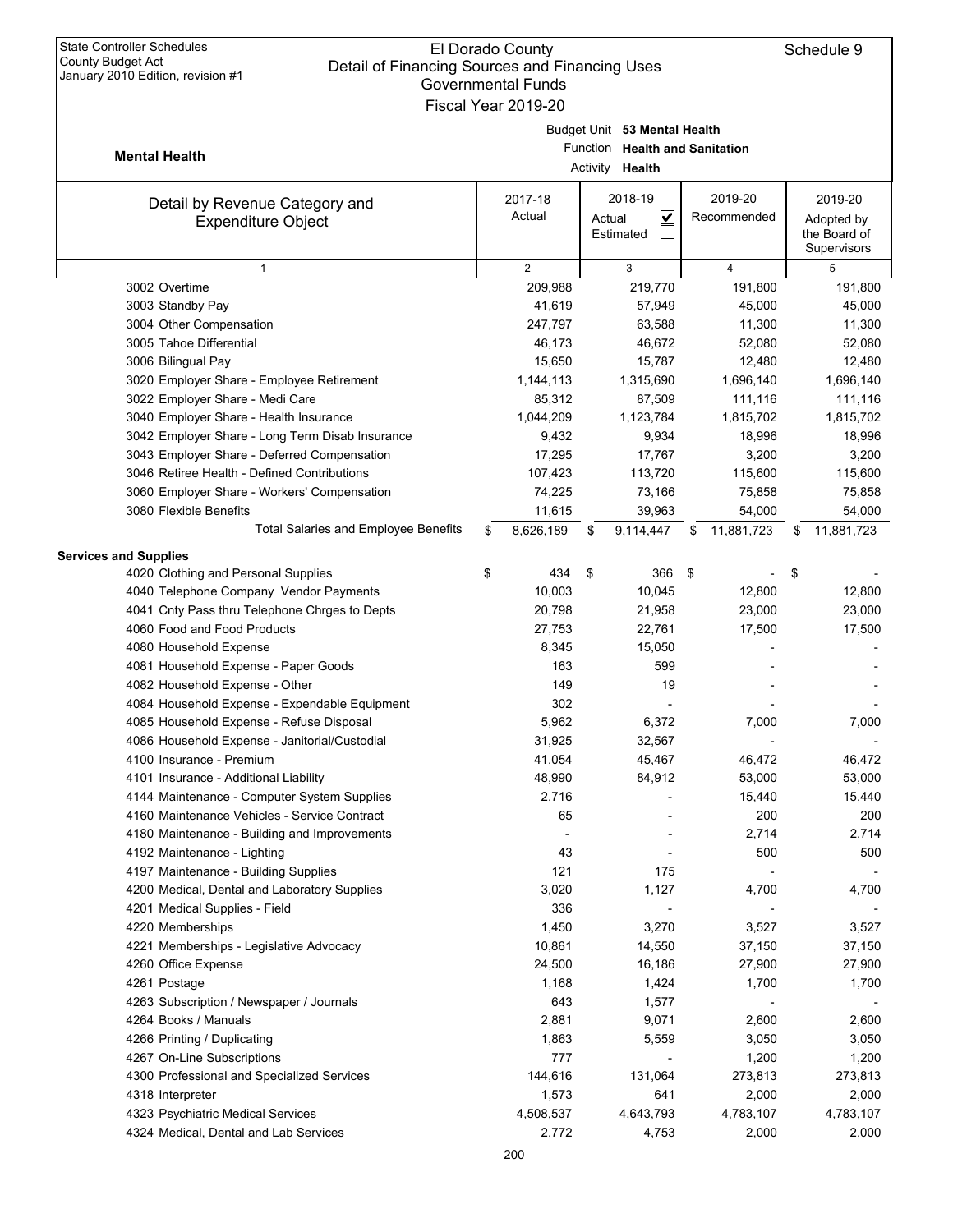State Controller Schedules
County Budget Act
January 2010 Edition, revision #1

# El Dorado County
## Detail of Financing Sources and Financing Uses
### Governmental Funds
### Fiscal Year 2019-20

Schedule 9

**Mental Health**

Budget Unit **53 Mental Health**
Function **Health and Sanitation**
Activity **Health**

| Detail by Revenue Category and Expenditure Object | 2017-18 Actual | 2018-19 Actual ☑ Estimated ☐ | 2019-20 Recommended | 2019-20 Adopted by the Board of Supervisors |
|---|---|---|---|---|
| 1 | 2 | 3 | 4 | 5 |
| 3002 Overtime | 209,988 | 219,770 | 191,800 | 191,800 |
| 3003 Standby Pay | 41,619 | 57,949 | 45,000 | 45,000 |
| 3004 Other Compensation | 247,797 | 63,588 | 11,300 | 11,300 |
| 3005 Tahoe Differential | 46,173 | 46,672 | 52,080 | 52,080 |
| 3006 Bilingual Pay | 15,650 | 15,787 | 12,480 | 12,480 |
| 3020 Employer Share - Employee Retirement | 1,144,113 | 1,315,690 | 1,696,140 | 1,696,140 |
| 3022 Employer Share - Medi Care | 85,312 | 87,509 | 111,116 | 111,116 |
| 3040 Employer Share - Health Insurance | 1,044,209 | 1,123,784 | 1,815,702 | 1,815,702 |
| 3042 Employer Share - Long Term Disab Insurance | 9,432 | 9,934 | 18,996 | 18,996 |
| 3043 Employer Share - Deferred Compensation | 17,295 | 17,767 | 3,200 | 3,200 |
| 3046 Retiree Health - Defined Contributions | 107,423 | 113,720 | 115,600 | 115,600 |
| 3060 Employer Share - Workers' Compensation | 74,225 | 73,166 | 75,858 | 75,858 |
| 3080 Flexible Benefits | 11,615 | 39,963 | 54,000 | 54,000 |
| Total Salaries and Employee Benefits | $ 8,626,189 | $ 9,114,447 | $ 11,881,723 | $ 11,881,723 |
| **Services and Supplies** | | | | |
| 4020 Clothing and Personal Supplies | $ 434 | $ 366 | $ - | $ - |
| 4040 Telephone Company Vendor Payments | 10,003 | 10,045 | 12,800 | 12,800 |
| 4041 Cnty Pass thru Telephone Chrges to Depts | 20,798 | 21,958 | 23,000 | 23,000 |
| 4060 Food and Food Products | 27,753 | 22,761 | 17,500 | 17,500 |
| 4080 Household Expense | 8,345 | 15,050 | - | - |
| 4081 Household Expense - Paper Goods | 163 | 599 | - | - |
| 4082 Household Expense - Other | 149 | 19 | - | - |
| 4084 Household Expense - Expendable Equipment | 302 | - | - | - |
| 4085 Household Expense - Refuse Disposal | 5,962 | 6,372 | 7,000 | 7,000 |
| 4086 Household Expense - Janitorial/Custodial | 31,925 | 32,567 | - | - |
| 4100 Insurance - Premium | 41,054 | 45,467 | 46,472 | 46,472 |
| 4101 Insurance - Additional Liability | 48,990 | 84,912 | 53,000 | 53,000 |
| 4144 Maintenance - Computer System Supplies | 2,716 | - | 15,440 | 15,440 |
| 4160 Maintenance Vehicles - Service Contract | 65 | - | 200 | 200 |
| 4180 Maintenance - Building and Improvements | - | - | 2,714 | 2,714 |
| 4192 Maintenance - Lighting | 43 | - | 500 | 500 |
| 4197 Maintenance - Building Supplies | 121 | 175 | - | - |
| 4200 Medical, Dental and Laboratory Supplies | 3,020 | 1,127 | 4,700 | 4,700 |
| 4201 Medical Supplies - Field | 336 | - | - | - |
| 4220 Memberships | 1,450 | 3,270 | 3,527 | 3,527 |
| 4221 Memberships - Legislative Advocacy | 10,861 | 14,550 | 37,150 | 37,150 |
| 4260 Office Expense | 24,500 | 16,186 | 27,900 | 27,900 |
| 4261 Postage | 1,168 | 1,424 | 1,700 | 1,700 |
| 4263 Subscription / Newspaper / Journals | 643 | 1,577 | - | - |
| 4264 Books / Manuals | 2,881 | 9,071 | 2,600 | 2,600 |
| 4266 Printing / Duplicating | 1,863 | 5,559 | 3,050 | 3,050 |
| 4267 On-Line Subscriptions | 777 | - | 1,200 | 1,200 |
| 4300 Professional and Specialized Services | 144,616 | 131,064 | 273,813 | 273,813 |
| 4318 Interpreter | 1,573 | 641 | 2,000 | 2,000 |
| 4323 Psychiatric Medical Services | 4,508,537 | 4,643,793 | 4,783,107 | 4,783,107 |
| 4324 Medical, Dental and Lab Services | 2,772 | 4,753 | 2,000 | 2,000 |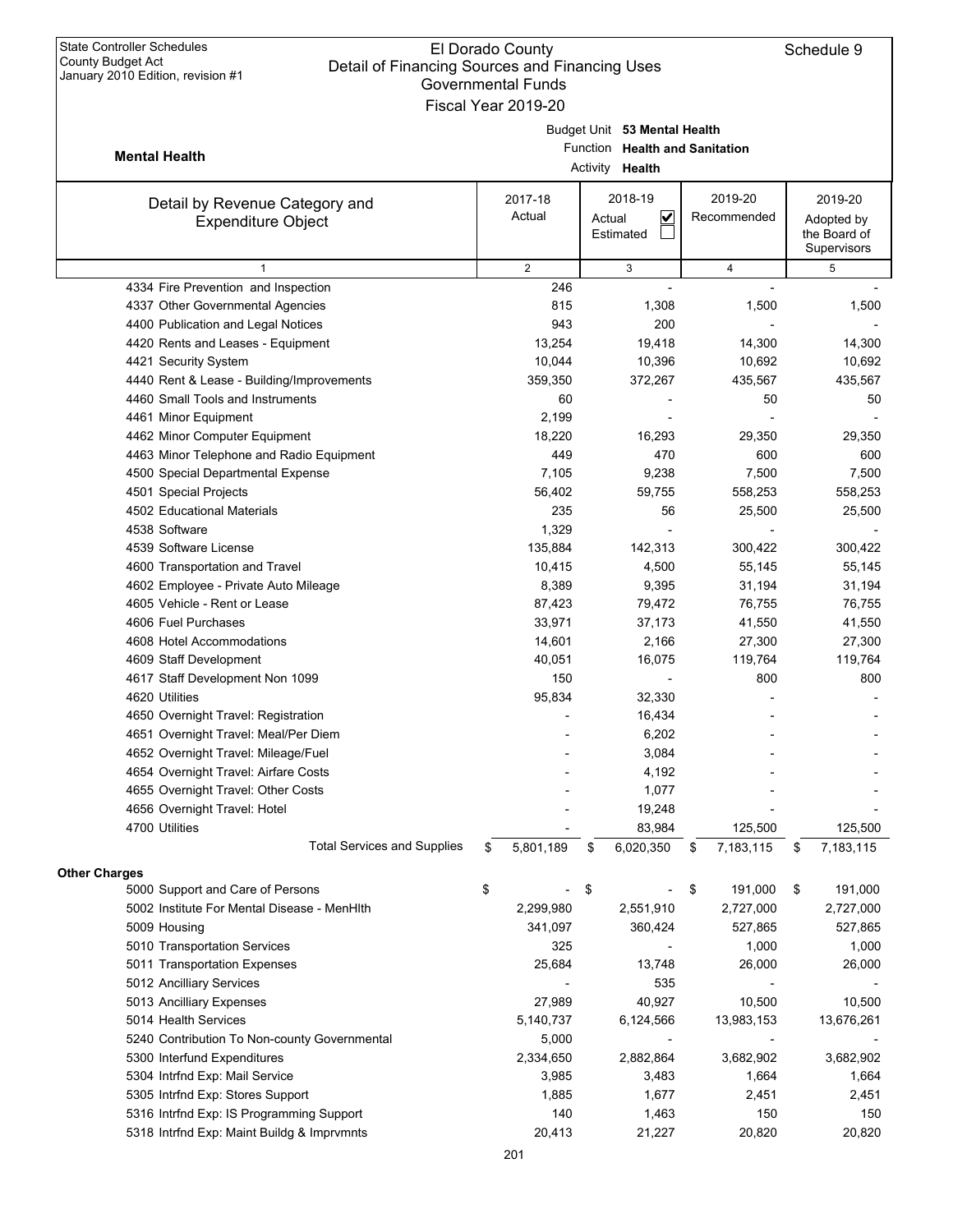State Controller Schedules
County Budget Act
January 2010 Edition, revision #1

# El Dorado County
## Detail of Financing Sources and Financing Uses
### Governmental Funds
### Fiscal Year 2019-20

Schedule 9

**Mental Health**

Budget Unit **53 Mental Health**
Function **Health and Sanitation**
Activity **Health**

| Detail by Revenue Category and Expenditure Object | 2017-18 Actual | 2018-19 Actual ☑ Estimated ☐ | 2019-20 Recommended | 2019-20 Adopted by the Board of Supervisors |
|---|---|---|---|---|
| 1 | 2 | 3 | 4 | 5 |
| 4334 Fire Prevention and Inspection | 246 | - | - | - |
| 4337 Other Governmental Agencies | 815 | 1,308 | 1,500 | 1,500 |
| 4400 Publication and Legal Notices | 943 | 200 | - | - |
| 4420 Rents and Leases - Equipment | 13,254 | 19,418 | 14,300 | 14,300 |
| 4421 Security System | 10,044 | 10,396 | 10,692 | 10,692 |
| 4440 Rent & Lease - Building/Improvements | 359,350 | 372,267 | 435,567 | 435,567 |
| 4460 Small Tools and Instruments | 60 | - | 50 | 50 |
| 4461 Minor Equipment | 2,199 | - | - | - |
| 4462 Minor Computer Equipment | 18,220 | 16,293 | 29,350 | 29,350 |
| 4463 Minor Telephone and Radio Equipment | 449 | 470 | 600 | 600 |
| 4500 Special Departmental Expense | 7,105 | 9,238 | 7,500 | 7,500 |
| 4501 Special Projects | 56,402 | 59,755 | 558,253 | 558,253 |
| 4502 Educational Materials | 235 | 56 | 25,500 | 25,500 |
| 4538 Software | 1,329 | - | - | - |
| 4539 Software License | 135,884 | 142,313 | 300,422 | 300,422 |
| 4600 Transportation and Travel | 10,415 | 4,500 | 55,145 | 55,145 |
| 4602 Employee - Private Auto Mileage | 8,389 | 9,395 | 31,194 | 31,194 |
| 4605 Vehicle - Rent or Lease | 87,423 | 79,472 | 76,755 | 76,755 |
| 4606 Fuel Purchases | 33,971 | 37,173 | 41,550 | 41,550 |
| 4608 Hotel Accommodations | 14,601 | 2,166 | 27,300 | 27,300 |
| 4609 Staff Development | 40,051 | 16,075 | 119,764 | 119,764 |
| 4617 Staff Development Non 1099 | 150 | - | 800 | 800 |
| 4620 Utilities | 95,834 | 32,330 | - | - |
| 4650 Overnight Travel: Registration | - | 16,434 | - | - |
| 4651 Overnight Travel: Meal/Per Diem | - | 6,202 | - | - |
| 4652 Overnight Travel: Mileage/Fuel | - | 3,084 | - | - |
| 4654 Overnight Travel: Airfare Costs | - | 4,192 | - | - |
| 4655 Overnight Travel: Other Costs | - | 1,077 | - | - |
| 4656 Overnight Travel: Hotel | - | 19,248 | - | - |
| 4700 Utilities | - | 83,984 | 125,500 | 125,500 |
| Total Services and Supplies | $ 5,801,189 | $ 6,020,350 | $ 7,183,115 | $ 7,183,115 |
| **Other Charges** | | | | |
| 5000 Support and Care of Persons | $ - | $ - | $ 191,000 | $ 191,000 |
| 5002 Institute For Mental Disease - MenHlth | 2,299,980 | 2,551,910 | 2,727,000 | 2,727,000 |
| 5009 Housing | 341,097 | 360,424 | 527,865 | 527,865 |
| 5010 Transportation Services | 325 | - | 1,000 | 1,000 |
| 5011 Transportation Expenses | 25,684 | 13,748 | 26,000 | 26,000 |
| 5012 Ancilliary Services | - | 535 | - | - |
| 5013 Ancilliary Expenses | 27,989 | 40,927 | 10,500 | 10,500 |
| 5014 Health Services | 5,140,737 | 6,124,566 | 13,983,153 | 13,676,261 |
| 5240 Contribution To Non-county Governmental | 5,000 | - | - | - |
| 5300 Interfund Expenditures | 2,334,650 | 2,882,864 | 3,682,902 | 3,682,902 |
| 5304 Intrfnd Exp: Mail Service | 3,985 | 3,483 | 1,664 | 1,664 |
| 5305 Intrfnd Exp: Stores Support | 1,885 | 1,677 | 2,451 | 2,451 |
| 5316 Intrfnd Exp: IS Programming Support | 140 | 1,463 | 150 | 150 |
| 5318 Intrfnd Exp: Maint Buildg & Imprvmnts | 20,413 | 21,227 | 20,820 | 20,820 |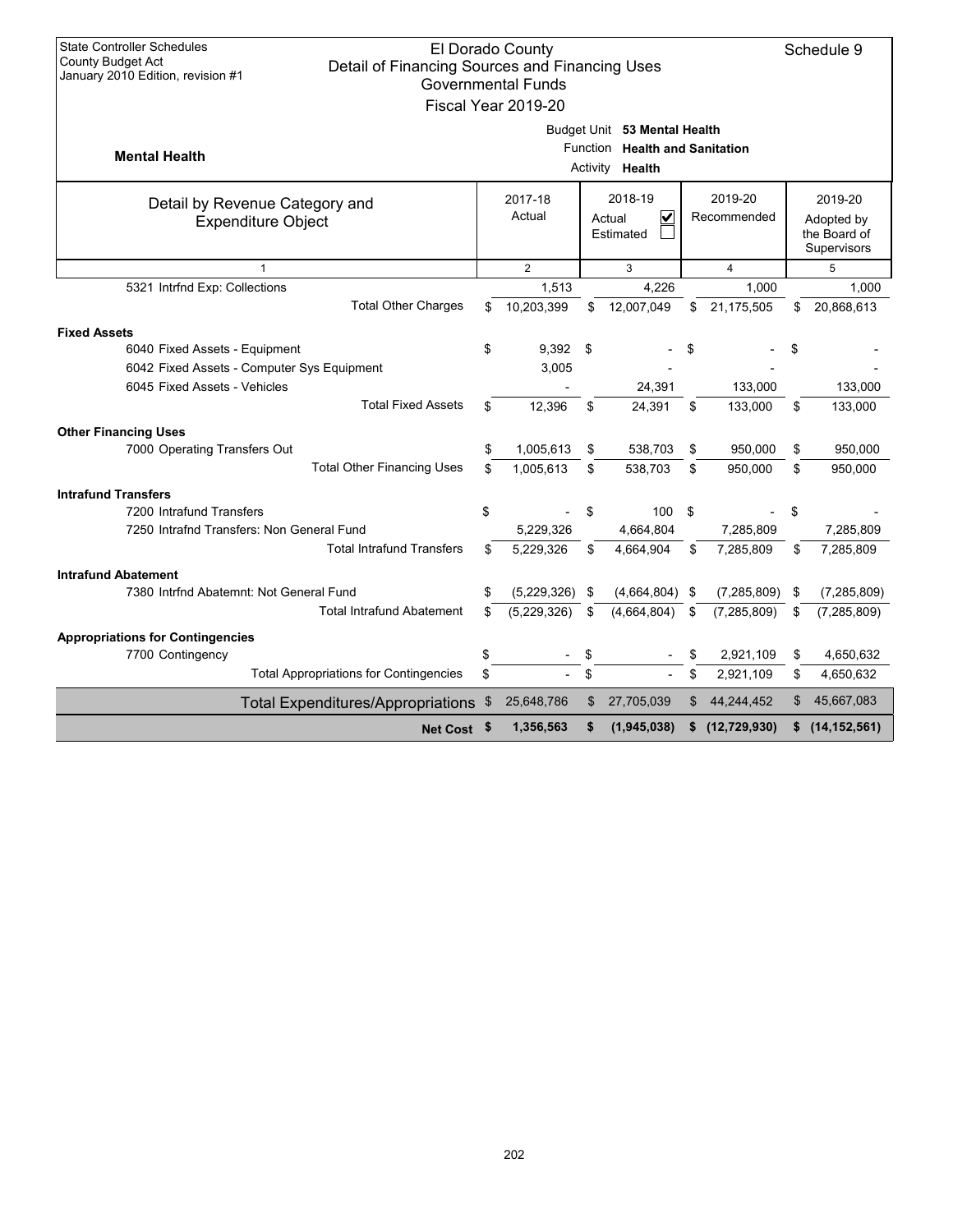State Controller Schedules
County Budget Act
January 2010 Edition, revision #1

# El Dorado County
## Detail of Financing Sources and Financing Uses
### Governmental Funds
### Fiscal Year 2019-20

Schedule 9

**Mental Health**

Budget Unit **53 Mental Health**
Function **Health and Sanitation**
Activity **Health**

| Detail by Revenue Category and Expenditure Object | 2017-18 Actual | 2018-19 Actual ☑ Estimated ☐ | 2019-20 Recommended | 2019-20 Adopted by the Board of Supervisors |
|---|---|---|---|---|
| 1 | 2 | 3 | 4 | 5 |
| 5321 Intrfnd Exp: Collections | 1,513 | 4,226 | 1,000 | 1,000 |
| Total Other Charges | $ 10,203,399 | $ 12,007,049 | $ 21,175,505 | $ 20,868,613 |
| **Fixed Assets** | | | | |
| 6040 Fixed Assets - Equipment | $ 9,392 | $ - | $ - | $ - |
| 6042 Fixed Assets - Computer Sys Equipment | 3,005 | - | - | - |
| 6045 Fixed Assets - Vehicles | - | 24,391 | 133,000 | 133,000 |
| Total Fixed Assets | $ 12,396 | $ 24,391 | $ 133,000 | $ 133,000 |
| **Other Financing Uses** | | | | |
| 7000 Operating Transfers Out | $ 1,005,613 | $ 538,703 | $ 950,000 | $ 950,000 |
| Total Other Financing Uses | $ 1,005,613 | $ 538,703 | $ 950,000 | $ 950,000 |
| **Intrafund Transfers** | | | | |
| 7200 Intrafund Transfers | $ - | $ 100 | $ - | $ - |
| 7250 Intrafnd Transfers: Non General Fund | 5,229,326 | 4,664,804 | 7,285,809 | 7,285,809 |
| Total Intrafund Transfers | $ 5,229,326 | $ 4,664,904 | $ 7,285,809 | $ 7,285,809 |
| **Intrafund Abatement** | | | | |
| 7380 Intrfnd Abatemnt: Not General Fund | $ (5,229,326) | $ (4,664,804) | $ (7,285,809) | $ (7,285,809) |
| Total Intrafund Abatement | $ (5,229,326) | $ (4,664,804) | $ (7,285,809) | $ (7,285,809) |
| **Appropriations for Contingencies** | | | | |
| 7700 Contingency | $ - | $ - | $ 2,921,109 | $ 4,650,632 |
| Total Appropriations for Contingencies | $ - | $ - | $ 2,921,109 | $ 4,650,632 |
| Total Expenditures/Appropriations | $ 25,648,786 | $ 27,705,039 | $ 44,244,452 | $ 45,667,083 |
| **Net Cost** | **$ 1,356,563** | **$ (1,945,038)** | **$ (12,729,930)** | **$ (14,152,561)** |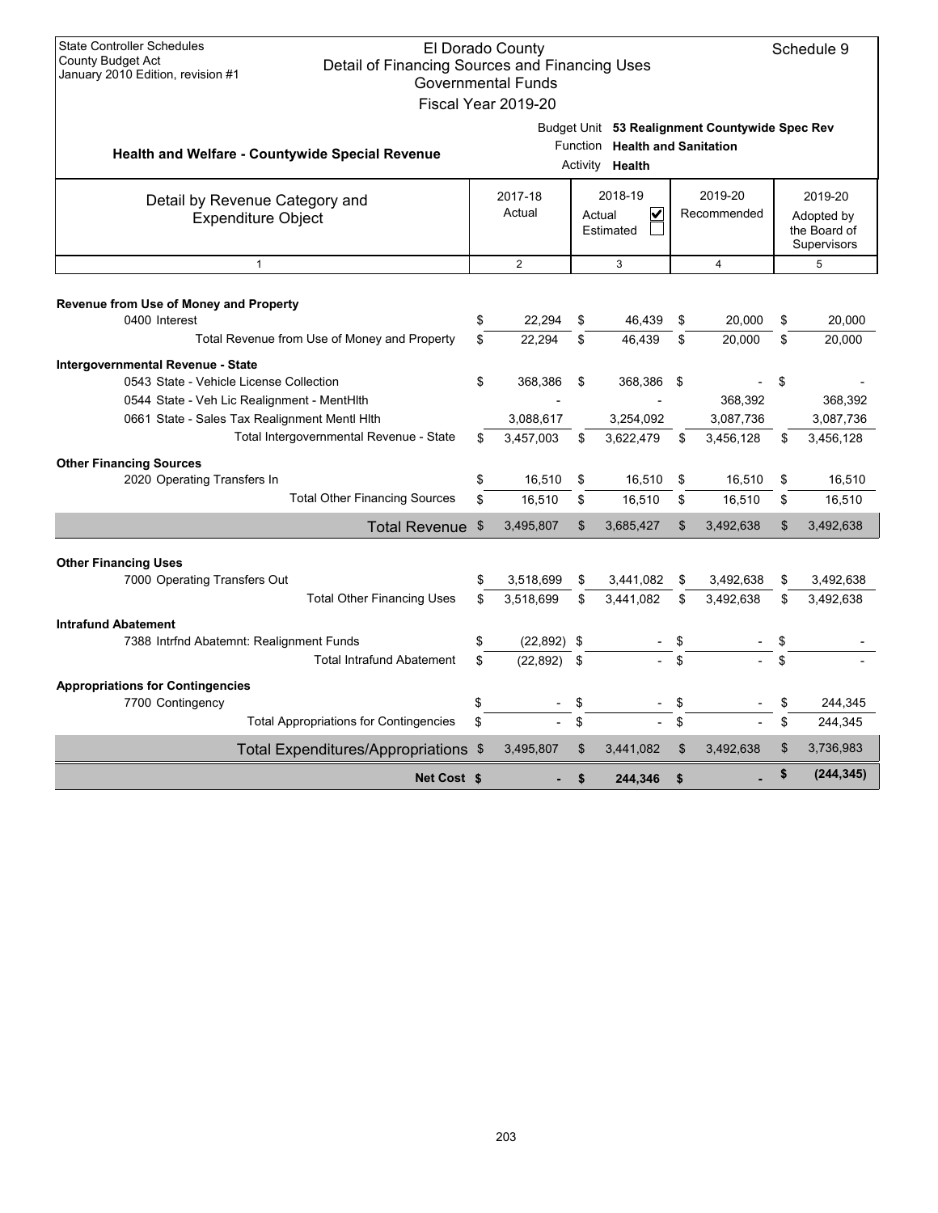State Controller Schedules
County Budget Act
January 2010 Edition, revision #1

# El Dorado County
## Detail of Financing Sources and Financing Uses
### Governmental Funds
### Fiscal Year 2019-20

Schedule 9

**Health and Welfare - Countywide Special Revenue**

Budget Unit **53 Realignment Countywide Spec Rev**
Function **Health and Sanitation**
Activity **Health**

| Detail by Revenue Category and Expenditure Object | 2017-18 Actual | 2018-19 Actual ☑ Estimated ☐ | 2019-20 Recommended | 2019-20 Adopted by the Board of Supervisors |
|---|---|---|---|---|
| 1 | 2 | 3 | 4 | 5 |
| **Revenue from Use of Money and Property** | | | | |
| 0400 Interest | $ 22,294 | $ 46,439 | $ 20,000 | $ 20,000 |
| Total Revenue from Use of Money and Property | $ 22,294 | $ 46,439 | $ 20,000 | $ 20,000 |
| **Intergovernmental Revenue - State** | | | | |
| 0543 State - Vehicle License Collection | $ 368,386 | $ 368,386 | $ - | $ - |
| 0544 State - Veh Lic Realignment - MentHlth | - | - | 368,392 | 368,392 |
| 0661 State - Sales Tax Realignment Mentl Hlth | 3,088,617 | 3,254,092 | 3,087,736 | 3,087,736 |
| Total Intergovernmental Revenue - State | $ 3,457,003 | $ 3,622,479 | $ 3,456,128 | $ 3,456,128 |
| **Other Financing Sources** | | | | |
| 2020 Operating Transfers In | $ 16,510 | $ 16,510 | $ 16,510 | $ 16,510 |
| Total Other Financing Sources | $ 16,510 | $ 16,510 | $ 16,510 | $ 16,510 |
| **Total Revenue** | $ 3,495,807 | $ 3,685,427 | $ 3,492,638 | $ 3,492,638 |
| **Other Financing Uses** | | | | |
| 7000 Operating Transfers Out | $ 3,518,699 | $ 3,441,082 | $ 3,492,638 | $ 3,492,638 |
| Total Other Financing Uses | $ 3,518,699 | $ 3,441,082 | $ 3,492,638 | $ 3,492,638 |
| **Intrafund Abatement** | | | | |
| 7388 Intrfnd Abatemnt: Realignment Funds | $ (22,892) | $ - | $ - | $ - |
| Total Intrafund Abatement | $ (22,892) | $ - | $ - | $ - |
| **Appropriations for Contingencies** | | | | |
| 7700 Contingency | $ - | $ - | $ - | $ 244,345 |
| Total Appropriations for Contingencies | $ - | $ - | $ - | $ 244,345 |
| **Total Expenditures/Appropriations** | $ 3,495,807 | $ 3,441,082 | $ 3,492,638 | $ 3,736,983 |
| **Net Cost** | $ - | $ 244,346 | $ - | $ (244,345) |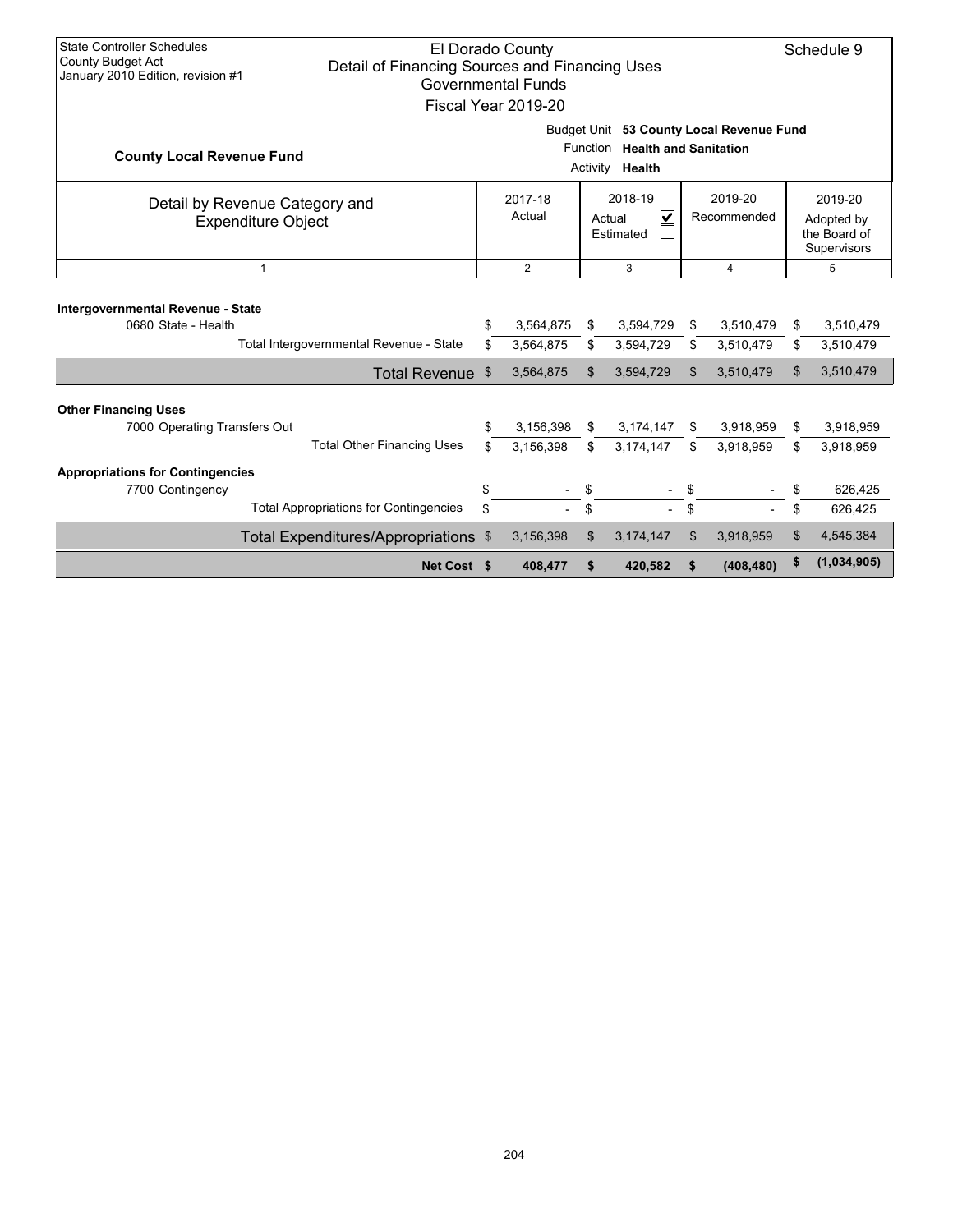State Controller Schedules
County Budget Act
January 2010 Edition, revision #1

# El Dorado County
## Detail of Financing Sources and Financing Uses
### Governmental Funds
### Fiscal Year 2019-20

Schedule 9

**County Local Revenue Fund**

Budget Unit **53 County Local Revenue Fund**
Function **Health and Sanitation**
Activity **Health**

| Detail by Revenue Category and Expenditure Object | 2017-18 Actual | 2018-19 Actual ☑ Estimated ☐ | 2019-20 Recommended | 2019-20 Adopted by the Board of Supervisors |
|---|---|---|---|---|
| 1 | 2 | 3 | 4 | 5 |
| **Intergovernmental Revenue - State** | | | | |
| 0680 State - Health | $ 3,564,875 | $ 3,594,729 | $ 3,510,479 | $ 3,510,479 |
| Total Intergovernmental Revenue - State | $ 3,564,875 | $ 3,594,729 | $ 3,510,479 | $ 3,510,479 |
| Total Revenue | $ 3,564,875 | $ 3,594,729 | $ 3,510,479 | $ 3,510,479 |
| **Other Financing Uses** | | | | |
| 7000 Operating Transfers Out | $ 3,156,398 | $ 3,174,147 | $ 3,918,959 | $ 3,918,959 |
| Total Other Financing Uses | $ 3,156,398 | $ 3,174,147 | $ 3,918,959 | $ 3,918,959 |
| **Appropriations for Contingencies** | | | | |
| 7700 Contingency | $ - | $ - | $ - | $ 626,425 |
| Total Appropriations for Contingencies | $ - | $ - | $ - | $ 626,425 |
| Total Expenditures/Appropriations | $ 3,156,398 | $ 3,174,147 | $ 3,918,959 | $ 4,545,384 |
| **Net Cost** | **$ 408,477** | **$ 420,582** | **$ (408,480)** | **$ (1,034,905)** |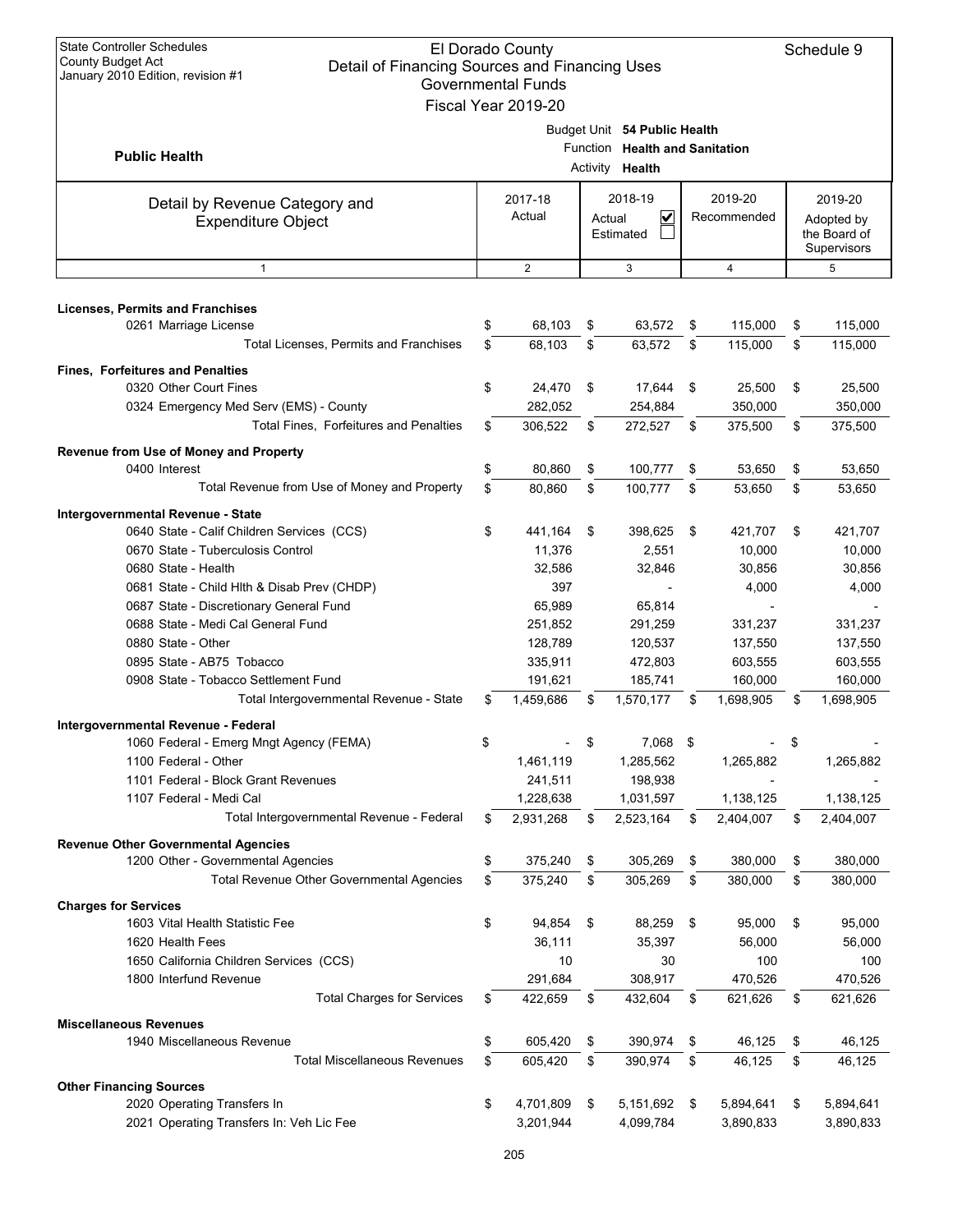State Controller Schedules
County Budget Act
January 2010 Edition, revision #1

# El Dorado County
## Detail of Financing Sources and Financing Uses
### Governmental Funds
### Fiscal Year 2019-20

Schedule 9

**Public Health**

Budget Unit **54 Public Health**
Function **Health and Sanitation**
Activity **Health**

| Detail by Revenue Category and Expenditure Object | 2017-18 Actual | 2018-19 Actual ☑ Estimated ☐ | 2019-20 Recommended | 2019-20 Adopted by the Board of Supervisors |
|---|---|---|---|---|
| 1 | 2 | 3 | 4 | 5 |
| **Licenses, Permits and Franchises** | | | | |
| 0261 Marriage License | $ 68,103 | $ 63,572 | $ 115,000 | $ 115,000 |
| Total Licenses, Permits and Franchises | $ 68,103 | $ 63,572 | $ 115,000 | $ 115,000 |
| **Fines, Forfeitures and Penalties** | | | | |
| 0320 Other Court Fines | $ 24,470 | $ 17,644 | $ 25,500 | $ 25,500 |
| 0324 Emergency Med Serv (EMS) - County | 282,052 | 254,884 | 350,000 | 350,000 |
| Total Fines, Forfeitures and Penalties | $ 306,522 | $ 272,527 | $ 375,500 | $ 375,500 |
| **Revenue from Use of Money and Property** | | | | |
| 0400 Interest | $ 80,860 | $ 100,777 | $ 53,650 | $ 53,650 |
| Total Revenue from Use of Money and Property | $ 80,860 | $ 100,777 | $ 53,650 | $ 53,650 |
| **Intergovernmental Revenue - State** | | | | |
| 0640 State - Calif Children Services (CCS) | $ 441,164 | $ 398,625 | $ 421,707 | $ 421,707 |
| 0670 State - Tuberculosis Control | 11,376 | 2,551 | 10,000 | 10,000 |
| 0680 State - Health | 32,586 | 32,846 | 30,856 | 30,856 |
| 0681 State - Child Hlth & Disab Prev (CHDP) | 397 | - | 4,000 | 4,000 |
| 0687 State - Discretionary General Fund | 65,989 | 65,814 | - | - |
| 0688 State - Medi Cal General Fund | 251,852 | 291,259 | 331,237 | 331,237 |
| 0880 State - Other | 128,789 | 120,537 | 137,550 | 137,550 |
| 0895 State - AB75 Tobacco | 335,911 | 472,803 | 603,555 | 603,555 |
| 0908 State - Tobacco Settlement Fund | 191,621 | 185,741 | 160,000 | 160,000 |
| Total Intergovernmental Revenue - State | $ 1,459,686 | $ 1,570,177 | $ 1,698,905 | $ 1,698,905 |
| **Intergovernmental Revenue - Federal** | | | | |
| 1060 Federal - Emerg Mngt Agency (FEMA) | $ - | $ 7,068 | $ - | $ - |
| 1100 Federal - Other | 1,461,119 | 1,285,562 | 1,265,882 | 1,265,882 |
| 1101 Federal - Block Grant Revenues | 241,511 | 198,938 | - | - |
| 1107 Federal - Medi Cal | 1,228,638 | 1,031,597 | 1,138,125 | 1,138,125 |
| Total Intergovernmental Revenue - Federal | $ 2,931,268 | $ 2,523,164 | $ 2,404,007 | $ 2,404,007 |
| **Revenue Other Governmental Agencies** | | | | |
| 1200 Other - Governmental Agencies | $ 375,240 | $ 305,269 | $ 380,000 | $ 380,000 |
| Total Revenue Other Governmental Agencies | $ 375,240 | $ 305,269 | $ 380,000 | $ 380,000 |
| **Charges for Services** | | | | |
| 1603 Vital Health Statistic Fee | $ 94,854 | $ 88,259 | $ 95,000 | $ 95,000 |
| 1620 Health Fees | 36,111 | 35,397 | 56,000 | 56,000 |
| 1650 California Children Services (CCS) | 10 | 30 | 100 | 100 |
| 1800 Interfund Revenue | 291,684 | 308,917 | 470,526 | 470,526 |
| Total Charges for Services | $ 422,659 | $ 432,604 | $ 621,626 | $ 621,626 |
| **Miscellaneous Revenues** | | | | |
| 1940 Miscellaneous Revenue | $ 605,420 | $ 390,974 | $ 46,125 | $ 46,125 |
| Total Miscellaneous Revenues | $ 605,420 | $ 390,974 | $ 46,125 | $ 46,125 |
| **Other Financing Sources** | | | | |
| 2020 Operating Transfers In | $ 4,701,809 | $ 5,151,692 | $ 5,894,641 | $ 5,894,641 |
| 2021 Operating Transfers In: Veh Lic Fee | 3,201,944 | 4,099,784 | 3,890,833 | 3,890,833 |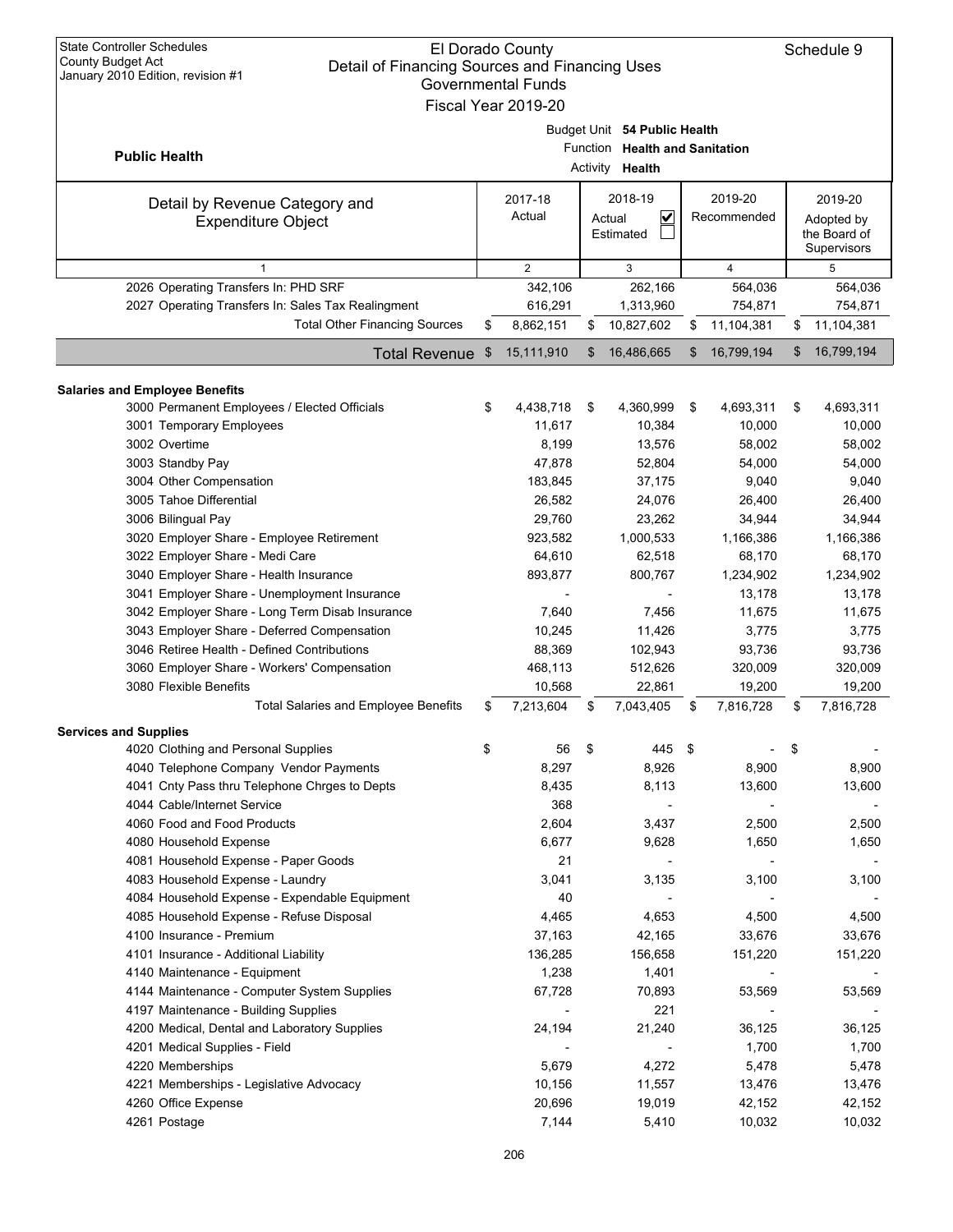State Controller Schedules
County Budget Act
January 2010 Edition, revision #1

# El Dorado County
## Detail of Financing Sources and Financing Uses
### Governmental Funds
### Fiscal Year 2019-20

Schedule 9

**Public Health**

Budget Unit **54 Public Health**
Function **Health and Sanitation**
Activity **Health**

| Detail by Revenue Category and Expenditure Object | 2017-18 Actual | 2018-19 Actual ☑ Estimated ☐ | 2019-20 Recommended | 2019-20 Adopted by the Board of Supervisors |
|---|---|---|---|---|
| 1 | 2 | 3 | 4 | 5 |
| 2026 Operating Transfers In: PHD SRF | 342,106 | 262,166 | 564,036 | 564,036 |
| 2027 Operating Transfers In: Sales Tax Realingment | 616,291 | 1,313,960 | 754,871 | 754,871 |
| Total Other Financing Sources | $ 8,862,151 | $ 10,827,602 | $ 11,104,381 | $ 11,104,381 |
| **Total Revenue** | $ 15,111,910 | $ 16,486,665 | $ 16,799,194 | $ 16,799,194 |
| **Salaries and Employee Benefits** | | | | |
| 3000 Permanent Employees / Elected Officials | $ 4,438,718 | $ 4,360,999 | $ 4,693,311 | $ 4,693,311 |
| 3001 Temporary Employees | 11,617 | 10,384 | 10,000 | 10,000 |
| 3002 Overtime | 8,199 | 13,576 | 58,002 | 58,002 |
| 3003 Standby Pay | 47,878 | 52,804 | 54,000 | 54,000 |
| 3004 Other Compensation | 183,845 | 37,175 | 9,040 | 9,040 |
| 3005 Tahoe Differential | 26,582 | 24,076 | 26,400 | 26,400 |
| 3006 Bilingual Pay | 29,760 | 23,262 | 34,944 | 34,944 |
| 3020 Employer Share - Employee Retirement | 923,582 | 1,000,533 | 1,166,386 | 1,166,386 |
| 3022 Employer Share - Medi Care | 64,610 | 62,518 | 68,170 | 68,170 |
| 3040 Employer Share - Health Insurance | 893,877 | 800,767 | 1,234,902 | 1,234,902 |
| 3041 Employer Share - Unemployment Insurance | - | - | 13,178 | 13,178 |
| 3042 Employer Share - Long Term Disab Insurance | 7,640 | 7,456 | 11,675 | 11,675 |
| 3043 Employer Share - Deferred Compensation | 10,245 | 11,426 | 3,775 | 3,775 |
| 3046 Retiree Health - Defined Contributions | 88,369 | 102,943 | 93,736 | 93,736 |
| 3060 Employer Share - Workers' Compensation | 468,113 | 512,626 | 320,009 | 320,009 |
| 3080 Flexible Benefits | 10,568 | 22,861 | 19,200 | 19,200 |
| Total Salaries and Employee Benefits | $ 7,213,604 | $ 7,043,405 | $ 7,816,728 | $ 7,816,728 |
| **Services and Supplies** | | | | |
| 4020 Clothing and Personal Supplies | $ 56 | $ 445 | $ - | $ - |
| 4040 Telephone Company Vendor Payments | 8,297 | 8,926 | 8,900 | 8,900 |
| 4041 Cnty Pass thru Telephone Chrges to Depts | 8,435 | 8,113 | 13,600 | 13,600 |
| 4044 Cable/Internet Service | 368 | - | - | - |
| 4060 Food and Food Products | 2,604 | 3,437 | 2,500 | 2,500 |
| 4080 Household Expense | 6,677 | 9,628 | 1,650 | 1,650 |
| 4081 Household Expense - Paper Goods | 21 | - | - | - |
| 4083 Household Expense - Laundry | 3,041 | 3,135 | 3,100 | 3,100 |
| 4084 Household Expense - Expendable Equipment | 40 | - | - | - |
| 4085 Household Expense - Refuse Disposal | 4,465 | 4,653 | 4,500 | 4,500 |
| 4100 Insurance - Premium | 37,163 | 42,165 | 33,676 | 33,676 |
| 4101 Insurance - Additional Liability | 136,285 | 156,658 | 151,220 | 151,220 |
| 4140 Maintenance - Equipment | 1,238 | 1,401 | - | - |
| 4144 Maintenance - Computer System Supplies | 67,728 | 70,893 | 53,569 | 53,569 |
| 4197 Maintenance - Building Supplies | - | 221 | - | - |
| 4200 Medical, Dental and Laboratory Supplies | 24,194 | 21,240 | 36,125 | 36,125 |
| 4201 Medical Supplies - Field | - | - | 1,700 | 1,700 |
| 4220 Memberships | 5,679 | 4,272 | 5,478 | 5,478 |
| 4221 Memberships - Legislative Advocacy | 10,156 | 11,557 | 13,476 | 13,476 |
| 4260 Office Expense | 20,696 | 19,019 | 42,152 | 42,152 |
| 4261 Postage | 7,144 | 5,410 | 10,032 | 10,032 |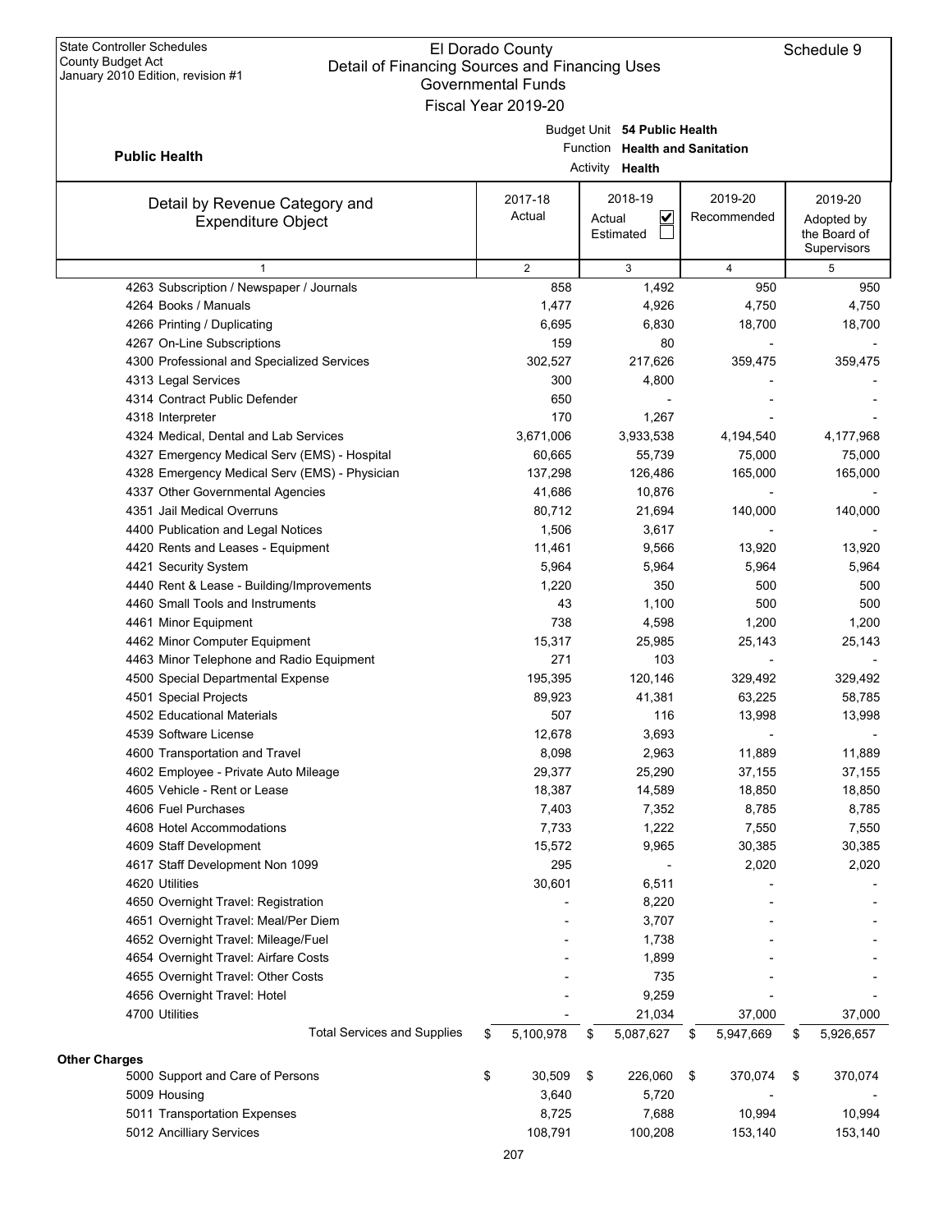State Controller Schedules
County Budget Act
January 2010 Edition, revision #1

# El Dorado County
## Detail of Financing Sources and Financing Uses
### Governmental Funds
### Fiscal Year 2019-20

Schedule 9

**Public Health**

Budget Unit **54 Public Health**
Function **Health and Sanitation**
Activity **Health**

| Detail by Revenue Category and Expenditure Object | 2017-18 Actual | 2018-19 Actual ☑ Estimated ☐ | 2019-20 Recommended | 2019-20 Adopted by the Board of Supervisors |
|---|---|---|---|---|
| 1 | 2 | 3 | 4 | 5 |
| 4263 Subscription / Newspaper / Journals | 858 | 1,492 | 950 | 950 |
| 4264 Books / Manuals | 1,477 | 4,926 | 4,750 | 4,750 |
| 4266 Printing / Duplicating | 6,695 | 6,830 | 18,700 | 18,700 |
| 4267 On-Line Subscriptions | 159 | 80 | - | - |
| 4300 Professional and Specialized Services | 302,527 | 217,626 | 359,475 | 359,475 |
| 4313 Legal Services | 300 | 4,800 | - | - |
| 4314 Contract Public Defender | 650 | - | - | - |
| 4318 Interpreter | 170 | 1,267 | - | - |
| 4324 Medical, Dental and Lab Services | 3,671,006 | 3,933,538 | 4,194,540 | 4,177,968 |
| 4327 Emergency Medical Serv (EMS) - Hospital | 60,665 | 55,739 | 75,000 | 75,000 |
| 4328 Emergency Medical Serv (EMS) - Physician | 137,298 | 126,486 | 165,000 | 165,000 |
| 4337 Other Governmental Agencies | 41,686 | 10,876 | - | - |
| 4351 Jail Medical Overruns | 80,712 | 21,694 | 140,000 | 140,000 |
| 4400 Publication and Legal Notices | 1,506 | 3,617 | - | - |
| 4420 Rents and Leases - Equipment | 11,461 | 9,566 | 13,920 | 13,920 |
| 4421 Security System | 5,964 | 5,964 | 5,964 | 5,964 |
| 4440 Rent & Lease - Building/Improvements | 1,220 | 350 | 500 | 500 |
| 4460 Small Tools and Instruments | 43 | 1,100 | 500 | 500 |
| 4461 Minor Equipment | 738 | 4,598 | 1,200 | 1,200 |
| 4462 Minor Computer Equipment | 15,317 | 25,985 | 25,143 | 25,143 |
| 4463 Minor Telephone and Radio Equipment | 271 | 103 | - | - |
| 4500 Special Departmental Expense | 195,395 | 120,146 | 329,492 | 329,492 |
| 4501 Special Projects | 89,923 | 41,381 | 63,225 | 58,785 |
| 4502 Educational Materials | 507 | 116 | 13,998 | 13,998 |
| 4539 Software License | 12,678 | 3,693 | - | - |
| 4600 Transportation and Travel | 8,098 | 2,963 | 11,889 | 11,889 |
| 4602 Employee - Private Auto Mileage | 29,377 | 25,290 | 37,155 | 37,155 |
| 4605 Vehicle - Rent or Lease | 18,387 | 14,589 | 18,850 | 18,850 |
| 4606 Fuel Purchases | 7,403 | 7,352 | 8,785 | 8,785 |
| 4608 Hotel Accommodations | 7,733 | 1,222 | 7,550 | 7,550 |
| 4609 Staff Development | 15,572 | 9,965 | 30,385 | 30,385 |
| 4617 Staff Development Non 1099 | 295 | - | 2,020 | 2,020 |
| 4620 Utilities | 30,601 | 6,511 | - | - |
| 4650 Overnight Travel: Registration | - | 8,220 | - | - |
| 4651 Overnight Travel: Meal/Per Diem | - | 3,707 | - | - |
| 4652 Overnight Travel: Mileage/Fuel | - | 1,738 | - | - |
| 4654 Overnight Travel: Airfare Costs | - | 1,899 | - | - |
| 4655 Overnight Travel: Other Costs | - | 735 | - | - |
| 4656 Overnight Travel: Hotel | - | 9,259 | - | - |
| 4700 Utilities | - | 21,034 | 37,000 | 37,000 |
| Total Services and Supplies | $ 5,100,978 | $ 5,087,627 | $ 5,947,669 | $ 5,926,657 |
| **Other Charges** | | | | |
| 5000 Support and Care of Persons | $ 30,509 | $ 226,060 | $ 370,074 | $ 370,074 |
| 5009 Housing | 3,640 | 5,720 | - | - |
| 5011 Transportation Expenses | 8,725 | 7,688 | 10,994 | 10,994 |
| 5012 Ancilliary Services | 108,791 | 100,208 | 153,140 | 153,140 |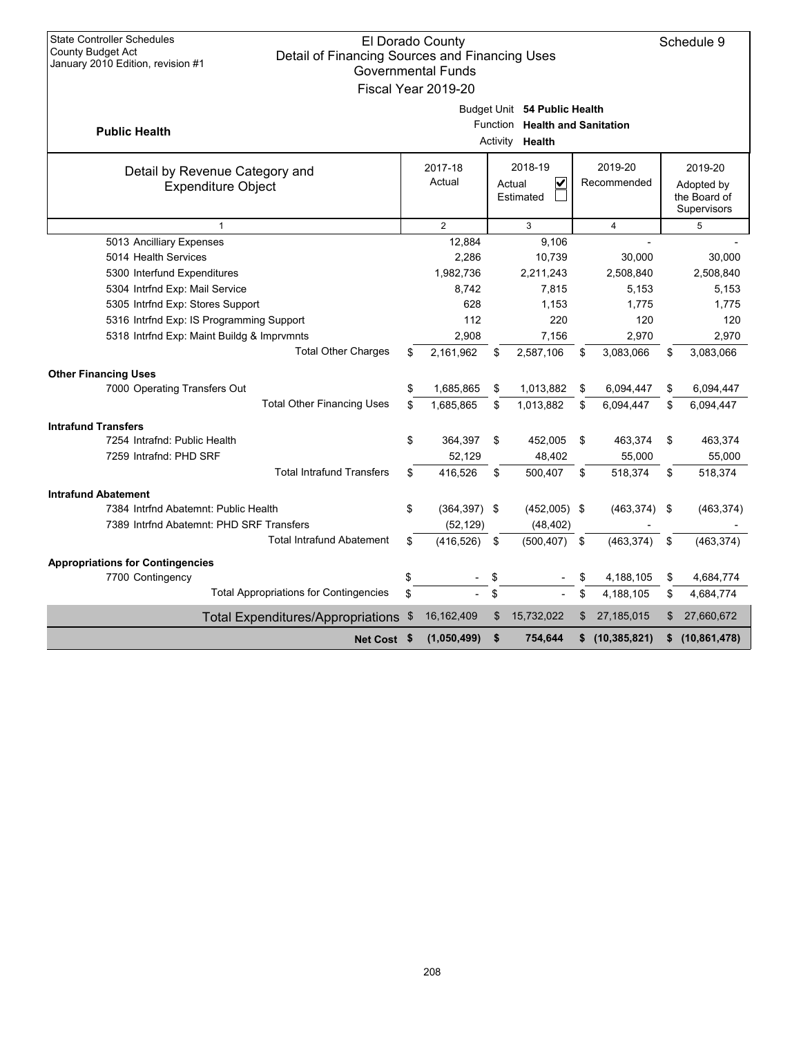State Controller Schedules
County Budget Act
January 2010 Edition, revision #1

# El Dorado County
## Detail of Financing Sources and Financing Uses
### Governmental Funds
### Fiscal Year 2019-20

Schedule 9

**Public Health**

Budget Unit **54 Public Health**
Function **Health and Sanitation**
Activity **Health**

| Detail by Revenue Category and Expenditure Object | 2017-18 Actual | 2018-19 Actual ☑ Estimated ☐ | 2019-20 Recommended | 2019-20 Adopted by the Board of Supervisors |
|---|---|---|---|---|
| 1 | 2 | 3 | 4 | 5 |
| 5013 Ancilliary Expenses | 12,884 | 9,106 | - | - |
| 5014 Health Services | 2,286 | 10,739 | 30,000 | 30,000 |
| 5300 Interfund Expenditures | 1,982,736 | 2,211,243 | 2,508,840 | 2,508,840 |
| 5304 Intrfnd Exp: Mail Service | 8,742 | 7,815 | 5,153 | 5,153 |
| 5305 Intrfnd Exp: Stores Support | 628 | 1,153 | 1,775 | 1,775 |
| 5316 Intrfnd Exp: IS Programming Support | 112 | 220 | 120 | 120 |
| 5318 Intrfnd Exp: Maint Buildg & Imprvmnts | 2,908 | 7,156 | 2,970 | 2,970 |
| Total Other Charges | $ 2,161,962 | $ 2,587,106 | $ 3,083,066 | $ 3,083,066 |
| **Other Financing Uses** | | | | |
| 7000 Operating Transfers Out | $ 1,685,865 | $ 1,013,882 | $ 6,094,447 | $ 6,094,447 |
| Total Other Financing Uses | $ 1,685,865 | $ 1,013,882 | $ 6,094,447 | $ 6,094,447 |
| **Intrafund Transfers** | | | | |
| 7254 Intrafnd: Public Health | $ 364,397 | $ 452,005 | $ 463,374 | $ 463,374 |
| 7259 Intrafnd: PHD SRF | 52,129 | 48,402 | 55,000 | 55,000 |
| Total Intrafund Transfers | $ 416,526 | $ 500,407 | $ 518,374 | $ 518,374 |
| **Intrafund Abatement** | | | | |
| 7384 Intrfnd Abatemnt: Public Health | $ (364,397) | $ (452,005) | $ (463,374) | $ (463,374) |
| 7389 Intrfnd Abatemnt: PHD SRF Transfers | (52,129) | (48,402) | - | - |
| Total Intrafund Abatement | $ (416,526) | $ (500,407) | $ (463,374) | $ (463,374) |
| **Appropriations for Contingencies** | | | | |
| 7700 Contingency | $ - | $ - | $ 4,188,105 | $ 4,684,774 |
| Total Appropriations for Contingencies | $ - | $ - | $ 4,188,105 | $ 4,684,774 |
| Total Expenditures/Appropriations | $ 16,162,409 | $ 15,732,022 | $ 27,185,015 | $ 27,660,672 |
| **Net Cost** | **$ (1,050,499)** | **$ 754,644** | **$ (10,385,821)** | **$ (10,861,478)** |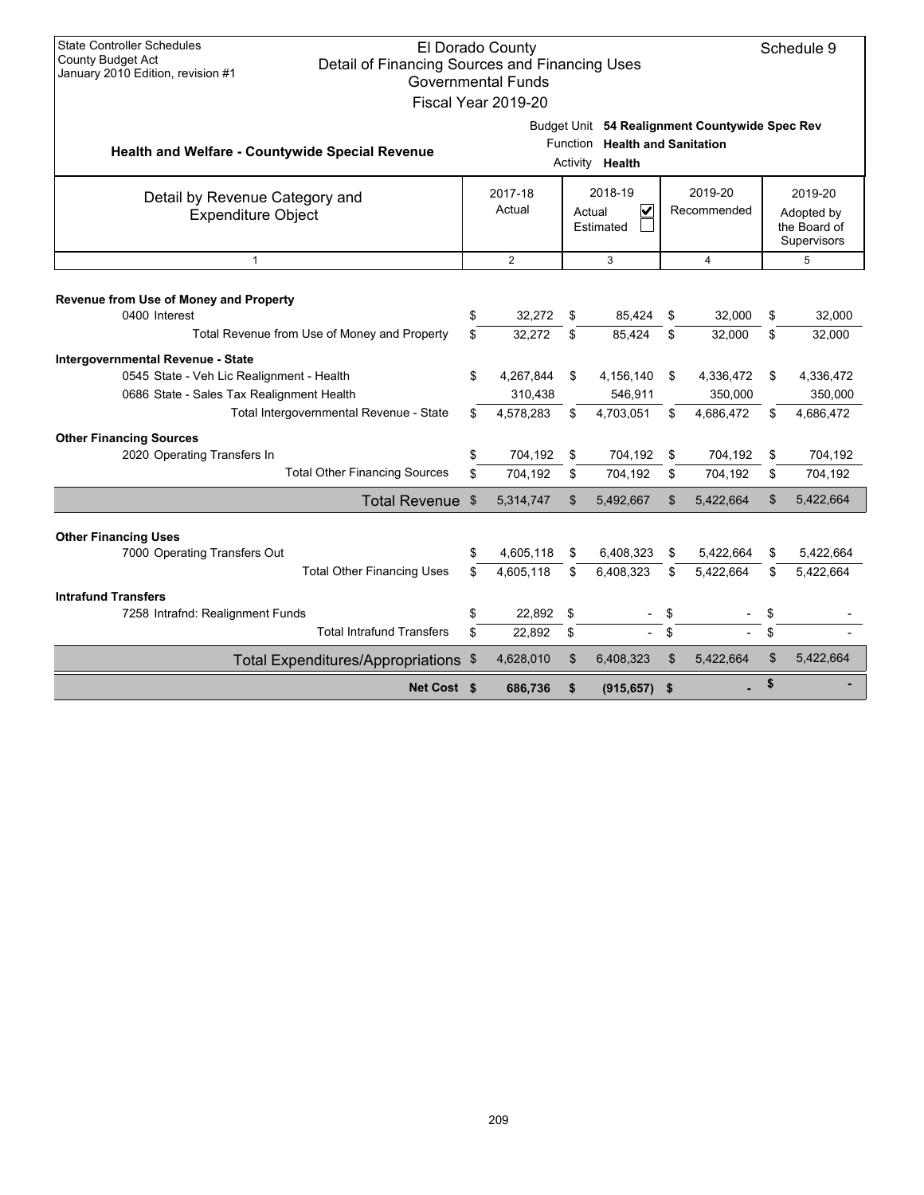State Controller Schedules
County Budget Act
January 2010 Edition, revision #1

# El Dorado County
## Detail of Financing Sources and Financing Uses
### Governmental Funds
### Fiscal Year 2019-20

Schedule 9

**Health and Welfare - Countywide Special Revenue**

Budget Unit **54 Realignment Countywide Spec Rev**
Function **Health and Sanitation**
Activity **Health**

| Detail by Revenue Category and Expenditure Object | 2017-18 Actual | 2018-19 Actual ☑ Estimated ☐ | 2019-20 Recommended | 2019-20 Adopted by the Board of Supervisors |
|---|---|---|---|---|
| 1 | 2 | 3 | 4 | 5 |
| **Revenue from Use of Money and Property** | | | | |
| 0400 Interest | $ 32,272 | $ 85,424 | $ 32,000 | $ 32,000 |
| Total Revenue from Use of Money and Property | $ 32,272 | $ 85,424 | $ 32,000 | $ 32,000 |
| **Intergovernmental Revenue - State** | | | | |
| 0545 State - Veh Lic Realignment - Health | $ 4,267,844 | $ 4,156,140 | $ 4,336,472 | $ 4,336,472 |
| 0686 State - Sales Tax Realignment Health | 310,438 | 546,911 | 350,000 | 350,000 |
| Total Intergovernmental Revenue - State | $ 4,578,283 | $ 4,703,051 | $ 4,686,472 | $ 4,686,472 |
| **Other Financing Sources** | | | | |
| 2020 Operating Transfers In | $ 704,192 | $ 704,192 | $ 704,192 | $ 704,192 |
| Total Other Financing Sources | $ 704,192 | $ 704,192 | $ 704,192 | $ 704,192 |
| Total Revenue | $ 5,314,747 | $ 5,492,667 | $ 5,422,664 | $ 5,422,664 |
| **Other Financing Uses** | | | | |
| 7000 Operating Transfers Out | $ 4,605,118 | $ 6,408,323 | $ 5,422,664 | $ 5,422,664 |
| Total Other Financing Uses | $ 4,605,118 | $ 6,408,323 | $ 5,422,664 | $ 5,422,664 |
| **Intrafund Transfers** | | | | |
| 7258 Intrafnd: Realignment Funds | $ 22,892 | $ - | $ - | $ - |
| Total Intrafund Transfers | $ 22,892 | $ - | $ - | $ - |
| Total Expenditures/Appropriations | $ 4,628,010 | $ 6,408,323 | $ 5,422,664 | $ 5,422,664 |
| **Net Cost** | **$ 686,736** | **$ (915,657)** | **$ -** | **$ -** |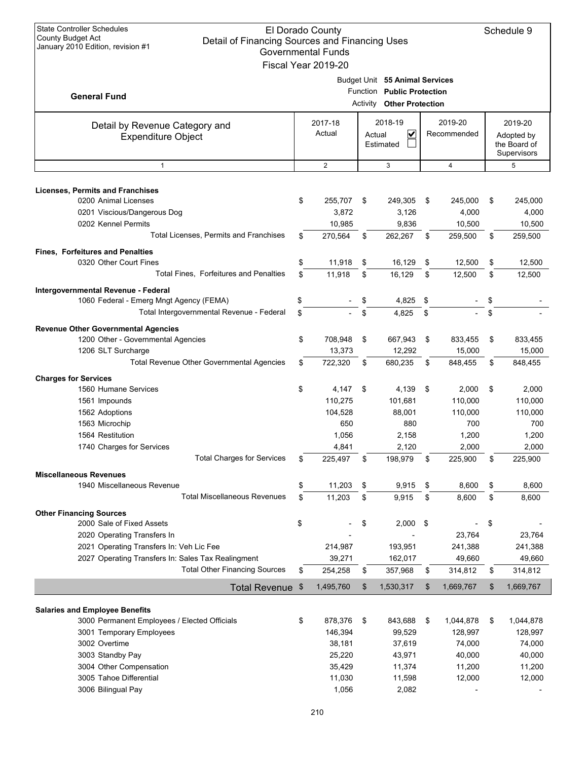State Controller Schedules
County Budget Act
January 2010 Edition, revision #1

# El Dorado County
## Detail of Financing Sources and Financing Uses
### Governmental Funds
### Fiscal Year 2019-20

Schedule 9

**General Fund**

Budget Unit **55 Animal Services**
Function **Public Protection**
Activity **Other Protection**

| Detail by Revenue Category and Expenditure Object | 2017-18 Actual | 2018-19 Actual ☑ Estimated ☐ | 2019-20 Recommended | 2019-20 Adopted by the Board of Supervisors |
|---|---|---|---|---|
| 1 | 2 | 3 | 4 | 5 |
| **Licenses, Permits and Franchises** | | | | |
| 0200 Animal Licenses | $ 255,707 | $ 249,305 | $ 245,000 | $ 245,000 |
| 0201 Viscious/Dangerous Dog | 3,872 | 3,126 | 4,000 | 4,000 |
| 0202 Kennel Permits | 10,985 | 9,836 | 10,500 | 10,500 |
| Total Licenses, Permits and Franchises | $ 270,564 | $ 262,267 | $ 259,500 | $ 259,500 |
| **Fines, Forfeitures and Penalties** | | | | |
| 0320 Other Court Fines | $ 11,918 | $ 16,129 | $ 12,500 | $ 12,500 |
| Total Fines, Forfeitures and Penalties | $ 11,918 | $ 16,129 | $ 12,500 | $ 12,500 |
| **Intergovernmental Revenue - Federal** | | | | |
| 1060 Federal - Emerg Mngt Agency (FEMA) | $ - | $ 4,825 | $ - | $ - |
| Total Intergovernmental Revenue - Federal | $ - | $ 4,825 | $ - | $ - |
| **Revenue Other Governmental Agencies** | | | | |
| 1200 Other - Governmental Agencies | $ 708,948 | $ 667,943 | $ 833,455 | $ 833,455 |
| 1206 SLT Surcharge | 13,373 | 12,292 | 15,000 | 15,000 |
| Total Revenue Other Governmental Agencies | $ 722,320 | $ 680,235 | $ 848,455 | $ 848,455 |
| **Charges for Services** | | | | |
| 1560 Humane Services | $ 4,147 | $ 4,139 | $ 2,000 | $ 2,000 |
| 1561 Impounds | 110,275 | 101,681 | 110,000 | 110,000 |
| 1562 Adoptions | 104,528 | 88,001 | 110,000 | 110,000 |
| 1563 Microchip | 650 | 880 | 700 | 700 |
| 1564 Restitution | 1,056 | 2,158 | 1,200 | 1,200 |
| 1740 Charges for Services | 4,841 | 2,120 | 2,000 | 2,000 |
| Total Charges for Services | $ 225,497 | $ 198,979 | $ 225,900 | $ 225,900 |
| **Miscellaneous Revenues** | | | | |
| 1940 Miscellaneous Revenue | $ 11,203 | $ 9,915 | $ 8,600 | $ 8,600 |
| Total Miscellaneous Revenues | $ 11,203 | $ 9,915 | $ 8,600 | $ 8,600 |
| **Other Financing Sources** | | | | |
| 2000 Sale of Fixed Assets | $ - | $ 2,000 | $ - | $ - |
| 2020 Operating Transfers In | - | - | 23,764 | 23,764 |
| 2021 Operating Transfers In: Veh Lic Fee | 214,987 | 193,951 | 241,388 | 241,388 |
| 2027 Operating Transfers In: Sales Tax Realingment | 39,271 | 162,017 | 49,660 | 49,660 |
| Total Other Financing Sources | $ 254,258 | $ 357,968 | $ 314,812 | $ 314,812 |
| **Total Revenue** | $ 1,495,760 | $ 1,530,317 | $ 1,669,767 | $ 1,669,767 |
| **Salaries and Employee Benefits** | | | | |
| 3000 Permanent Employees / Elected Officials | $ 878,376 | $ 843,688 | $ 1,044,878 | $ 1,044,878 |
| 3001 Temporary Employees | 146,394 | 99,529 | 128,997 | 128,997 |
| 3002 Overtime | 38,181 | 37,619 | 74,000 | 74,000 |
| 3003 Standby Pay | 25,220 | 43,971 | 40,000 | 40,000 |
| 3004 Other Compensation | 35,429 | 11,374 | 11,200 | 11,200 |
| 3005 Tahoe Differential | 11,030 | 11,598 | 12,000 | 12,000 |
| 3006 Bilingual Pay | 1,056 | 2,082 | - | - |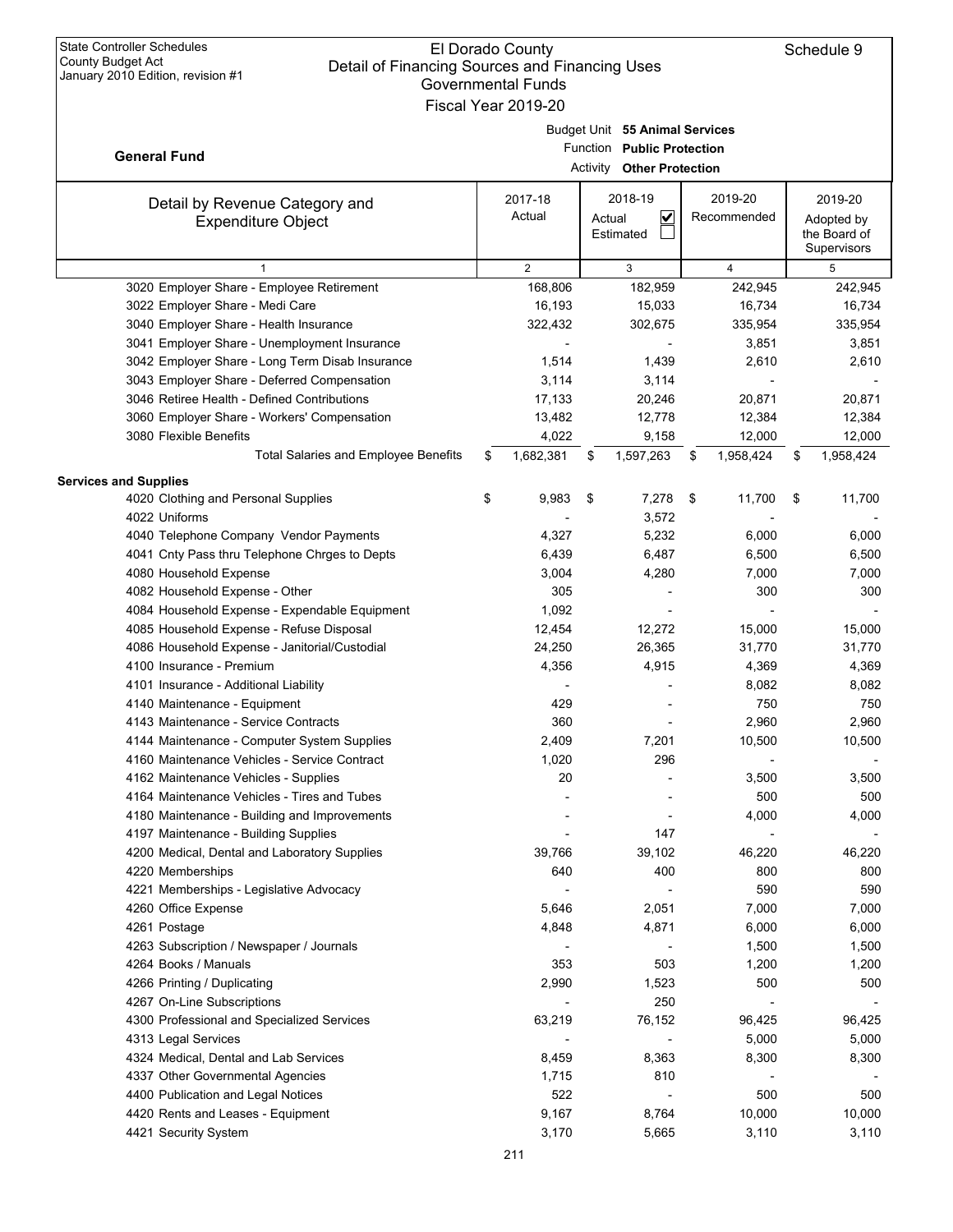State Controller Schedules
County Budget Act
January 2010 Edition, revision #1

El Dorado County
Detail of Financing Sources and Financing Uses
Governmental Funds
Fiscal Year 2019-20

Schedule 9

**General Fund**

Budget Unit **55 Animal Services**
Function **Public Protection**
Activity **Other Protection**

| Detail by Revenue Category and Expenditure Object | 2017-18 Actual | 2018-19 Actual ☑ Estimated ☐ | 2019-20 Recommended | 2019-20 Adopted by the Board of Supervisors |
|---|---|---|---|---|
| 1 | 2 | 3 | 4 | 5 |
| 3020 Employer Share - Employee Retirement | 168,806 | 182,959 | 242,945 | 242,945 |
| 3022 Employer Share - Medi Care | 16,193 | 15,033 | 16,734 | 16,734 |
| 3040 Employer Share - Health Insurance | 322,432 | 302,675 | 335,954 | 335,954 |
| 3041 Employer Share - Unemployment Insurance | - | - | 3,851 | 3,851 |
| 3042 Employer Share - Long Term Disab Insurance | 1,514 | 1,439 | 2,610 | 2,610 |
| 3043 Employer Share - Deferred Compensation | 3,114 | 3,114 | - | - |
| 3046 Retiree Health - Defined Contributions | 17,133 | 20,246 | 20,871 | 20,871 |
| 3060 Employer Share - Workers' Compensation | 13,482 | 12,778 | 12,384 | 12,384 |
| 3080 Flexible Benefits | 4,022 | 9,158 | 12,000 | 12,000 |
| Total Salaries and Employee Benefits | $ 1,682,381 | $ 1,597,263 | $ 1,958,424 | $ 1,958,424 |
| **Services and Supplies** | | | | |
| 4020 Clothing and Personal Supplies | $ 9,983 | $ 7,278 | $ 11,700 | $ 11,700 |
| 4022 Uniforms | - | 3,572 | - | - |
| 4040 Telephone Company Vendor Payments | 4,327 | 5,232 | 6,000 | 6,000 |
| 4041 Cnty Pass thru Telephone Chrges to Depts | 6,439 | 6,487 | 6,500 | 6,500 |
| 4080 Household Expense | 3,004 | 4,280 | 7,000 | 7,000 |
| 4082 Household Expense - Other | 305 | - | 300 | 300 |
| 4084 Household Expense - Expendable Equipment | 1,092 | - | - | - |
| 4085 Household Expense - Refuse Disposal | 12,454 | 12,272 | 15,000 | 15,000 |
| 4086 Household Expense - Janitorial/Custodial | 24,250 | 26,365 | 31,770 | 31,770 |
| 4100 Insurance - Premium | 4,356 | 4,915 | 4,369 | 4,369 |
| 4101 Insurance - Additional Liability | - | - | 8,082 | 8,082 |
| 4140 Maintenance - Equipment | 429 | - | 750 | 750 |
| 4143 Maintenance - Service Contracts | 360 | - | 2,960 | 2,960 |
| 4144 Maintenance - Computer System Supplies | 2,409 | 7,201 | 10,500 | 10,500 |
| 4160 Maintenance Vehicles - Service Contract | 1,020 | 296 | - | - |
| 4162 Maintenance Vehicles - Supplies | 20 | - | 3,500 | 3,500 |
| 4164 Maintenance Vehicles - Tires and Tubes | - | - | 500 | 500 |
| 4180 Maintenance - Building and Improvements | - | - | 4,000 | 4,000 |
| 4197 Maintenance - Building Supplies | - | 147 | - | - |
| 4200 Medical, Dental and Laboratory Supplies | 39,766 | 39,102 | 46,220 | 46,220 |
| 4220 Memberships | 640 | 400 | 800 | 800 |
| 4221 Memberships - Legislative Advocacy | - | - | 590 | 590 |
| 4260 Office Expense | 5,646 | 2,051 | 7,000 | 7,000 |
| 4261 Postage | 4,848 | 4,871 | 6,000 | 6,000 |
| 4263 Subscription / Newspaper / Journals | - | - | 1,500 | 1,500 |
| 4264 Books / Manuals | 353 | 503 | 1,200 | 1,200 |
| 4266 Printing / Duplicating | 2,990 | 1,523 | 500 | 500 |
| 4267 On-Line Subscriptions | - | 250 | - | - |
| 4300 Professional and Specialized Services | 63,219 | 76,152 | 96,425 | 96,425 |
| 4313 Legal Services | - | - | 5,000 | 5,000 |
| 4324 Medical, Dental and Lab Services | 8,459 | 8,363 | 8,300 | 8,300 |
| 4337 Other Governmental Agencies | 1,715 | 810 | - | - |
| 4400 Publication and Legal Notices | 522 | - | 500 | 500 |
| 4420 Rents and Leases - Equipment | 9,167 | 8,764 | 10,000 | 10,000 |
| 4421 Security System | 3,170 | 5,665 | 3,110 | 3,110 |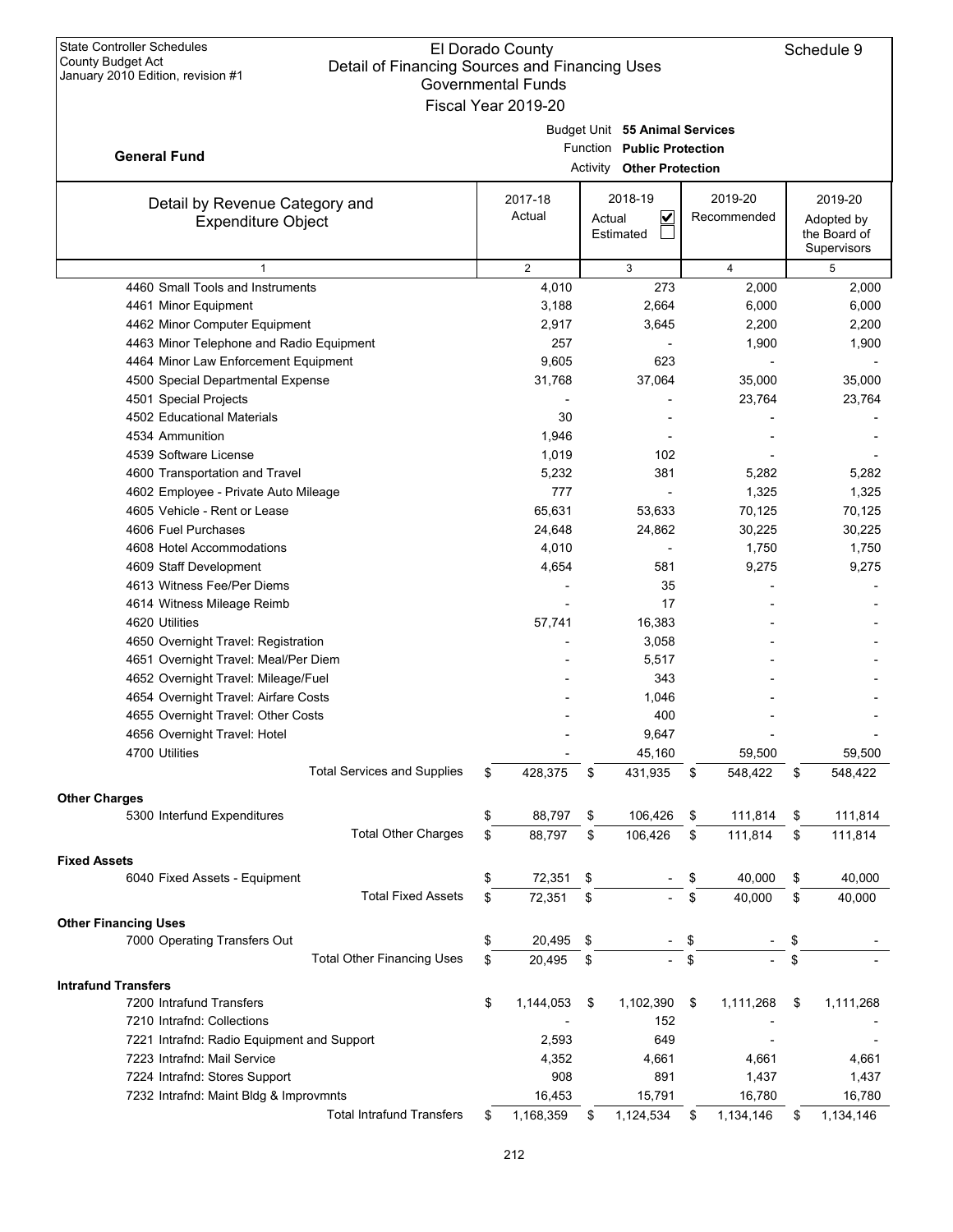State Controller Schedules
County Budget Act
January 2010 Edition, revision #1

# El Dorado County
## Detail of Financing Sources and Financing Uses
### Governmental Funds
### Fiscal Year 2019-20

Schedule 9

**General Fund**

Budget Unit **55 Animal Services**
Function **Public Protection**
Activity **Other Protection**

| Detail by Revenue Category and Expenditure Object | 2017-18 Actual | 2018-19 Actual ☑ Estimated ☐ | 2019-20 Recommended | 2019-20 Adopted by the Board of Supervisors |
|---|---|---|---|---|
| 1 | 2 | 3 | 4 | 5 |
| 4460 Small Tools and Instruments | 4,010 | 273 | 2,000 | 2,000 |
| 4461 Minor Equipment | 3,188 | 2,664 | 6,000 | 6,000 |
| 4462 Minor Computer Equipment | 2,917 | 3,645 | 2,200 | 2,200 |
| 4463 Minor Telephone and Radio Equipment | 257 | - | 1,900 | 1,900 |
| 4464 Minor Law Enforcement Equipment | 9,605 | 623 | - | - |
| 4500 Special Departmental Expense | 31,768 | 37,064 | 35,000 | 35,000 |
| 4501 Special Projects | - | - | 23,764 | 23,764 |
| 4502 Educational Materials | 30 | - | - | - |
| 4534 Ammunition | 1,946 | - | - | - |
| 4539 Software License | 1,019 | 102 | - | - |
| 4600 Transportation and Travel | 5,232 | 381 | 5,282 | 5,282 |
| 4602 Employee - Private Auto Mileage | 777 | - | 1,325 | 1,325 |
| 4605 Vehicle - Rent or Lease | 65,631 | 53,633 | 70,125 | 70,125 |
| 4606 Fuel Purchases | 24,648 | 24,862 | 30,225 | 30,225 |
| 4608 Hotel Accommodations | 4,010 | - | 1,750 | 1,750 |
| 4609 Staff Development | 4,654 | 581 | 9,275 | 9,275 |
| 4613 Witness Fee/Per Diems | - | 35 | - | - |
| 4614 Witness Mileage Reimb | - | 17 | - | - |
| 4620 Utilities | 57,741 | 16,383 | - | - |
| 4650 Overnight Travel: Registration | - | 3,058 | - | - |
| 4651 Overnight Travel: Meal/Per Diem | - | 5,517 | - | - |
| 4652 Overnight Travel: Mileage/Fuel | - | 343 | - | - |
| 4654 Overnight Travel: Airfare Costs | - | 1,046 | - | - |
| 4655 Overnight Travel: Other Costs | - | 400 | - | - |
| 4656 Overnight Travel: Hotel | - | 9,647 | - | - |
| 4700 Utilities | - | 45,160 | 59,500 | 59,500 |
| Total Services and Supplies | $ 428,375 | $ 431,935 | $ 548,422 | $ 548,422 |
| **Other Charges** | | | | |
| 5300 Interfund Expenditures | $ 88,797 | $ 106,426 | $ 111,814 | $ 111,814 |
| Total Other Charges | $ 88,797 | $ 106,426 | $ 111,814 | $ 111,814 |
| **Fixed Assets** | | | | |
| 6040 Fixed Assets - Equipment | $ 72,351 | $ - | $ 40,000 | $ 40,000 |
| Total Fixed Assets | $ 72,351 | $ - | $ 40,000 | $ 40,000 |
| **Other Financing Uses** | | | | |
| 7000 Operating Transfers Out | $ 20,495 | $ - | $ - | $ - |
| Total Other Financing Uses | $ 20,495 | $ - | $ - | $ - |
| **Intrafund Transfers** | | | | |
| 7200 Intrafund Transfers | $ 1,144,053 | $ 1,102,390 | $ 1,111,268 | $ 1,111,268 |
| 7210 Intrafnd: Collections | - | 152 | - | - |
| 7221 Intrafnd: Radio Equipment and Support | 2,593 | 649 | - | - |
| 7223 Intrafnd: Mail Service | 4,352 | 4,661 | 4,661 | 4,661 |
| 7224 Intrafnd: Stores Support | 908 | 891 | 1,437 | 1,437 |
| 7232 Intrafnd: Maint Bldg & Improvmnts | 16,453 | 15,791 | 16,780 | 16,780 |
| Total Intrafund Transfers | $ 1,168,359 | $ 1,124,534 | $ 1,134,146 | $ 1,134,146 |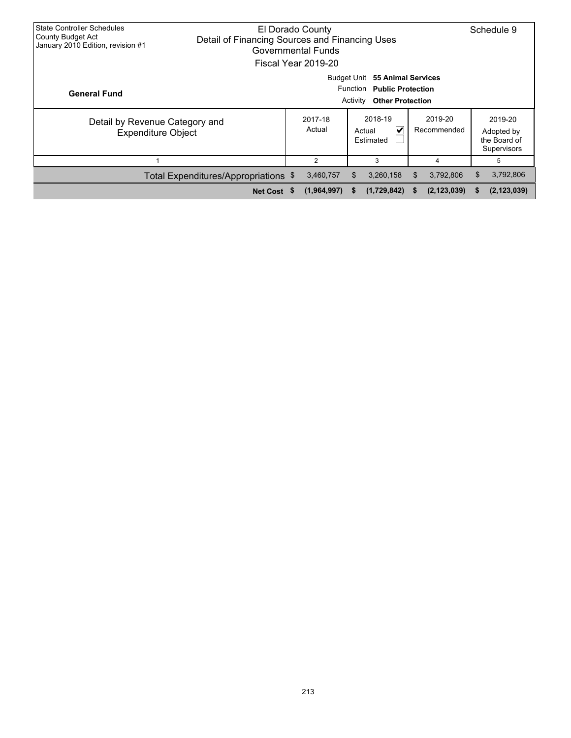State Controller Schedules
County Budget Act
January 2010 Edition, revision #1

# El Dorado County
## Detail of Financing Sources and Financing Uses
### Governmental Funds
### Fiscal Year 2019-20

Schedule 9

**General Fund**

Budget Unit **55 Animal Services**
Function **Public Protection**
Activity **Other Protection**

| Detail by Revenue Category and Expenditure Object | 2017-18 Actual | 2018-19 Actual ☑ Estimated ☐ | 2019-20 Recommended | 2019-20 Adopted by the Board of Supervisors |
|---|---|---|---|---|
| 1 | 2 | 3 | 4 | 5 |
| Total Expenditures/Appropriations | $ 3,460,757 | $ 3,260,158 | $ 3,792,806 | $ 3,792,806 |
| **Net Cost** | **$ (1,964,997)** | **$ (1,729,842)** | **$ (2,123,039)** | **$ (2,123,039)** |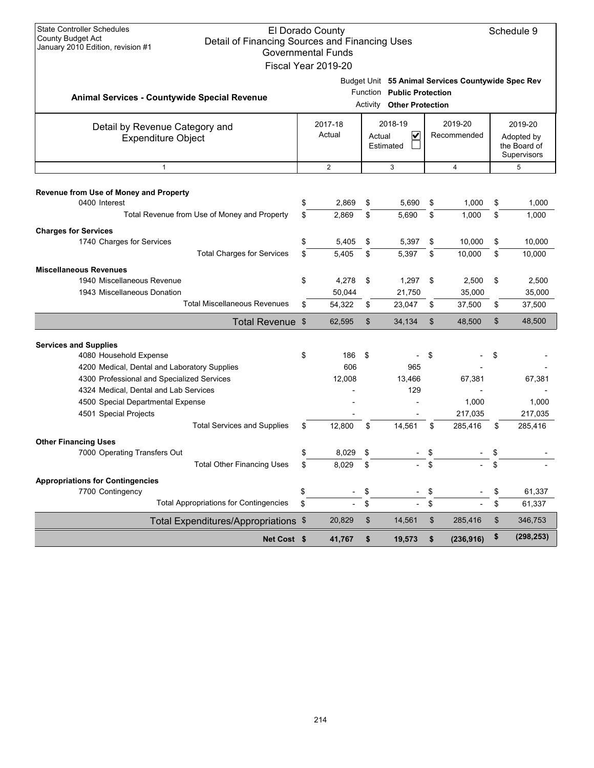State Controller Schedules
County Budget Act
January 2010 Edition, revision #1

# El Dorado County
## Detail of Financing Sources and Financing Uses
### Governmental Funds
### Fiscal Year 2019-20

Schedule 9

**Animal Services - Countywide Special Revenue**

Budget Unit **55 Animal Services Countywide Spec Rev**
Function **Public Protection**
Activity **Other Protection**

| Detail by Revenue Category and Expenditure Object | 2017-18 Actual | 2018-19 Actual ☑ Estimated ☐ | 2019-20 Recommended | 2019-20 Adopted by the Board of Supervisors |
|---|---|---|---|---|
| 1 | 2 | 3 | 4 | 5 |
| **Revenue from Use of Money and Property** | | | | |
| 0400 Interest | $ 2,869 | $ 5,690 | $ 1,000 | $ 1,000 |
| Total Revenue from Use of Money and Property | $ 2,869 | $ 5,690 | $ 1,000 | $ 1,000 |
| **Charges for Services** | | | | |
| 1740 Charges for Services | $ 5,405 | $ 5,397 | $ 10,000 | $ 10,000 |
| Total Charges for Services | $ 5,405 | $ 5,397 | $ 10,000 | $ 10,000 |
| **Miscellaneous Revenues** | | | | |
| 1940 Miscellaneous Revenue | $ 4,278 | $ 1,297 | $ 2,500 | $ 2,500 |
| 1943 Miscellaneous Donation | 50,044 | 21,750 | 35,000 | 35,000 |
| Total Miscellaneous Revenues | $ 54,322 | $ 23,047 | $ 37,500 | $ 37,500 |
| **Total Revenue** | $ 62,595 | $ 34,134 | $ 48,500 | $ 48,500 |
| **Services and Supplies** | | | | |
| 4080 Household Expense | $ 186 | $ - | $ - | $ - |
| 4200 Medical, Dental and Laboratory Supplies | 606 | 965 | - | - |
| 4300 Professional and Specialized Services | 12,008 | 13,466 | 67,381 | 67,381 |
| 4324 Medical, Dental and Lab Services | - | 129 | - | - |
| 4500 Special Departmental Expense | - | - | 1,000 | 1,000 |
| 4501 Special Projects | - | - | 217,035 | 217,035 |
| Total Services and Supplies | $ 12,800 | $ 14,561 | $ 285,416 | $ 285,416 |
| **Other Financing Uses** | | | | |
| 7000 Operating Transfers Out | $ 8,029 | $ - | $ - | $ - |
| Total Other Financing Uses | $ 8,029 | $ - | $ - | $ - |
| **Appropriations for Contingencies** | | | | |
| 7700 Contingency | $ - | $ - | $ - | $ 61,337 |
| Total Appropriations for Contingencies | $ - | $ - | $ - | $ 61,337 |
| **Total Expenditures/Appropriations** | $ 20,829 | $ 14,561 | $ 285,416 | $ 346,753 |
| **Net Cost** | **$ 41,767** | **$ 19,573** | **$ (236,916)** | **$ (298,253)** |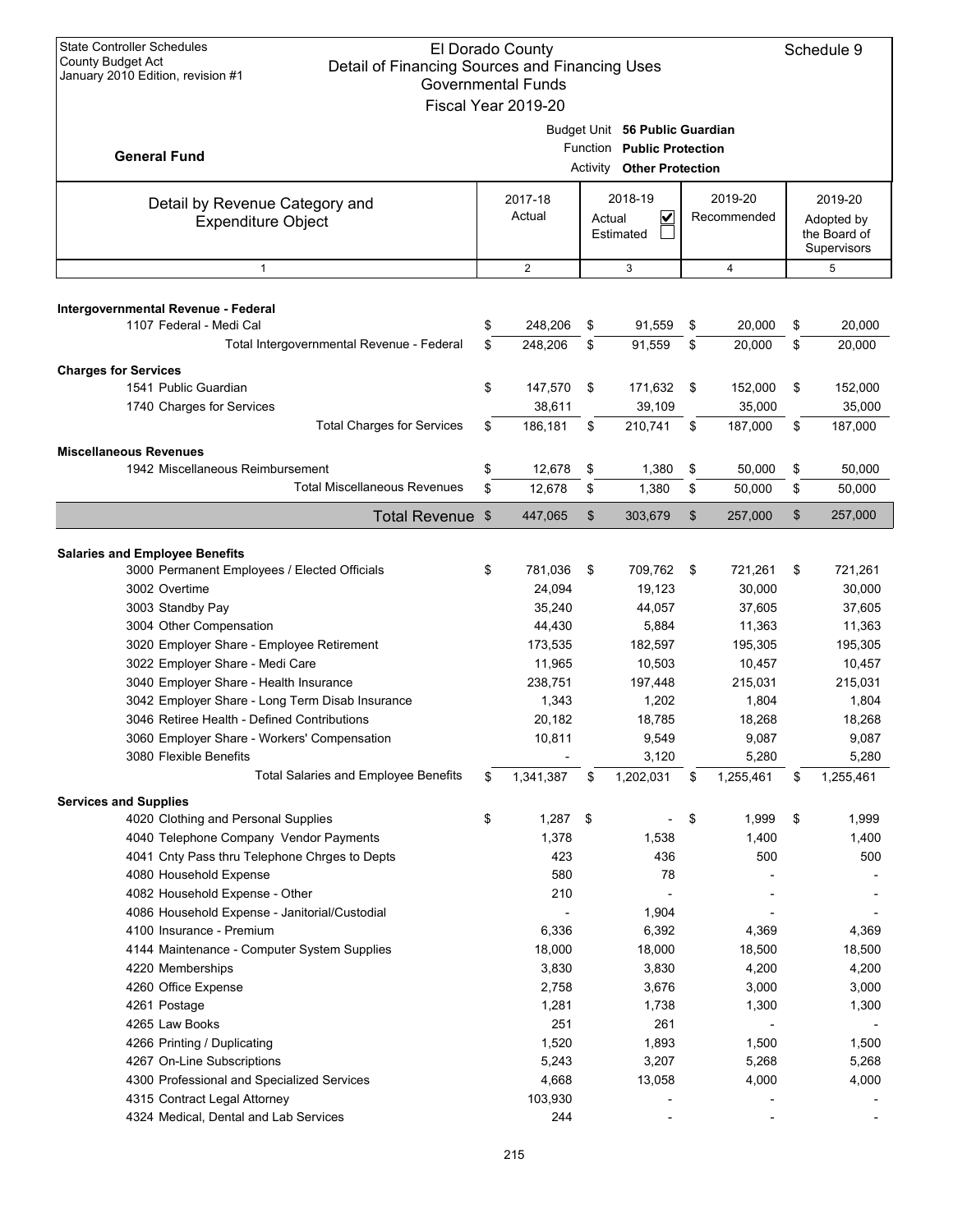State Controller Schedules
County Budget Act
January 2010 Edition, revision #1

# El Dorado County
## Detail of Financing Sources and Financing Uses
### Governmental Funds
### Fiscal Year 2019-20

Schedule 9

**General Fund**

Budget Unit **56 Public Guardian**
Function **Public Protection**
Activity **Other Protection**

| Detail by Revenue Category and Expenditure Object | 2017-18 Actual | 2018-19 Actual ☑ Estimated ☐ | 2019-20 Recommended | 2019-20 Adopted by the Board of Supervisors |
|---|---|---|---|---|
| 1 | 2 | 3 | 4 | 5 |
| **Intergovernmental Revenue - Federal** | | | | |
| 1107 Federal - Medi Cal | $ 248,206 | $ 91,559 | $ 20,000 | $ 20,000 |
| Total Intergovernmental Revenue - Federal | $ 248,206 | $ 91,559 | $ 20,000 | $ 20,000 |
| **Charges for Services** | | | | |
| 1541 Public Guardian | $ 147,570 | $ 171,632 | $ 152,000 | $ 152,000 |
| 1740 Charges for Services | 38,611 | 39,109 | 35,000 | 35,000 |
| Total Charges for Services | $ 186,181 | $ 210,741 | $ 187,000 | $ 187,000 |
| **Miscellaneous Revenues** | | | | |
| 1942 Miscellaneous Reimbursement | $ 12,678 | $ 1,380 | $ 50,000 | $ 50,000 |
| Total Miscellaneous Revenues | $ 12,678 | $ 1,380 | $ 50,000 | $ 50,000 |
| **Total Revenue** | $ 447,065 | $ 303,679 | $ 257,000 | $ 257,000 |
| **Salaries and Employee Benefits** | | | | |
| 3000 Permanent Employees / Elected Officials | $ 781,036 | $ 709,762 | $ 721,261 | $ 721,261 |
| 3002 Overtime | 24,094 | 19,123 | 30,000 | 30,000 |
| 3003 Standby Pay | 35,240 | 44,057 | 37,605 | 37,605 |
| 3004 Other Compensation | 44,430 | 5,884 | 11,363 | 11,363 |
| 3020 Employer Share - Employee Retirement | 173,535 | 182,597 | 195,305 | 195,305 |
| 3022 Employer Share - Medi Care | 11,965 | 10,503 | 10,457 | 10,457 |
| 3040 Employer Share - Health Insurance | 238,751 | 197,448 | 215,031 | 215,031 |
| 3042 Employer Share - Long Term Disab Insurance | 1,343 | 1,202 | 1,804 | 1,804 |
| 3046 Retiree Health - Defined Contributions | 20,182 | 18,785 | 18,268 | 18,268 |
| 3060 Employer Share - Workers' Compensation | 10,811 | 9,549 | 9,087 | 9,087 |
| 3080 Flexible Benefits | - | 3,120 | 5,280 | 5,280 |
| Total Salaries and Employee Benefits | $ 1,341,387 | $ 1,202,031 | $ 1,255,461 | $ 1,255,461 |
| **Services and Supplies** | | | | |
| 4020 Clothing and Personal Supplies | $ 1,287 | $ - | $ 1,999 | $ 1,999 |
| 4040 Telephone Company Vendor Payments | 1,378 | 1,538 | 1,400 | 1,400 |
| 4041 Cnty Pass thru Telephone Chrges to Depts | 423 | 436 | 500 | 500 |
| 4080 Household Expense | 580 | 78 | - | - |
| 4082 Household Expense - Other | 210 | - | - | - |
| 4086 Household Expense - Janitorial/Custodial | - | 1,904 | - | - |
| 4100 Insurance - Premium | 6,336 | 6,392 | 4,369 | 4,369 |
| 4144 Maintenance - Computer System Supplies | 18,000 | 18,000 | 18,500 | 18,500 |
| 4220 Memberships | 3,830 | 3,830 | 4,200 | 4,200 |
| 4260 Office Expense | 2,758 | 3,676 | 3,000 | 3,000 |
| 4261 Postage | 1,281 | 1,738 | 1,300 | 1,300 |
| 4265 Law Books | 251 | 261 | - | - |
| 4266 Printing / Duplicating | 1,520 | 1,893 | 1,500 | 1,500 |
| 4267 On-Line Subscriptions | 5,243 | 3,207 | 5,268 | 5,268 |
| 4300 Professional and Specialized Services | 4,668 | 13,058 | 4,000 | 4,000 |
| 4315 Contract Legal Attorney | 103,930 | - | - | - |
| 4324 Medical, Dental and Lab Services | 244 | - | - | - |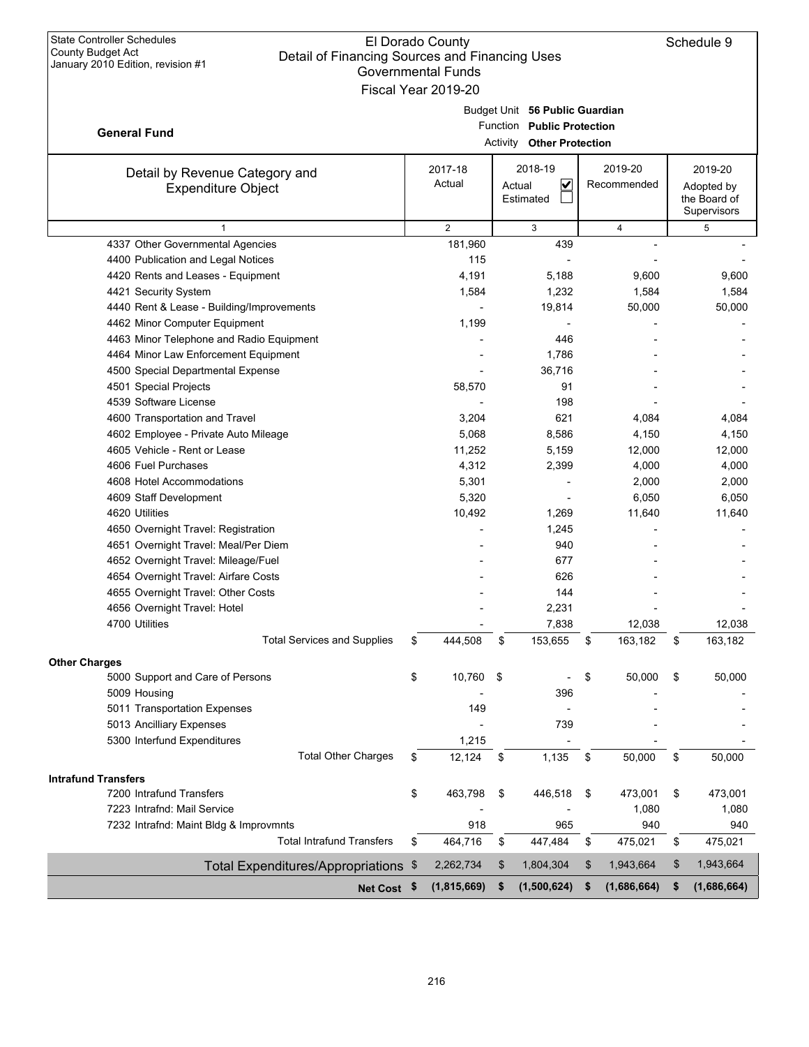State Controller Schedules
County Budget Act
January 2010 Edition, revision #1

# El Dorado County
## Detail of Financing Sources and Financing Uses
### Governmental Funds
### Fiscal Year 2019-20

Schedule 9

**General Fund**

Budget Unit **56 Public Guardian**
Function **Public Protection**
Activity **Other Protection**

| Detail by Revenue Category and Expenditure Object | 2017-18 Actual | 2018-19 Actual ☑ Estimated ☐ | 2019-20 Recommended | 2019-20 Adopted by the Board of Supervisors |
|---|---|---|---|---|
| 1 | 2 | 3 | 4 | 5 |
| 4337 Other Governmental Agencies | 181,960 | 439 | - | - |
| 4400 Publication and Legal Notices | 115 | - | - | - |
| 4420 Rents and Leases - Equipment | 4,191 | 5,188 | 9,600 | 9,600 |
| 4421 Security System | 1,584 | 1,232 | 1,584 | 1,584 |
| 4440 Rent & Lease - Building/Improvements | - | 19,814 | 50,000 | 50,000 |
| 4462 Minor Computer Equipment | 1,199 | - | - | - |
| 4463 Minor Telephone and Radio Equipment | - | 446 | - | - |
| 4464 Minor Law Enforcement Equipment | - | 1,786 | - | - |
| 4500 Special Departmental Expense | - | 36,716 | - | - |
| 4501 Special Projects | 58,570 | 91 | - | - |
| 4539 Software License | - | 198 | - | - |
| 4600 Transportation and Travel | 3,204 | 621 | 4,084 | 4,084 |
| 4602 Employee - Private Auto Mileage | 5,068 | 8,586 | 4,150 | 4,150 |
| 4605 Vehicle - Rent or Lease | 11,252 | 5,159 | 12,000 | 12,000 |
| 4606 Fuel Purchases | 4,312 | 2,399 | 4,000 | 4,000 |
| 4608 Hotel Accommodations | 5,301 | - | 2,000 | 2,000 |
| 4609 Staff Development | 5,320 | - | 6,050 | 6,050 |
| 4620 Utilities | 10,492 | 1,269 | 11,640 | 11,640 |
| 4650 Overnight Travel: Registration | - | 1,245 | - | - |
| 4651 Overnight Travel: Meal/Per Diem | - | 940 | - | - |
| 4652 Overnight Travel: Mileage/Fuel | - | 677 | - | - |
| 4654 Overnight Travel: Airfare Costs | - | 626 | - | - |
| 4655 Overnight Travel: Other Costs | - | 144 | - | - |
| 4656 Overnight Travel: Hotel | - | 2,231 | - | - |
| 4700 Utilities | - | 7,838 | 12,038 | 12,038 |
| Total Services and Supplies | $ 444,508 | $ 153,655 | $ 163,182 | $ 163,182 |
| **Other Charges** | | | | |
| 5000 Support and Care of Persons | $ 10,760 | $ - | $ 50,000 | $ 50,000 |
| 5009 Housing | - | 396 | - | - |
| 5011 Transportation Expenses | 149 | - | - | - |
| 5013 Ancilliary Expenses | - | 739 | - | - |
| 5300 Interfund Expenditures | 1,215 | - | - | - |
| Total Other Charges | $ 12,124 | $ 1,135 | $ 50,000 | $ 50,000 |
| **Intrafund Transfers** | | | | |
| 7200 Intrafund Transfers | $ 463,798 | $ 446,518 | $ 473,001 | $ 473,001 |
| 7223 Intrafnd: Mail Service | - | - | 1,080 | 1,080 |
| 7232 Intrafnd: Maint Bldg & Improvmnts | 918 | 965 | 940 | 940 |
| Total Intrafund Transfers | $ 464,716 | $ 447,484 | $ 475,021 | $ 475,021 |
| Total Expenditures/Appropriations | $ 2,262,734 | $ 1,804,304 | $ 1,943,664 | $ 1,943,664 |
| **Net Cost** | **$ (1,815,669)** | **$ (1,500,624)** | **$ (1,686,664)** | **$ (1,686,664)** |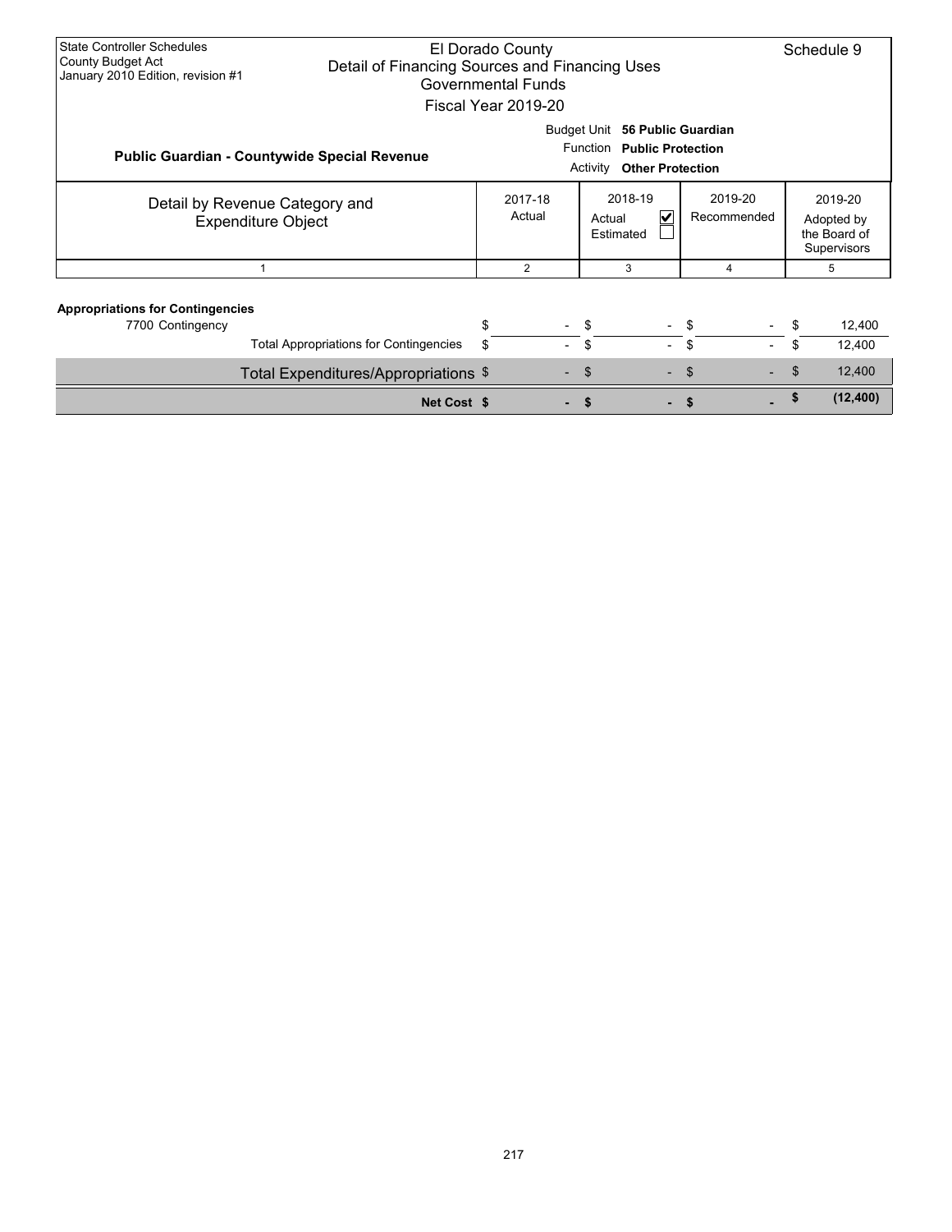State Controller Schedules
County Budget Act
January 2010 Edition, revision #1

# El Dorado County
## Detail of Financing Sources and Financing Uses
### Governmental Funds
### Fiscal Year 2019-20

Schedule 9

**Public Guardian - Countywide Special Revenue**

Budget Unit **56 Public Guardian**
Function **Public Protection**
Activity **Other Protection**

| Detail by Revenue Category and Expenditure Object | 2017-18 Actual | 2018-19 Actual ☑ Estimated ☐ | 2019-20 Recommended | 2019-20 Adopted by the Board of Supervisors |
|---|---|---|---|---|
| 1 | 2 | 3 | 4 | 5 |
| **Appropriations for Contingencies** | | | | |
| 7700 Contingency | $ - | $ - | $ - | $ 12,400 |
| Total Appropriations for Contingencies | $ - | $ - | $ - | $ 12,400 |
| Total Expenditures/Appropriations | $ - | $ - | $ - | $ 12,400 |
| **Net Cost** | **$ -** | **$ -** | **$ -** | **$ (12,400)** |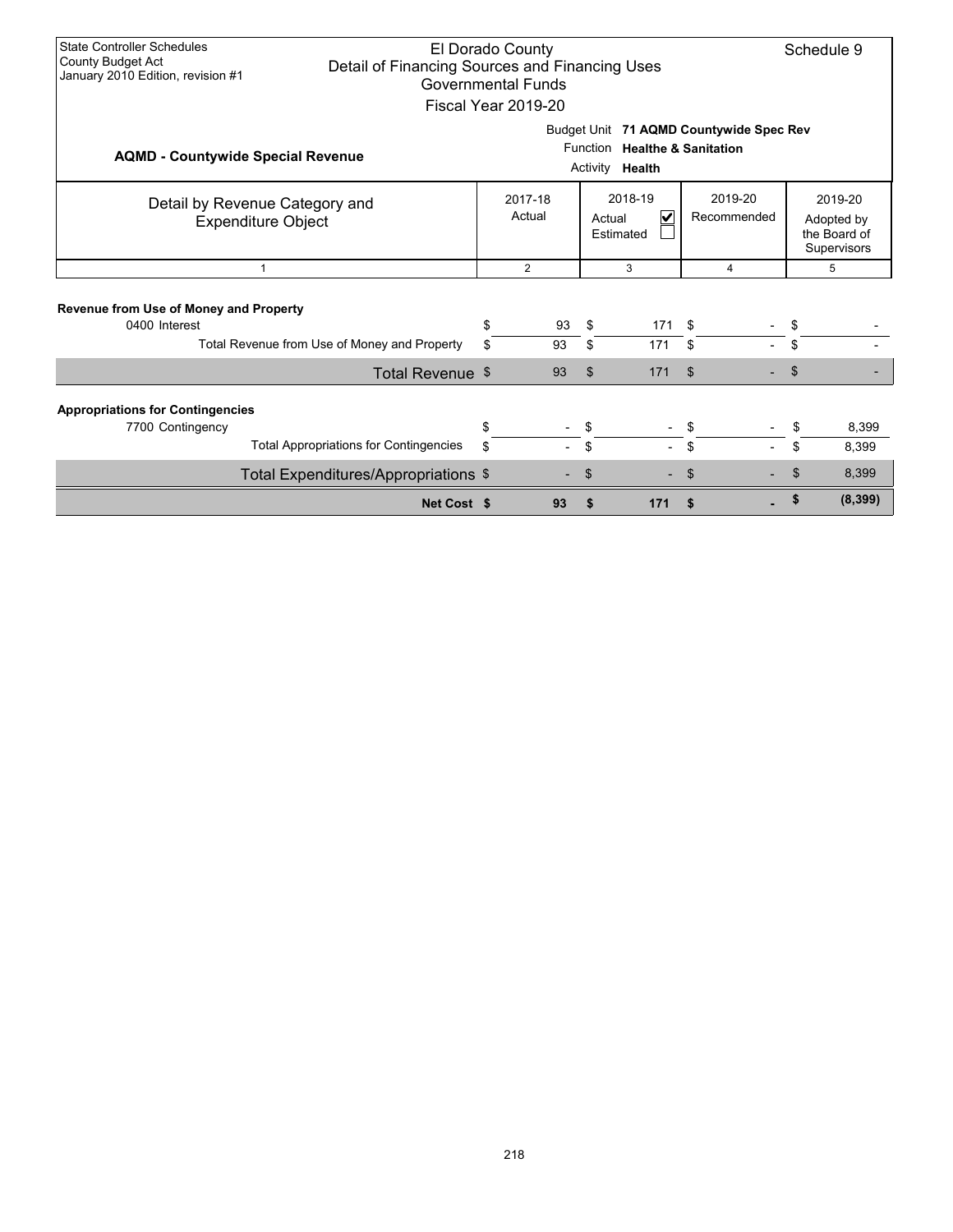State Controller Schedules
County Budget Act
January 2010 Edition, revision #1

# El Dorado County
## Detail of Financing Sources and Financing Uses
### Governmental Funds
### Fiscal Year 2019-20

Schedule 9

**AQMD - Countywide Special Revenue**

Budget Unit **71 AQMD Countywide Spec Rev**
Function **Healthe & Sanitation**
Activity **Health**

| Detail by Revenue Category and Expenditure Object | 2017-18 Actual | 2018-19 Actual ☑ Estimated ☐ | 2019-20 Recommended | 2019-20 Adopted by the Board of Supervisors |
|---|---|---|---|---|
| 1 | 2 | 3 | 4 | 5 |
| **Revenue from Use of Money and Property** | | | | |
| 0400 Interest | $ 93 | $ 171 | $ - | $ - |
| Total Revenue from Use of Money and Property | $ 93 | $ 171 | $ - | $ - |
| Total Revenue | $ 93 | $ 171 | $ - | $ - |
| **Appropriations for Contingencies** | | | | |
| 7700 Contingency | $ - | $ - | $ - | $ 8,399 |
| Total Appropriations for Contingencies | $ - | $ - | $ - | $ 8,399 |
| Total Expenditures/Appropriations | $ - | $ - | $ - | $ 8,399 |
| **Net Cost** | **$ 93** | **$ 171** | **$ -** | **$ (8,399)** |